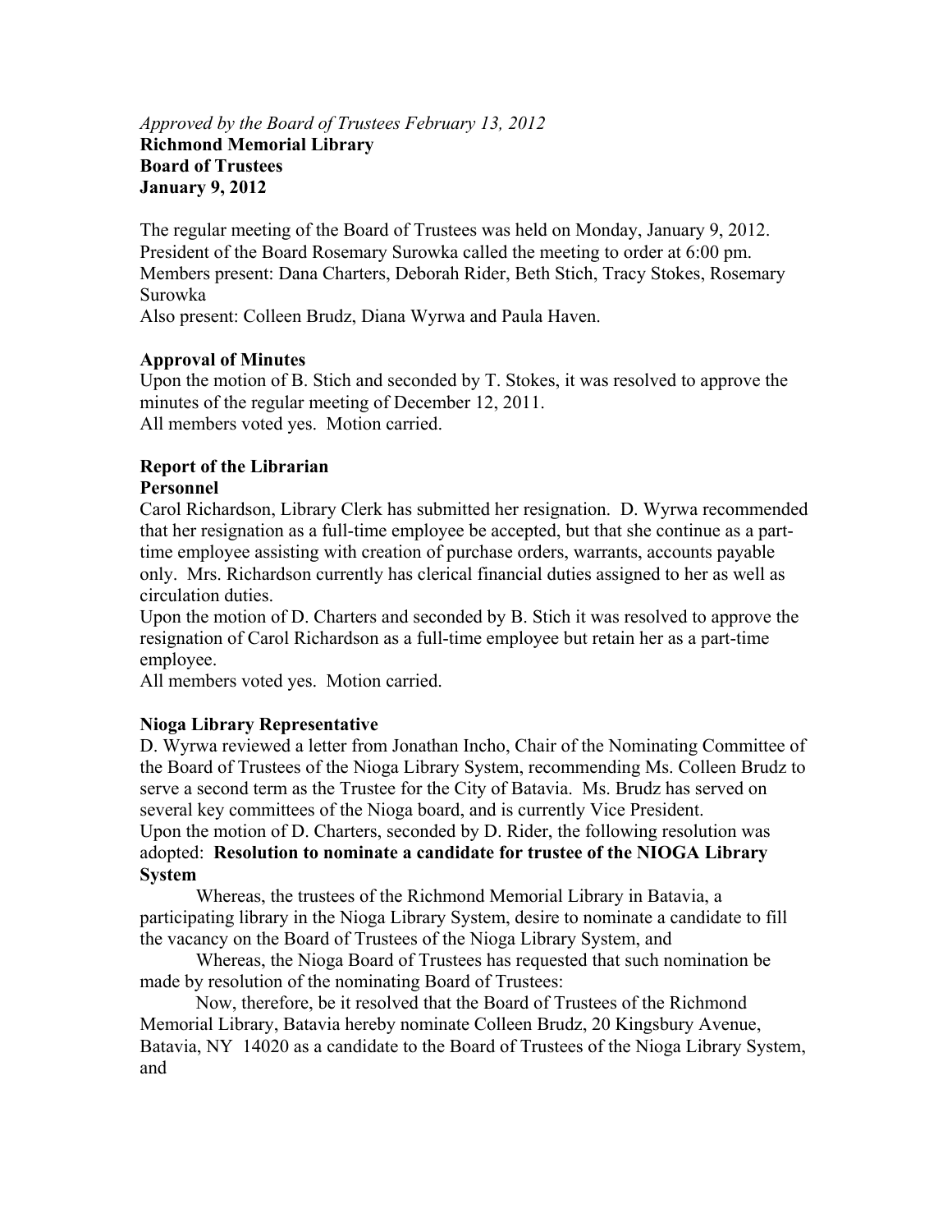*Approved by the Board of Trustees February 13, 2012*
**Richmond Memorial Library**
**Board of Trustees**
**January 9, 2012**

The regular meeting of the Board of Trustees was held on Monday, January 9, 2012. President of the Board Rosemary Surowka called the meeting to order at 6:00 pm. Members present: Dana Charters, Deborah Rider, Beth Stich, Tracy Stokes, Rosemary Surowka
Also present: Colleen Brudz, Diana Wyrwa and Paula Haven.

**Approval of Minutes**
Upon the motion of B. Stich and seconded by T. Stokes, it was resolved to approve the minutes of the regular meeting of December 12, 2011.
All members voted yes. Motion carried.

**Report of the Librarian**
**Personnel**
Carol Richardson, Library Clerk has submitted her resignation. D. Wyrwa recommended that her resignation as a full-time employee be accepted, but that she continue as a part-time employee assisting with creation of purchase orders, warrants, accounts payable only. Mrs. Richardson currently has clerical financial duties assigned to her as well as circulation duties.
Upon the motion of D. Charters and seconded by B. Stich it was resolved to approve the resignation of Carol Richardson as a full-time employee but retain her as a part-time employee.
All members voted yes. Motion carried.

**Nioga Library Representative**
D. Wyrwa reviewed a letter from Jonathan Incho, Chair of the Nominating Committee of the Board of Trustees of the Nioga Library System, recommending Ms. Colleen Brudz to serve a second term as the Trustee for the City of Batavia. Ms. Brudz has served on several key committees of the Nioga board, and is currently Vice President.
Upon the motion of D. Charters, seconded by D. Rider, the following resolution was adopted: **Resolution to nominate a candidate for trustee of the NIOGA Library System**

Whereas, the trustees of the Richmond Memorial Library in Batavia, a participating library in the Nioga Library System, desire to nominate a candidate to fill the vacancy on the Board of Trustees of the Nioga Library System, and

Whereas, the Nioga Board of Trustees has requested that such nomination be made by resolution of the nominating Board of Trustees:

Now, therefore, be it resolved that the Board of Trustees of the Richmond Memorial Library, Batavia hereby nominate Colleen Brudz, 20 Kingsbury Avenue, Batavia, NY 14020 as a candidate to the Board of Trustees of the Nioga Library System, and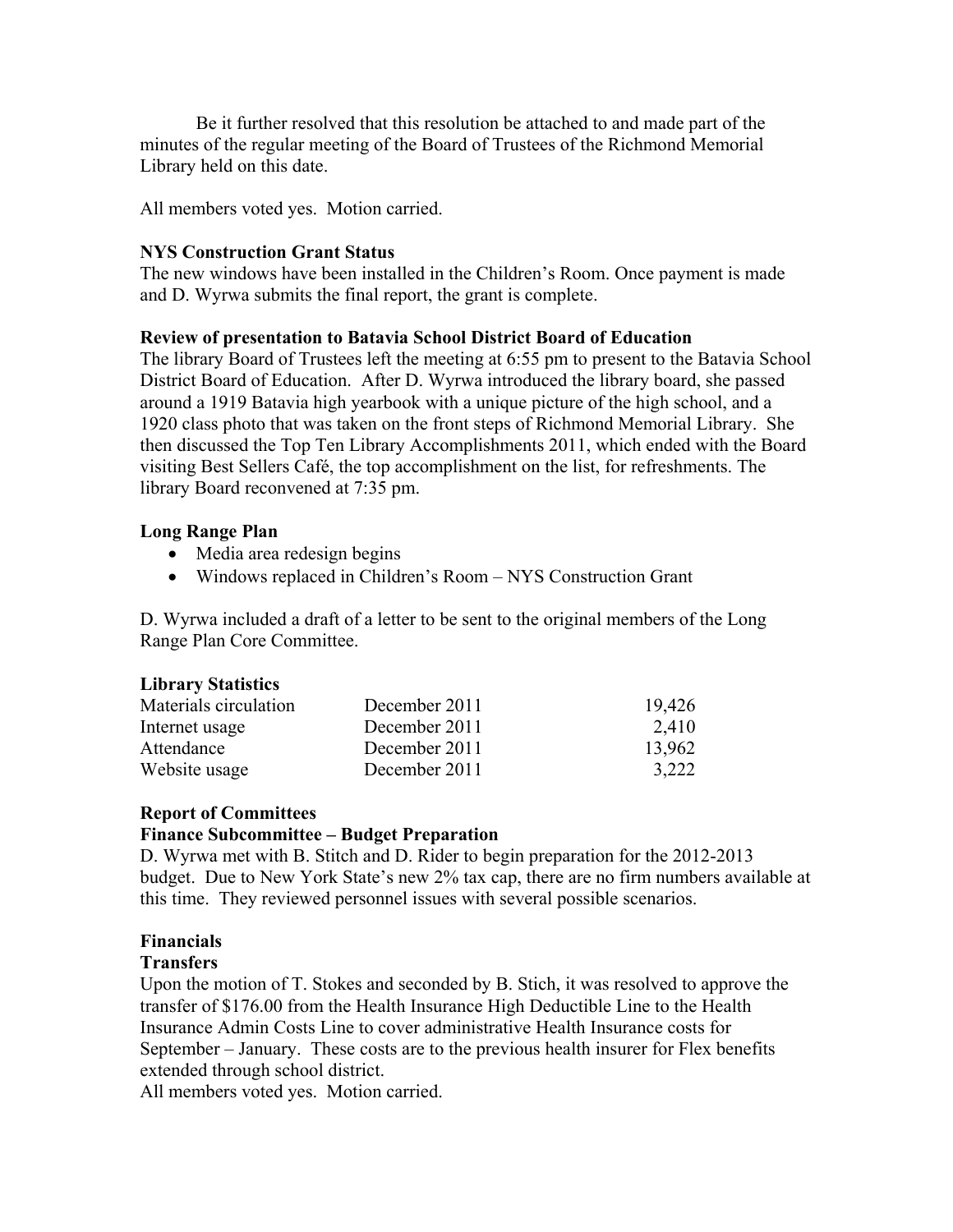Be it further resolved that this resolution be attached to and made part of the minutes of the regular meeting of the Board of Trustees of the Richmond Memorial Library held on this date.

All members voted yes. Motion carried.

**NYS Construction Grant Status**

The new windows have been installed in the Children's Room. Once payment is made and D. Wyrwa submits the final report, the grant is complete.

**Review of presentation to Batavia School District Board of Education**

The library Board of Trustees left the meeting at 6:55 pm to present to the Batavia School District Board of Education. After D. Wyrwa introduced the library board, she passed around a 1919 Batavia high yearbook with a unique picture of the high school, and a 1920 class photo that was taken on the front steps of Richmond Memorial Library. She then discussed the Top Ten Library Accomplishments 2011, which ended with the Board visiting Best Sellers Café, the top accomplishment on the list, for refreshments. The library Board reconvened at 7:35 pm.

**Long Range Plan**

- Media area redesign begins
- Windows replaced in Children's Room – NYS Construction Grant

D. Wyrwa included a draft of a letter to be sent to the original members of the Long Range Plan Core Committee.

**Library Statistics**

| | | |
|---|---|---|
| Materials circulation | December 2011 | 19,426 |
| Internet usage | December 2011 | 2,410 |
| Attendance | December 2011 | 13,962 |
| Website usage | December 2011 | 3,222 |

**Report of Committees**

**Finance Subcommittee – Budget Preparation**

D. Wyrwa met with B. Stitch and D. Rider to begin preparation for the 2012-2013 budget. Due to New York State's new 2% tax cap, there are no firm numbers available at this time. They reviewed personnel issues with several possible scenarios.

**Financials**

**Transfers**

Upon the motion of T. Stokes and seconded by B. Stich, it was resolved to approve the transfer of $176.00 from the Health Insurance High Deductible Line to the Health Insurance Admin Costs Line to cover administrative Health Insurance costs for September – January. These costs are to the previous health insurer for Flex benefits extended through school district.

All members voted yes. Motion carried.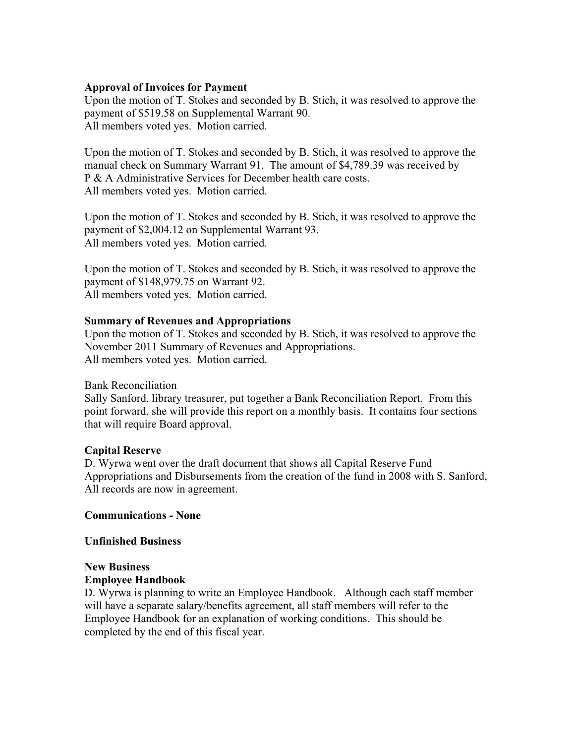**Approval of Invoices for Payment**
Upon the motion of T. Stokes and seconded by B. Stich, it was resolved to approve the payment of $519.58 on Supplemental Warrant 90.
All members voted yes. Motion carried.

Upon the motion of T. Stokes and seconded by B. Stich, it was resolved to approve the manual check on Summary Warrant 91. The amount of $4,789.39 was received by P & A Administrative Services for December health care costs.
All members voted yes. Motion carried.

Upon the motion of T. Stokes and seconded by B. Stich, it was resolved to approve the payment of $2,004.12 on Supplemental Warrant 93.
All members voted yes. Motion carried.

Upon the motion of T. Stokes and seconded by B. Stich, it was resolved to approve the payment of $148,979.75 on Warrant 92.
All members voted yes. Motion carried.

**Summary of Revenues and Appropriations**
Upon the motion of T. Stokes and seconded by B. Stich, it was resolved to approve the November 2011 Summary of Revenues and Appropriations.
All members voted yes. Motion carried.

Bank Reconciliation
Sally Sanford, library treasurer, put together a Bank Reconciliation Report. From this point forward, she will provide this report on a monthly basis. It contains four sections that will require Board approval.

**Capital Reserve**
D. Wyrwa went over the draft document that shows all Capital Reserve Fund Appropriations and Disbursements from the creation of the fund in 2008 with S. Sanford, All records are now in agreement.

**Communications - None**

**Unfinished Business**

**New Business**
**Employee Handbook**
D. Wyrwa is planning to write an Employee Handbook. Although each staff member will have a separate salary/benefits agreement, all staff members will refer to the Employee Handbook for an explanation of working conditions. This should be completed by the end of this fiscal year.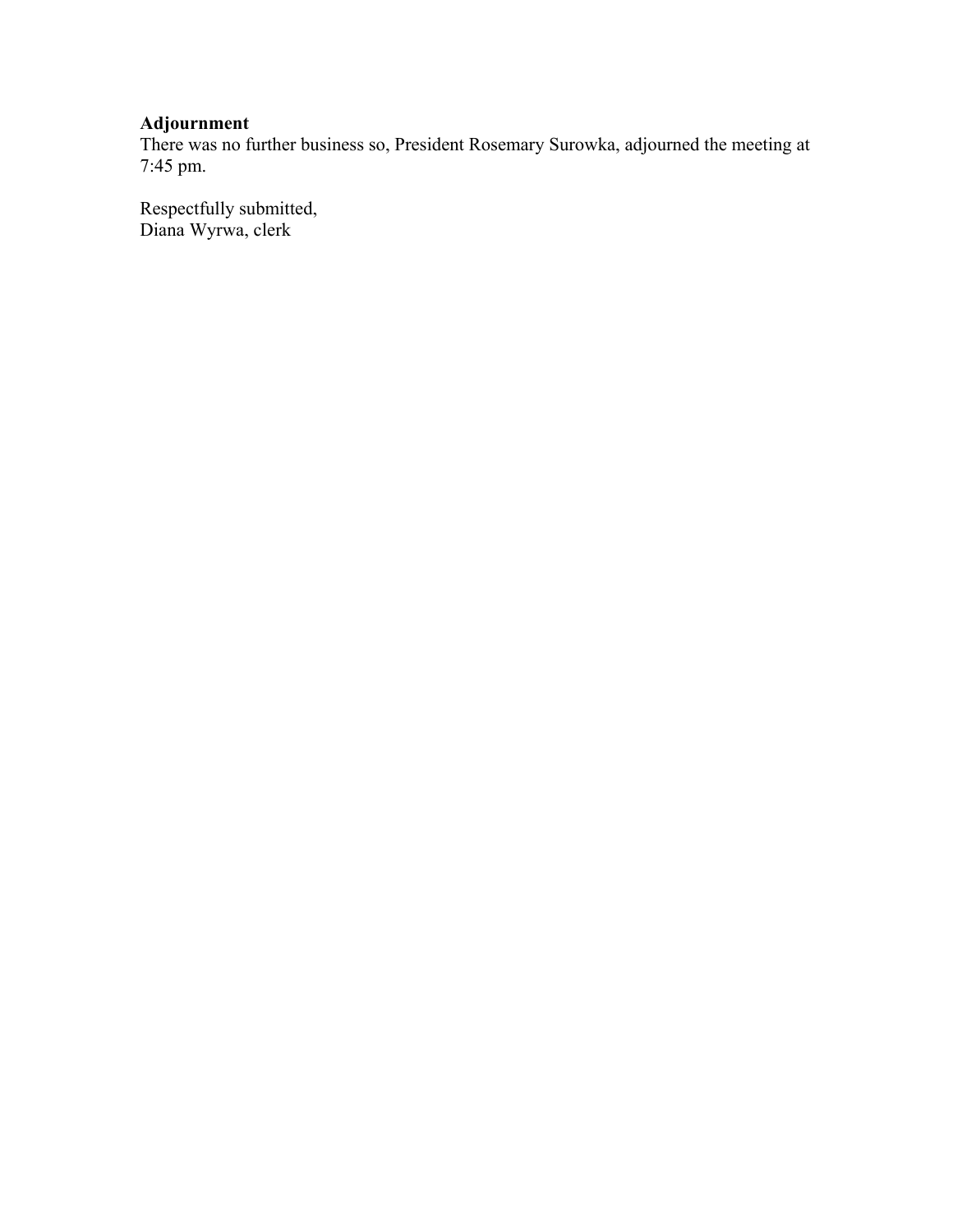**Adjournment**

There was no further business so, President Rosemary Surowka, adjourned the meeting at 7:45 pm.

Respectfully submitted,
Diana Wyrwa, clerk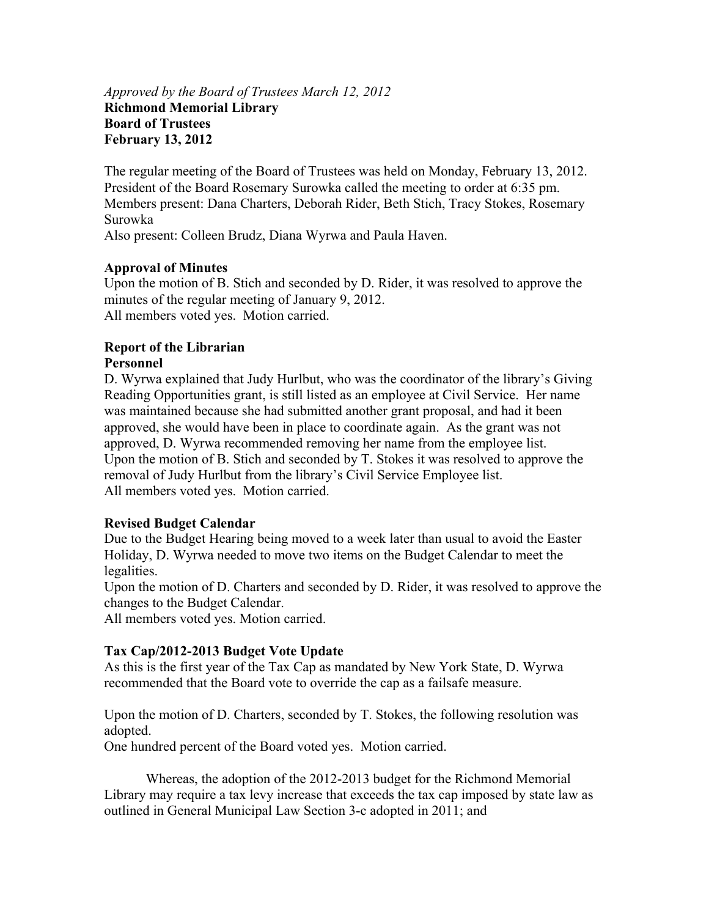*Approved by the Board of Trustees March 12, 2012*

**Richmond Memorial Library**

**Board of Trustees**

**February 13, 2012**

The regular meeting of the Board of Trustees was held on Monday, February 13, 2012. President of the Board Rosemary Surowka called the meeting to order at 6:35 pm.
Members present: Dana Charters, Deborah Rider, Beth Stich, Tracy Stokes, Rosemary Surowka
Also present: Colleen Brudz, Diana Wyrwa and Paula Haven.

**Approval of Minutes**

Upon the motion of B. Stich and seconded by D. Rider, it was resolved to approve the minutes of the regular meeting of January 9, 2012.
All members voted yes. Motion carried.

**Report of the Librarian**

**Personnel**

D. Wyrwa explained that Judy Hurlbut, who was the coordinator of the library's Giving Reading Opportunities grant, is still listed as an employee at Civil Service. Her name was maintained because she had submitted another grant proposal, and had it been approved, she would have been in place to coordinate again. As the grant was not approved, D. Wyrwa recommended removing her name from the employee list.
Upon the motion of B. Stich and seconded by T. Stokes it was resolved to approve the removal of Judy Hurlbut from the library's Civil Service Employee list.
All members voted yes. Motion carried.

**Revised Budget Calendar**

Due to the Budget Hearing being moved to a week later than usual to avoid the Easter Holiday, D. Wyrwa needed to move two items on the Budget Calendar to meet the legalities.
Upon the motion of D. Charters and seconded by D. Rider, it was resolved to approve the changes to the Budget Calendar.
All members voted yes. Motion carried.

**Tax Cap/2012-2013 Budget Vote Update**

As this is the first year of the Tax Cap as mandated by New York State, D. Wyrwa recommended that the Board vote to override the cap as a failsafe measure.

Upon the motion of D. Charters, seconded by T. Stokes, the following resolution was adopted.
One hundred percent of the Board voted yes. Motion carried.

Whereas, the adoption of the 2012-2013 budget for the Richmond Memorial Library may require a tax levy increase that exceeds the tax cap imposed by state law as outlined in General Municipal Law Section 3-c adopted in 2011; and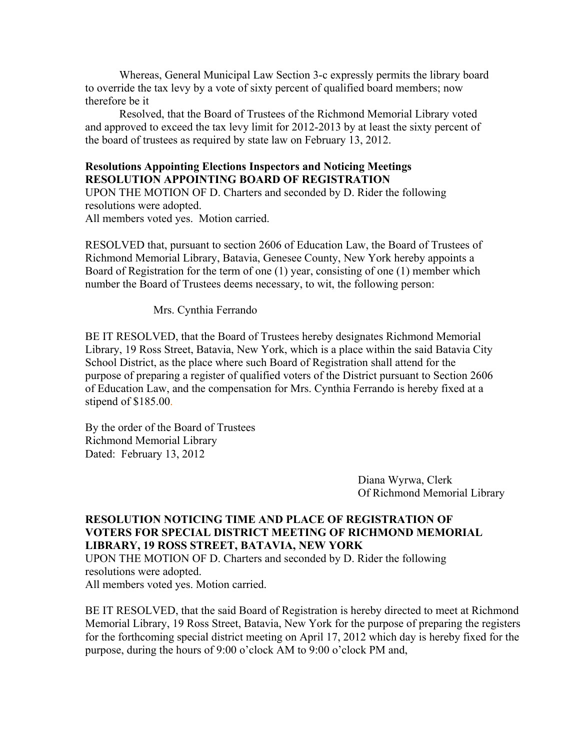Whereas, General Municipal Law Section 3-c expressly permits the library board to override the tax levy by a vote of sixty percent of qualified board members; now therefore be it

Resolved, that the Board of Trustees of the Richmond Memorial Library voted and approved to exceed the tax levy limit for 2012-2013 by at least the sixty percent of the board of trustees as required by state law on February 13, 2012.

**Resolutions Appointing Elections Inspectors and Noticing Meetings**
**RESOLUTION APPOINTING BOARD OF REGISTRATION**

UPON THE MOTION OF D. Charters and seconded by D. Rider the following resolutions were adopted.
All members voted yes. Motion carried.

RESOLVED that, pursuant to section 2606 of Education Law, the Board of Trustees of Richmond Memorial Library, Batavia, Genesee County, New York hereby appoints a Board of Registration for the term of one (1) year, consisting of one (1) member which number the Board of Trustees deems necessary, to wit, the following person:

Mrs. Cynthia Ferrando

BE IT RESOLVED, that the Board of Trustees hereby designates Richmond Memorial Library, 19 Ross Street, Batavia, New York, which is a place within the said Batavia City School District, as the place where such Board of Registration shall attend for the purpose of preparing a register of qualified voters of the District pursuant to Section 2606 of Education Law, and the compensation for Mrs. Cynthia Ferrando is hereby fixed at a stipend of $185.00.

By the order of the Board of Trustees
Richmond Memorial Library
Dated: February 13, 2012

Diana Wyrwa, Clerk
Of Richmond Memorial Library

**RESOLUTION NOTICING TIME AND PLACE OF REGISTRATION OF VOTERS FOR SPECIAL DISTRICT MEETING OF RICHMOND MEMORIAL LIBRARY, 19 ROSS STREET, BATAVIA, NEW YORK**

UPON THE MOTION OF D. Charters and seconded by D. Rider the following resolutions were adopted.
All members voted yes. Motion carried.

BE IT RESOLVED, that the said Board of Registration is hereby directed to meet at Richmond Memorial Library, 19 Ross Street, Batavia, New York for the purpose of preparing the registers for the forthcoming special district meeting on April 17, 2012 which day is hereby fixed for the purpose, during the hours of 9:00 o'clock AM to 9:00 o'clock PM and,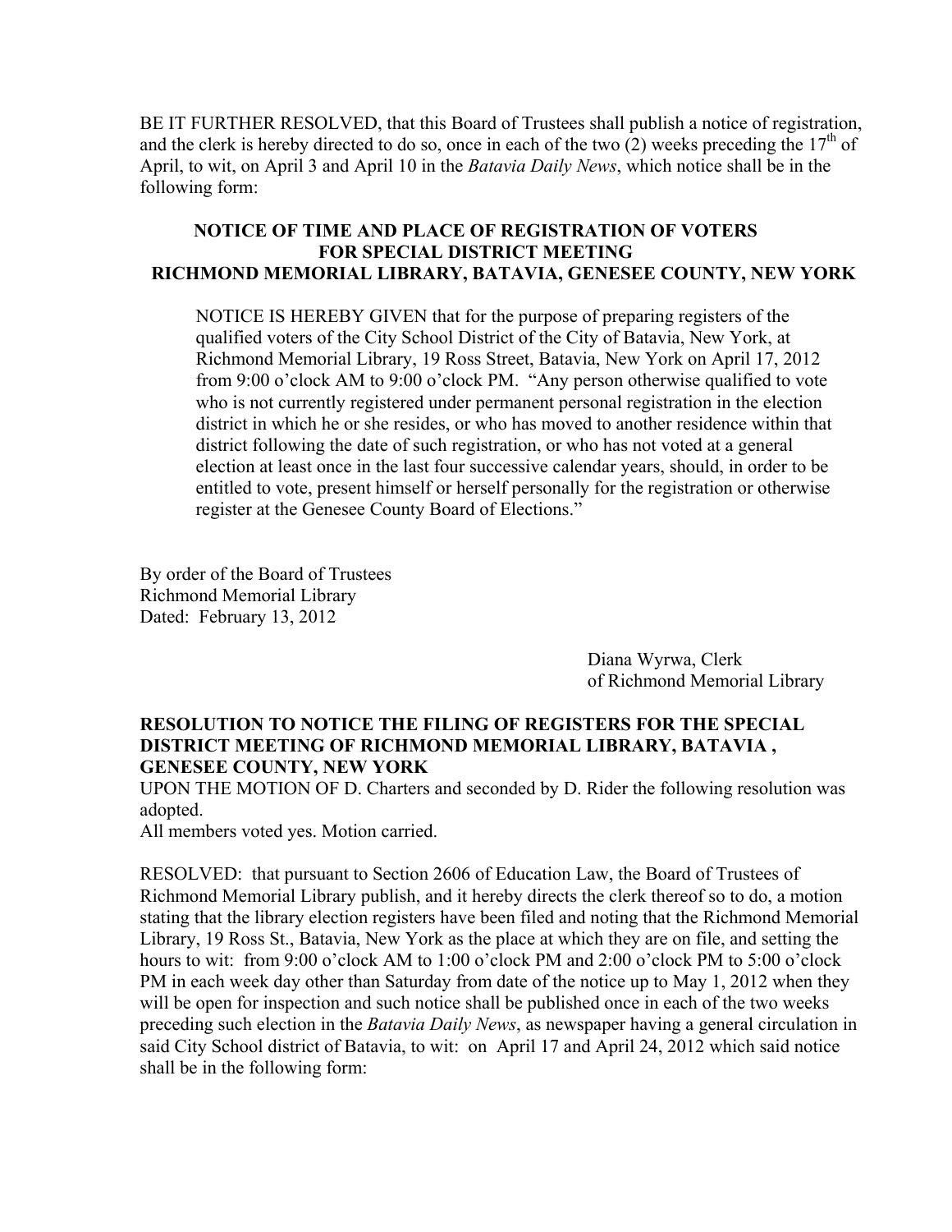BE IT FURTHER RESOLVED, that this Board of Trustees shall publish a notice of registration, and the clerk is hereby directed to do so, once in each of the two (2) weeks preceding the 17th of April, to wit, on April 3 and April 10 in the *Batavia Daily News*, which notice shall be in the following form:

**NOTICE OF TIME AND PLACE OF REGISTRATION OF VOTERS FOR SPECIAL DISTRICT MEETING RICHMOND MEMORIAL LIBRARY, BATAVIA, GENESEE COUNTY, NEW YORK**

> NOTICE IS HEREBY GIVEN that for the purpose of preparing registers of the qualified voters of the City School District of the City of Batavia, New York, at Richmond Memorial Library, 19 Ross Street, Batavia, New York on April 17, 2012 from 9:00 o'clock AM to 9:00 o'clock PM. "Any person otherwise qualified to vote who is not currently registered under permanent personal registration in the election district in which he or she resides, or who has moved to another residence within that district following the date of such registration, or who has not voted at a general election at least once in the last four successive calendar years, should, in order to be entitled to vote, present himself or herself personally for the registration or otherwise register at the Genesee County Board of Elections."

By order of the Board of Trustees
Richmond Memorial Library
Dated: February 13, 2012

Diana Wyrwa, Clerk
of Richmond Memorial Library

**RESOLUTION TO NOTICE THE FILING OF REGISTERS FOR THE SPECIAL DISTRICT MEETING OF RICHMOND MEMORIAL LIBRARY, BATAVIA , GENESEE COUNTY, NEW YORK**

UPON THE MOTION OF D. Charters and seconded by D. Rider the following resolution was adopted.

All members voted yes. Motion carried.

RESOLVED: that pursuant to Section 2606 of Education Law, the Board of Trustees of Richmond Memorial Library publish, and it hereby directs the clerk thereof so to do, a motion stating that the library election registers have been filed and noting that the Richmond Memorial Library, 19 Ross St., Batavia, New York as the place at which they are on file, and setting the hours to wit: from 9:00 o'clock AM to 1:00 o'clock PM and 2:00 o'clock PM to 5:00 o'clock PM in each week day other than Saturday from date of the notice up to May 1, 2012 when they will be open for inspection and such notice shall be published once in each of the two weeks preceding such election in the *Batavia Daily News*, as newspaper having a general circulation in said City School district of Batavia, to wit: on April 17 and April 24, 2012 which said notice shall be in the following form: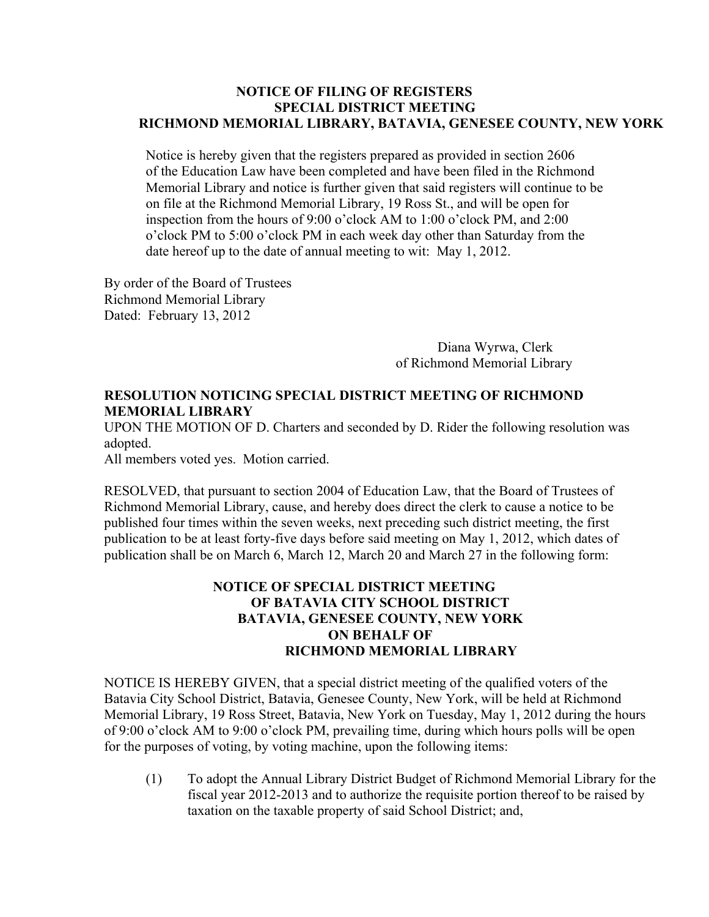**NOTICE OF FILING OF REGISTERS**
**SPECIAL DISTRICT MEETING**
**RICHMOND MEMORIAL LIBRARY, BATAVIA, GENESEE COUNTY, NEW YORK**

Notice is hereby given that the registers prepared as provided in section 2606 of the Education Law have been completed and have been filed in the Richmond Memorial Library and notice is further given that said registers will continue to be on file at the Richmond Memorial Library, 19 Ross St., and will be open for inspection from the hours of 9:00 o'clock AM to 1:00 o'clock PM, and 2:00 o'clock PM to 5:00 o'clock PM in each week day other than Saturday from the date hereof up to the date of annual meeting to wit: May 1, 2012.

By order of the Board of Trustees
Richmond Memorial Library
Dated: February 13, 2012

Diana Wyrwa, Clerk
of Richmond Memorial Library

**RESOLUTION NOTICING SPECIAL DISTRICT MEETING OF RICHMOND MEMORIAL LIBRARY**

UPON THE MOTION OF D. Charters and seconded by D. Rider the following resolution was adopted.
All members voted yes. Motion carried.

RESOLVED, that pursuant to section 2004 of Education Law, that the Board of Trustees of Richmond Memorial Library, cause, and hereby does direct the clerk to cause a notice to be published four times within the seven weeks, next preceding such district meeting, the first publication to be at least forty-five days before said meeting on May 1, 2012, which dates of publication shall be on March 6, March 12, March 20 and March 27 in the following form:

**NOTICE OF SPECIAL DISTRICT MEETING**
**OF BATAVIA CITY SCHOOL DISTRICT**
**BATAVIA, GENESEE COUNTY, NEW YORK**
**ON BEHALF OF**
**RICHMOND MEMORIAL LIBRARY**

NOTICE IS HEREBY GIVEN, that a special district meeting of the qualified voters of the Batavia City School District, Batavia, Genesee County, New York, will be held at Richmond Memorial Library, 19 Ross Street, Batavia, New York on Tuesday, May 1, 2012 during the hours of 9:00 o'clock AM to 9:00 o'clock PM, prevailing time, during which hours polls will be open for the purposes of voting, by voting machine, upon the following items:

(1) To adopt the Annual Library District Budget of Richmond Memorial Library for the fiscal year 2012-2013 and to authorize the requisite portion thereof to be raised by taxation on the taxable property of said School District; and,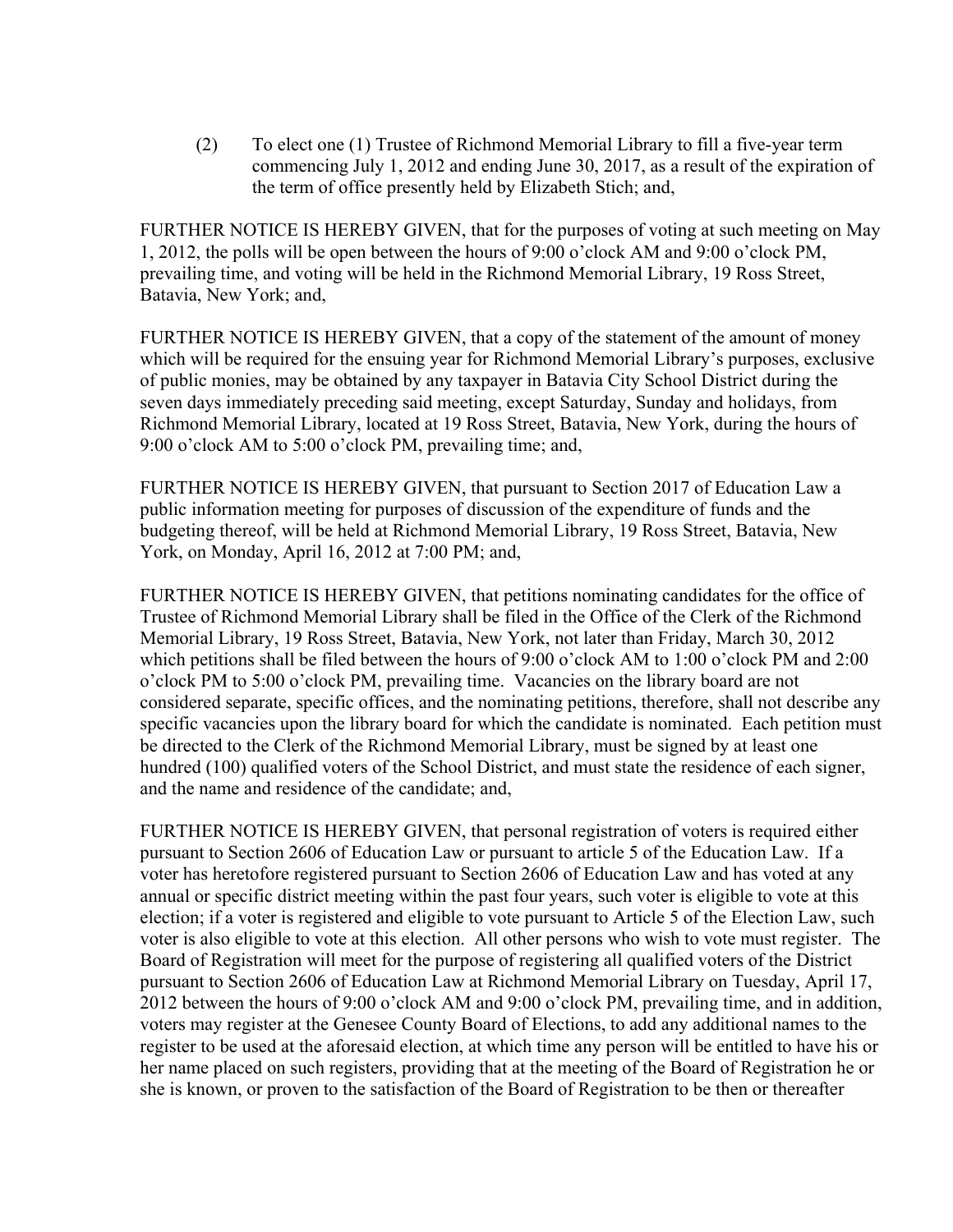(2) To elect one (1) Trustee of Richmond Memorial Library to fill a five-year term commencing July 1, 2012 and ending June 30, 2017, as a result of the expiration of the term of office presently held by Elizabeth Stich; and,

FURTHER NOTICE IS HEREBY GIVEN, that for the purposes of voting at such meeting on May 1, 2012, the polls will be open between the hours of 9:00 o'clock AM and 9:00 o'clock PM, prevailing time, and voting will be held in the Richmond Memorial Library, 19 Ross Street, Batavia, New York; and,

FURTHER NOTICE IS HEREBY GIVEN, that a copy of the statement of the amount of money which will be required for the ensuing year for Richmond Memorial Library's purposes, exclusive of public monies, may be obtained by any taxpayer in Batavia City School District during the seven days immediately preceding said meeting, except Saturday, Sunday and holidays, from Richmond Memorial Library, located at 19 Ross Street, Batavia, New York, during the hours of 9:00 o'clock AM to 5:00 o'clock PM, prevailing time; and,

FURTHER NOTICE IS HEREBY GIVEN, that pursuant to Section 2017 of Education Law a public information meeting for purposes of discussion of the expenditure of funds and the budgeting thereof, will be held at Richmond Memorial Library, 19 Ross Street, Batavia, New York, on Monday, April 16, 2012 at 7:00 PM; and,

FURTHER NOTICE IS HEREBY GIVEN, that petitions nominating candidates for the office of Trustee of Richmond Memorial Library shall be filed in the Office of the Clerk of the Richmond Memorial Library, 19 Ross Street, Batavia, New York, not later than Friday, March 30, 2012 which petitions shall be filed between the hours of 9:00 o'clock AM to 1:00 o'clock PM and 2:00 o'clock PM to 5:00 o'clock PM, prevailing time. Vacancies on the library board are not considered separate, specific offices, and the nominating petitions, therefore, shall not describe any specific vacancies upon the library board for which the candidate is nominated. Each petition must be directed to the Clerk of the Richmond Memorial Library, must be signed by at least one hundred (100) qualified voters of the School District, and must state the residence of each signer, and the name and residence of the candidate; and,

FURTHER NOTICE IS HEREBY GIVEN, that personal registration of voters is required either pursuant to Section 2606 of Education Law or pursuant to article 5 of the Education Law. If a voter has heretofore registered pursuant to Section 2606 of Education Law and has voted at any annual or specific district meeting within the past four years, such voter is eligible to vote at this election; if a voter is registered and eligible to vote pursuant to Article 5 of the Election Law, such voter is also eligible to vote at this election. All other persons who wish to vote must register. The Board of Registration will meet for the purpose of registering all qualified voters of the District pursuant to Section 2606 of Education Law at Richmond Memorial Library on Tuesday, April 17, 2012 between the hours of 9:00 o'clock AM and 9:00 o'clock PM, prevailing time, and in addition, voters may register at the Genesee County Board of Elections, to add any additional names to the register to be used at the aforesaid election, at which time any person will be entitled to have his or her name placed on such registers, providing that at the meeting of the Board of Registration he or she is known, or proven to the satisfaction of the Board of Registration to be then or thereafter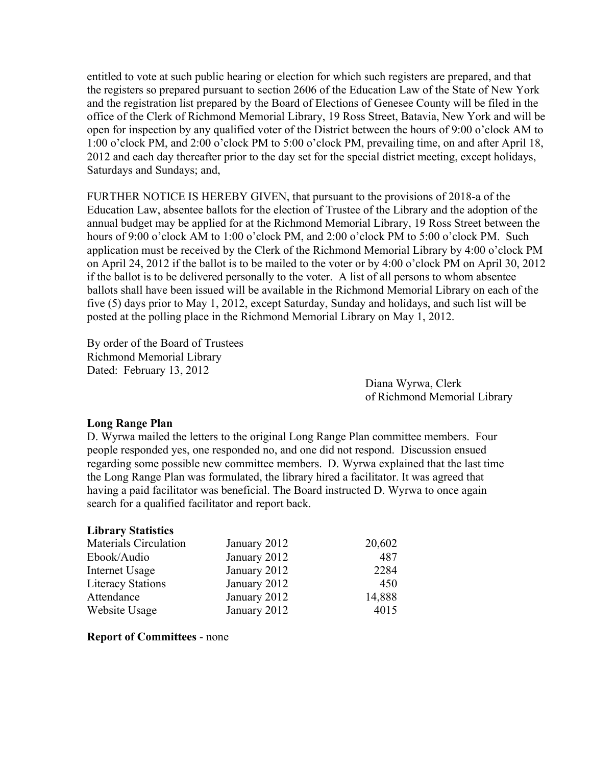entitled to vote at such public hearing or election for which such registers are prepared, and that the registers so prepared pursuant to section 2606 of the Education Law of the State of New York and the registration list prepared by the Board of Elections of Genesee County will be filed in the office of the Clerk of Richmond Memorial Library, 19 Ross Street, Batavia, New York and will be open for inspection by any qualified voter of the District between the hours of 9:00 o'clock AM to 1:00 o'clock PM, and 2:00 o'clock PM to 5:00 o'clock PM, prevailing time, on and after April 18, 2012 and each day thereafter prior to the day set for the special district meeting, except holidays, Saturdays and Sundays; and,

FURTHER NOTICE IS HEREBY GIVEN, that pursuant to the provisions of 2018-a of the Education Law, absentee ballots for the election of Trustee of the Library and the adoption of the annual budget may be applied for at the Richmond Memorial Library, 19 Ross Street between the hours of 9:00 o'clock AM to 1:00 o'clock PM, and 2:00 o'clock PM to 5:00 o'clock PM. Such application must be received by the Clerk of the Richmond Memorial Library by 4:00 o'clock PM on April 24, 2012 if the ballot is to be mailed to the voter or by 4:00 o'clock PM on April 30, 2012 if the ballot is to be delivered personally to the voter. A list of all persons to whom absentee ballots shall have been issued will be available in the Richmond Memorial Library on each of the five (5) days prior to May 1, 2012, except Saturday, Sunday and holidays, and such list will be posted at the polling place in the Richmond Memorial Library on May 1, 2012.

By order of the Board of Trustees
Richmond Memorial Library
Dated: February 13, 2012

Diana Wyrwa, Clerk
of Richmond Memorial Library

**Long Range Plan**

D. Wyrwa mailed the letters to the original Long Range Plan committee members. Four people responded yes, one responded no, and one did not respond. Discussion ensued regarding some possible new committee members. D. Wyrwa explained that the last time the Long Range Plan was formulated, the library hired a facilitator. It was agreed that having a paid facilitator was beneficial. The Board instructed D. Wyrwa to once again search for a qualified facilitator and report back.

**Library Statistics**

| | | |
|---|---|---:|
| Materials Circulation | January 2012 | 20,602 |
| Ebook/Audio | January 2012 | 487 |
| Internet Usage | January 2012 | 2284 |
| Literacy Stations | January 2012 | 450 |
| Attendance | January 2012 | 14,888 |
| Website Usage | January 2012 | 4015 |

**Report of Committees** - none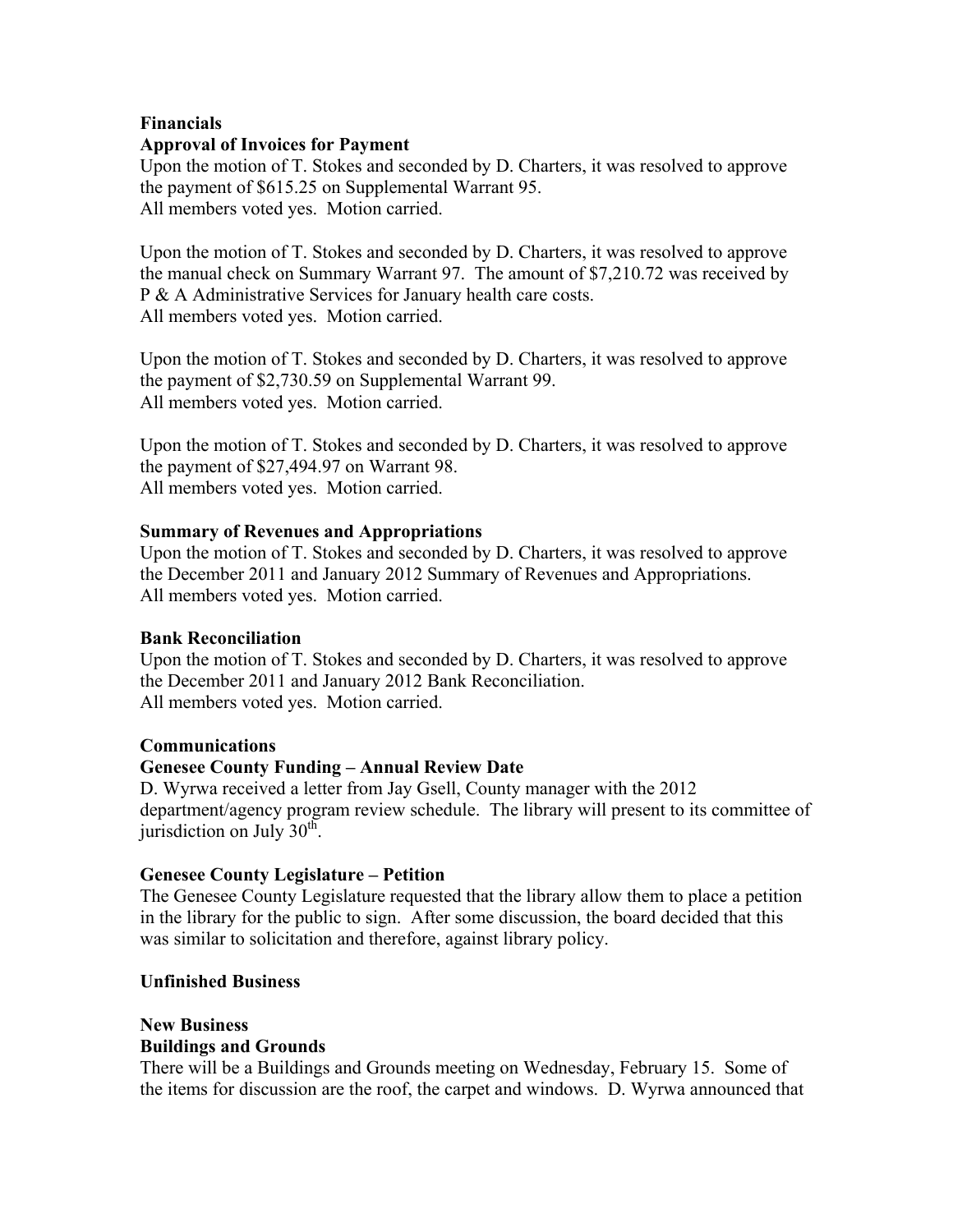**Financials**

**Approval of Invoices for Payment**

Upon the motion of T. Stokes and seconded by D. Charters, it was resolved to approve the payment of $615.25 on Supplemental Warrant 95.
All members voted yes. Motion carried.

Upon the motion of T. Stokes and seconded by D. Charters, it was resolved to approve the manual check on Summary Warrant 97. The amount of $7,210.72 was received by P & A Administrative Services for January health care costs.
All members voted yes. Motion carried.

Upon the motion of T. Stokes and seconded by D. Charters, it was resolved to approve the payment of $2,730.59 on Supplemental Warrant 99.
All members voted yes. Motion carried.

Upon the motion of T. Stokes and seconded by D. Charters, it was resolved to approve the payment of $27,494.97 on Warrant 98.
All members voted yes. Motion carried.

**Summary of Revenues and Appropriations**

Upon the motion of T. Stokes and seconded by D. Charters, it was resolved to approve the December 2011 and January 2012 Summary of Revenues and Appropriations.
All members voted yes. Motion carried.

**Bank Reconciliation**

Upon the motion of T. Stokes and seconded by D. Charters, it was resolved to approve the December 2011 and January 2012 Bank Reconciliation.
All members voted yes. Motion carried.

**Communications**

**Genesee County Funding – Annual Review Date**

D. Wyrwa received a letter from Jay Gsell, County manager with the 2012 department/agency program review schedule. The library will present to its committee of jurisdiction on July 30th.

**Genesee County Legislature – Petition**

The Genesee County Legislature requested that the library allow them to place a petition in the library for the public to sign. After some discussion, the board decided that this was similar to solicitation and therefore, against library policy.

**Unfinished Business**

**New Business**

**Buildings and Grounds**

There will be a Buildings and Grounds meeting on Wednesday, February 15. Some of the items for discussion are the roof, the carpet and windows. D. Wyrwa announced that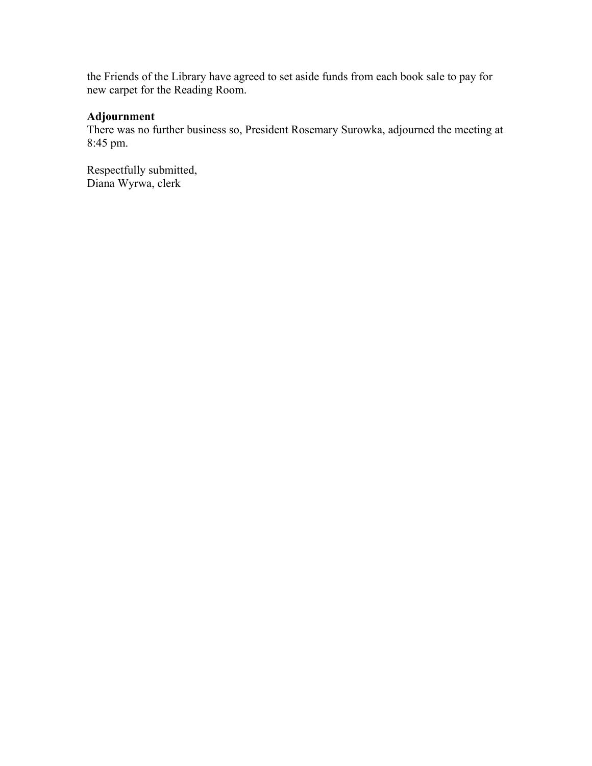the Friends of the Library have agreed to set aside funds from each book sale to pay for new carpet for the Reading Room.

**Adjournment**

There was no further business so, President Rosemary Surowka, adjourned the meeting at 8:45 pm.

Respectfully submitted,
Diana Wyrwa, clerk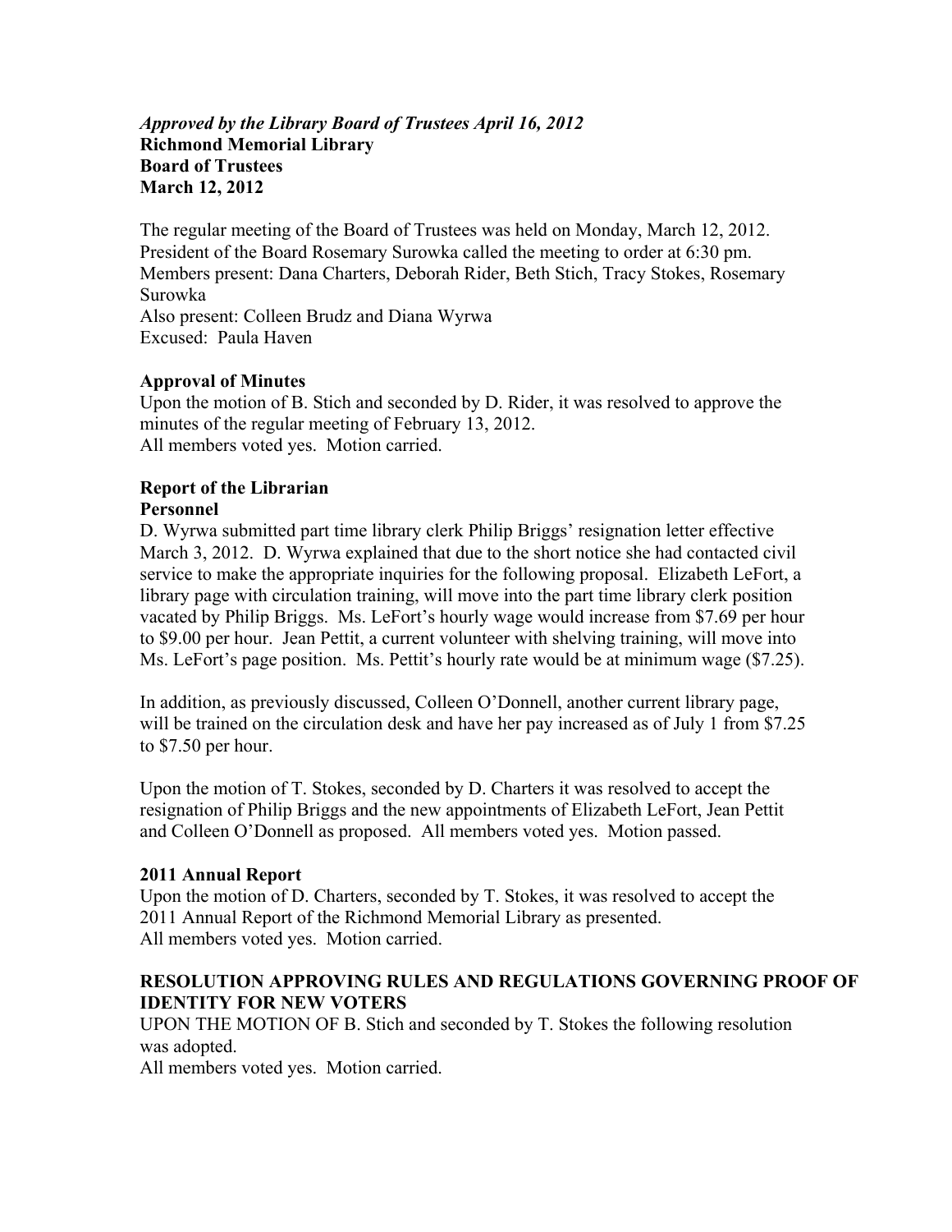***Approved by the Library Board of Trustees April 16, 2012***
**Richmond Memorial Library**
**Board of Trustees**
**March 12, 2012**

The regular meeting of the Board of Trustees was held on Monday, March 12, 2012. President of the Board Rosemary Surowka called the meeting to order at 6:30 pm. Members present: Dana Charters, Deborah Rider, Beth Stich, Tracy Stokes, Rosemary Surowka
Also present: Colleen Brudz and Diana Wyrwa
Excused: Paula Haven

**Approval of Minutes**
Upon the motion of B. Stich and seconded by D. Rider, it was resolved to approve the minutes of the regular meeting of February 13, 2012.
All members voted yes. Motion carried.

**Report of the Librarian**
**Personnel**
D. Wyrwa submitted part time library clerk Philip Briggs' resignation letter effective March 3, 2012. D. Wyrwa explained that due to the short notice she had contacted civil service to make the appropriate inquiries for the following proposal. Elizabeth LeFort, a library page with circulation training, will move into the part time library clerk position vacated by Philip Briggs. Ms. LeFort's hourly wage would increase from $7.69 per hour to $9.00 per hour. Jean Pettit, a current volunteer with shelving training, will move into Ms. LeFort's page position. Ms. Pettit's hourly rate would be at minimum wage ($7.25).

In addition, as previously discussed, Colleen O'Donnell, another current library page, will be trained on the circulation desk and have her pay increased as of July 1 from $7.25 to $7.50 per hour.

Upon the motion of T. Stokes, seconded by D. Charters it was resolved to accept the resignation of Philip Briggs and the new appointments of Elizabeth LeFort, Jean Pettit and Colleen O'Donnell as proposed. All members voted yes. Motion passed.

**2011 Annual Report**
Upon the motion of D. Charters, seconded by T. Stokes, it was resolved to accept the 2011 Annual Report of the Richmond Memorial Library as presented.
All members voted yes. Motion carried.

**RESOLUTION APPROVING RULES AND REGULATIONS GOVERNING PROOF OF IDENTITY FOR NEW VOTERS**
UPON THE MOTION OF B. Stich and seconded by T. Stokes the following resolution was adopted.
All members voted yes. Motion carried.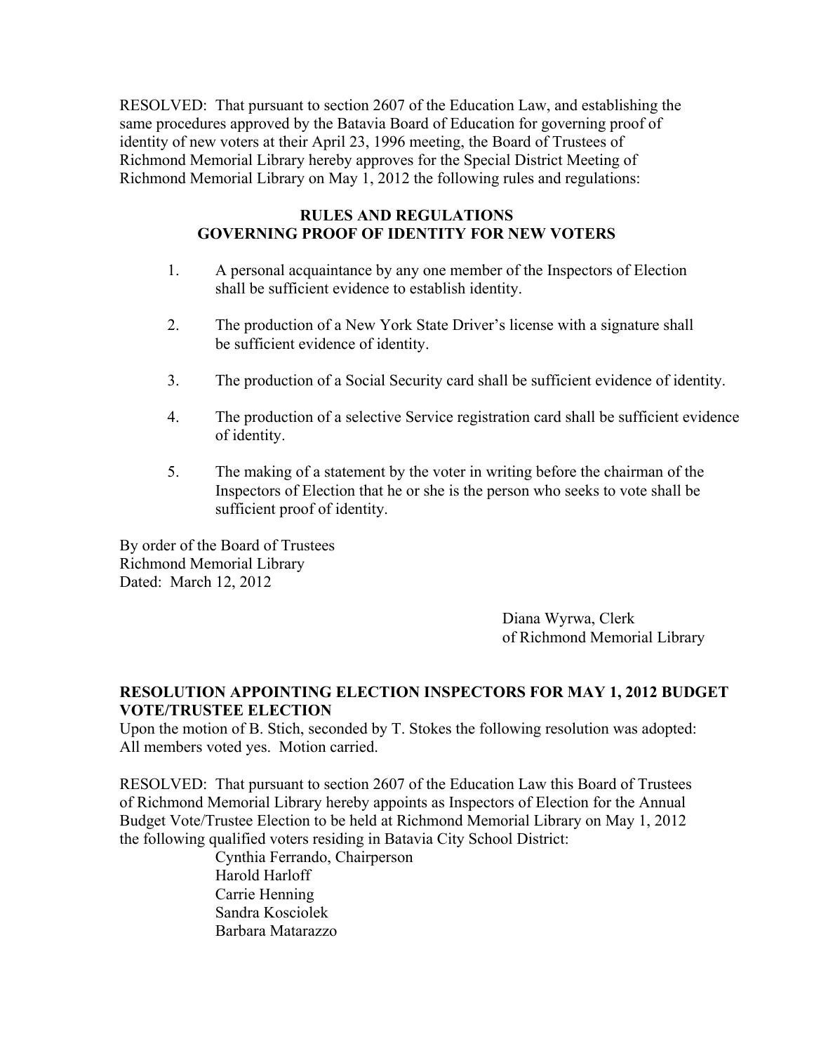RESOLVED: That pursuant to section 2607 of the Education Law, and establishing the same procedures approved by the Batavia Board of Education for governing proof of identity of new voters at their April 23, 1996 meeting, the Board of Trustees of Richmond Memorial Library hereby approves for the Special District Meeting of Richmond Memorial Library on May 1, 2012 the following rules and regulations:

**RULES AND REGULATIONS**
**GOVERNING PROOF OF IDENTITY FOR NEW VOTERS**

1. A personal acquaintance by any one member of the Inspectors of Election shall be sufficient evidence to establish identity.

2. The production of a New York State Driver's license with a signature shall be sufficient evidence of identity.

3. The production of a Social Security card shall be sufficient evidence of identity.

4. The production of a selective Service registration card shall be sufficient evidence of identity.

5. The making of a statement by the voter in writing before the chairman of the Inspectors of Election that he or she is the person who seeks to vote shall be sufficient proof of identity.

By order of the Board of Trustees
Richmond Memorial Library
Dated: March 12, 2012

Diana Wyrwa, Clerk
of Richmond Memorial Library

**RESOLUTION APPOINTING ELECTION INSPECTORS FOR MAY 1, 2012 BUDGET VOTE/TRUSTEE ELECTION**

Upon the motion of B. Stich, seconded by T. Stokes the following resolution was adopted: All members voted yes. Motion carried.

RESOLVED: That pursuant to section 2607 of the Education Law this Board of Trustees of Richmond Memorial Library hereby appoints as Inspectors of Election for the Annual Budget Vote/Trustee Election to be held at Richmond Memorial Library on May 1, 2012 the following qualified voters residing in Batavia City School District:

Cynthia Ferrando, Chairperson
Harold Harloff
Carrie Henning
Sandra Kosciolek
Barbara Matarazzo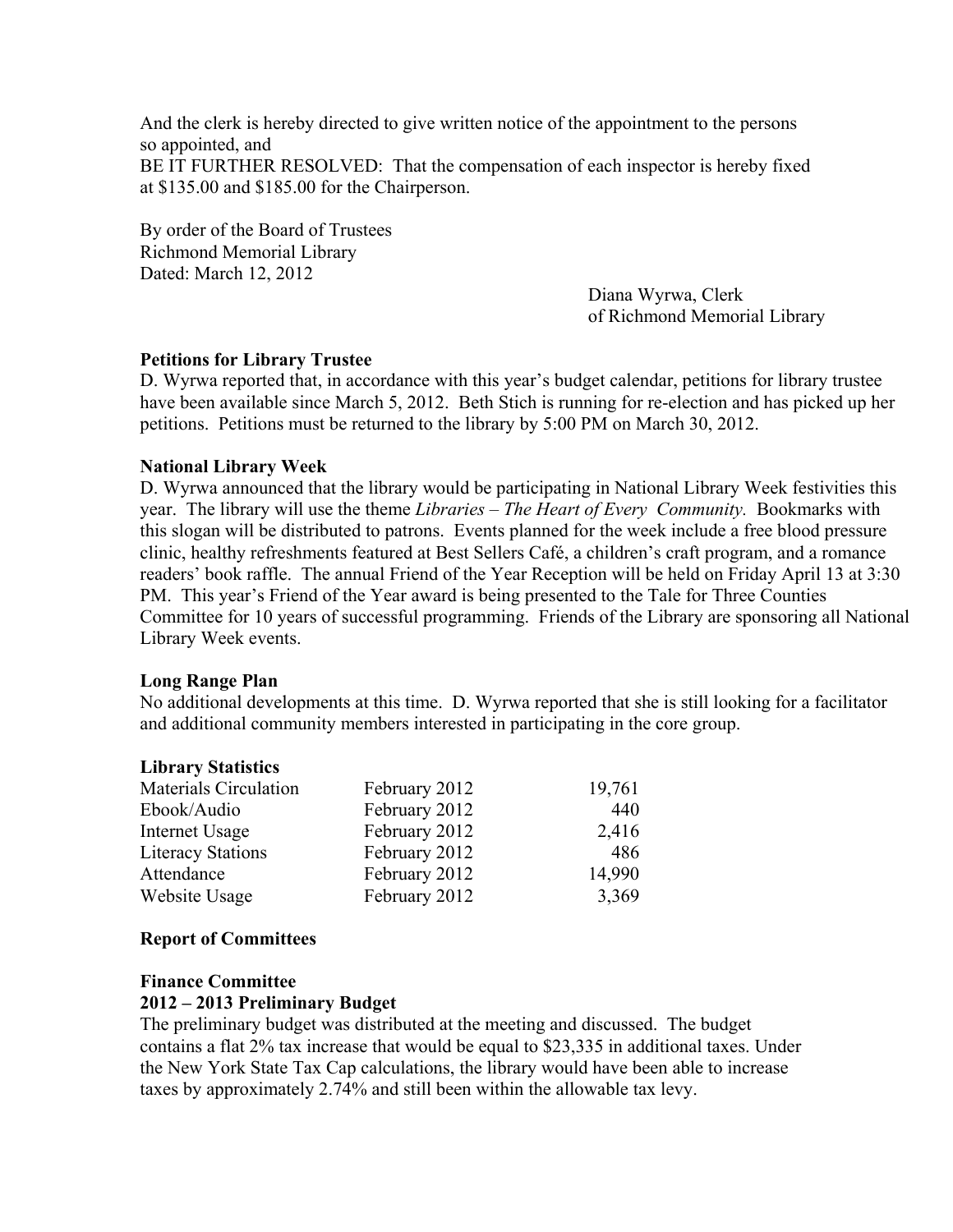And the clerk is hereby directed to give written notice of the appointment to the persons so appointed, and
BE IT FURTHER RESOLVED: That the compensation of each inspector is hereby fixed at $135.00 and $185.00 for the Chairperson.

By order of the Board of Trustees
Richmond Memorial Library
Dated: March 12, 2012

Diana Wyrwa, Clerk
of Richmond Memorial Library

**Petitions for Library Trustee**

D. Wyrwa reported that, in accordance with this year's budget calendar, petitions for library trustee have been available since March 5, 2012. Beth Stich is running for re-election and has picked up her petitions. Petitions must be returned to the library by 5:00 PM on March 30, 2012.

**National Library Week**

D. Wyrwa announced that the library would be participating in National Library Week festivities this year. The library will use the theme *Libraries – The Heart of Every Community.* Bookmarks with this slogan will be distributed to patrons. Events planned for the week include a free blood pressure clinic, healthy refreshments featured at Best Sellers Café, a children's craft program, and a romance readers' book raffle. The annual Friend of the Year Reception will be held on Friday April 13 at 3:30 PM. This year's Friend of the Year award is being presented to the Tale for Three Counties Committee for 10 years of successful programming. Friends of the Library are sponsoring all National Library Week events.

**Long Range Plan**

No additional developments at this time. D. Wyrwa reported that she is still looking for a facilitator and additional community members interested in participating in the core group.

**Library Statistics**

| | | |
|---|---|---|
| Materials Circulation | February 2012 | 19,761 |
| Ebook/Audio | February 2012 | 440 |
| Internet Usage | February 2012 | 2,416 |
| Literacy Stations | February 2012 | 486 |
| Attendance | February 2012 | 14,990 |
| Website Usage | February 2012 | 3,369 |

**Report of Committees**

**Finance Committee**
**2012 – 2013 Preliminary Budget**

The preliminary budget was distributed at the meeting and discussed. The budget contains a flat 2% tax increase that would be equal to $23,335 in additional taxes. Under the New York State Tax Cap calculations, the library would have been able to increase taxes by approximately 2.74% and still been within the allowable tax levy.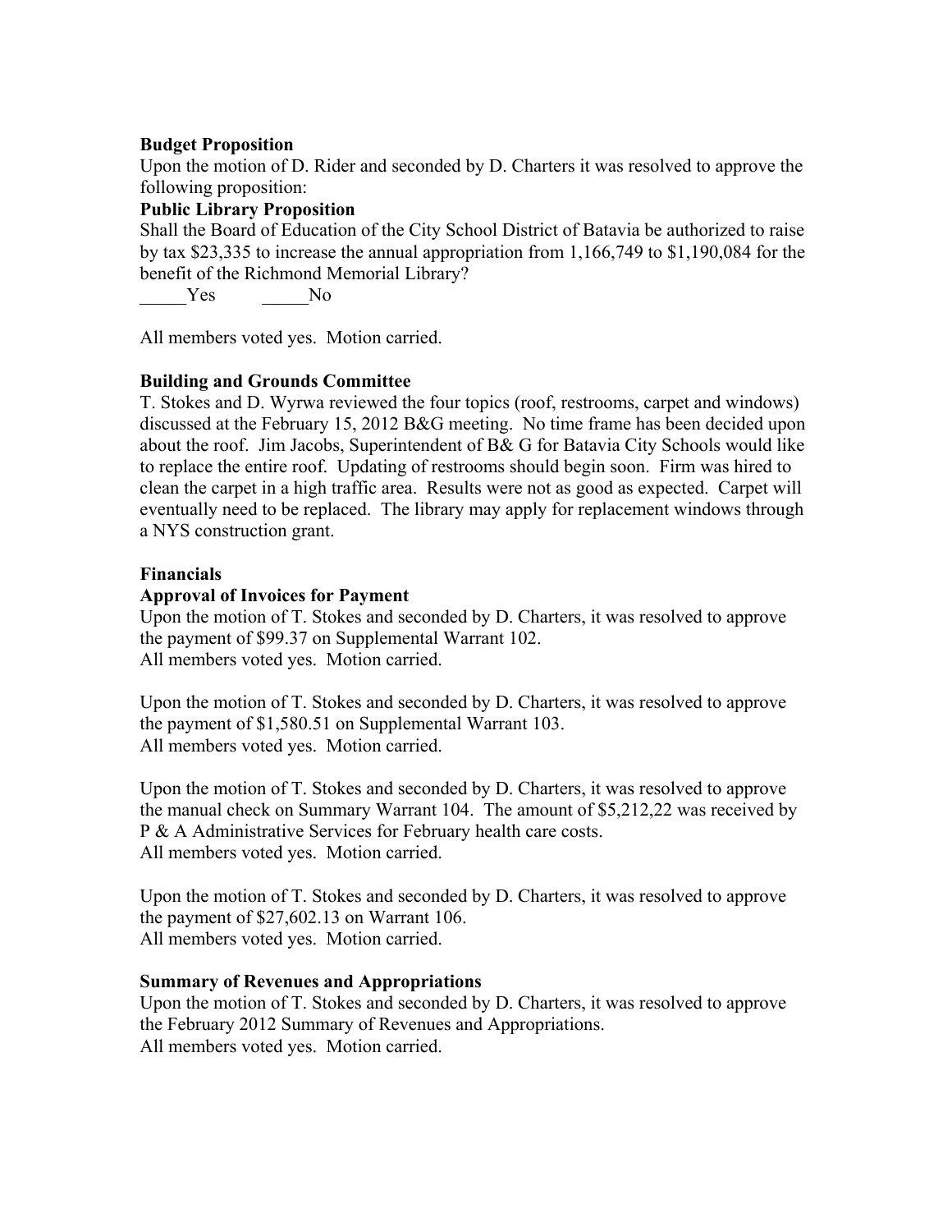**Budget Proposition**

Upon the motion of D. Rider and seconded by D. Charters it was resolved to approve the following proposition:

**Public Library Proposition**

Shall the Board of Education of the City School District of Batavia be authorized to raise by tax $23,335 to increase the annual appropriation from 1,166,749 to $1,190,084 for the benefit of the Richmond Memorial Library?

_____Yes _____No

All members voted yes. Motion carried.

**Building and Grounds Committee**

T. Stokes and D. Wyrwa reviewed the four topics (roof, restrooms, carpet and windows) discussed at the February 15, 2012 B&G meeting. No time frame has been decided upon about the roof. Jim Jacobs, Superintendent of B& G for Batavia City Schools would like to replace the entire roof. Updating of restrooms should begin soon. Firm was hired to clean the carpet in a high traffic area. Results were not as good as expected. Carpet will eventually need to be replaced. The library may apply for replacement windows through a NYS construction grant.

**Financials**

**Approval of Invoices for Payment**

Upon the motion of T. Stokes and seconded by D. Charters, it was resolved to approve the payment of $99.37 on Supplemental Warrant 102.
All members voted yes. Motion carried.

Upon the motion of T. Stokes and seconded by D. Charters, it was resolved to approve the payment of $1,580.51 on Supplemental Warrant 103.
All members voted yes. Motion carried.

Upon the motion of T. Stokes and seconded by D. Charters, it was resolved to approve the manual check on Summary Warrant 104. The amount of $5,212,22 was received by P & A Administrative Services for February health care costs.
All members voted yes. Motion carried.

Upon the motion of T. Stokes and seconded by D. Charters, it was resolved to approve the payment of $27,602.13 on Warrant 106.
All members voted yes. Motion carried.

**Summary of Revenues and Appropriations**

Upon the motion of T. Stokes and seconded by D. Charters, it was resolved to approve the February 2012 Summary of Revenues and Appropriations.
All members voted yes. Motion carried.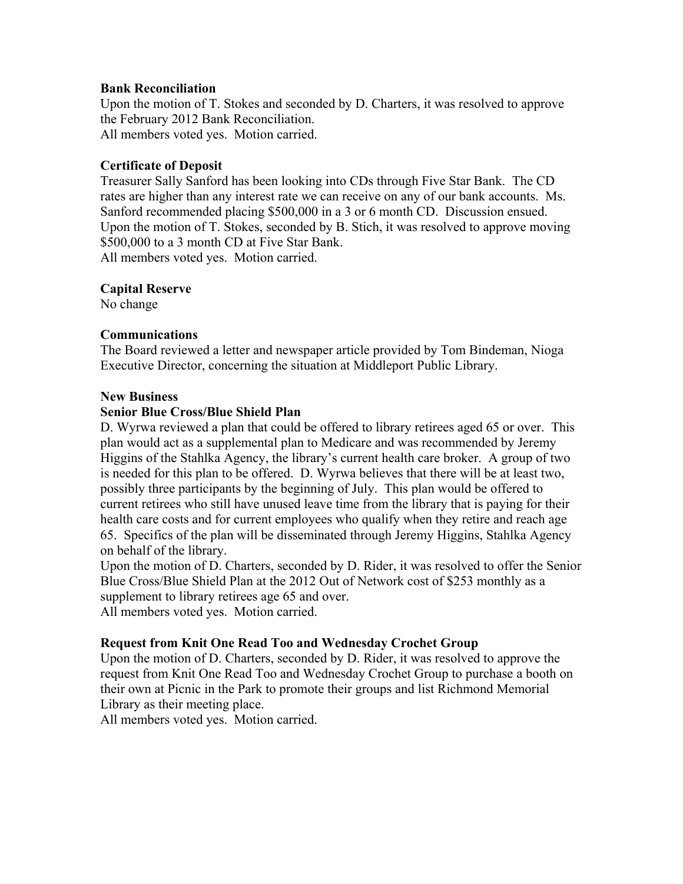**Bank Reconciliation**

Upon the motion of T. Stokes and seconded by D. Charters, it was resolved to approve the February 2012 Bank Reconciliation.
All members voted yes. Motion carried.

**Certificate of Deposit**

Treasurer Sally Sanford has been looking into CDs through Five Star Bank. The CD rates are higher than any interest rate we can receive on any of our bank accounts. Ms. Sanford recommended placing $500,000 in a 3 or 6 month CD. Discussion ensued. Upon the motion of T. Stokes, seconded by B. Stich, it was resolved to approve moving $500,000 to a 3 month CD at Five Star Bank.
All members voted yes. Motion carried.

**Capital Reserve**

No change

**Communications**

The Board reviewed a letter and newspaper article provided by Tom Bindeman, Nioga Executive Director, concerning the situation at Middleport Public Library.

**New Business**

**Senior Blue Cross/Blue Shield Plan**

D. Wyrwa reviewed a plan that could be offered to library retirees aged 65 or over. This plan would act as a supplemental plan to Medicare and was recommended by Jeremy Higgins of the Stahlka Agency, the library's current health care broker. A group of two is needed for this plan to be offered. D. Wyrwa believes that there will be at least two, possibly three participants by the beginning of July. This plan would be offered to current retirees who still have unused leave time from the library that is paying for their health care costs and for current employees who qualify when they retire and reach age 65. Specifics of the plan will be disseminated through Jeremy Higgins, Stahlka Agency on behalf of the library.
Upon the motion of D. Charters, seconded by D. Rider, it was resolved to offer the Senior Blue Cross/Blue Shield Plan at the 2012 Out of Network cost of $253 monthly as a supplement to library retirees age 65 and over.
All members voted yes. Motion carried.

**Request from Knit One Read Too and Wednesday Crochet Group**

Upon the motion of D. Charters, seconded by D. Rider, it was resolved to approve the request from Knit One Read Too and Wednesday Crochet Group to purchase a booth on their own at Picnic in the Park to promote their groups and list Richmond Memorial Library as their meeting place.
All members voted yes. Motion carried.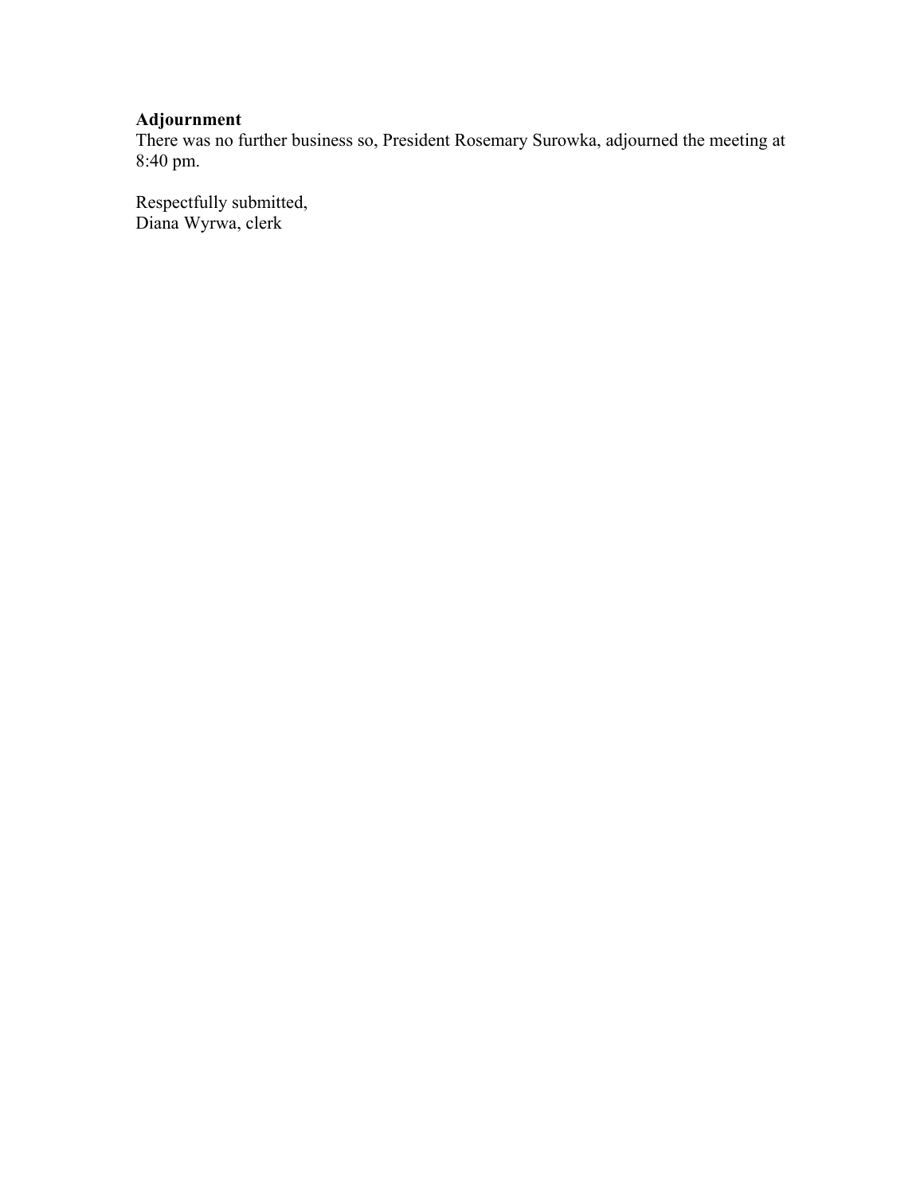**Adjournment**
There was no further business so, President Rosemary Surowka, adjourned the meeting at 8:40 pm.

Respectfully submitted,
Diana Wyrwa, clerk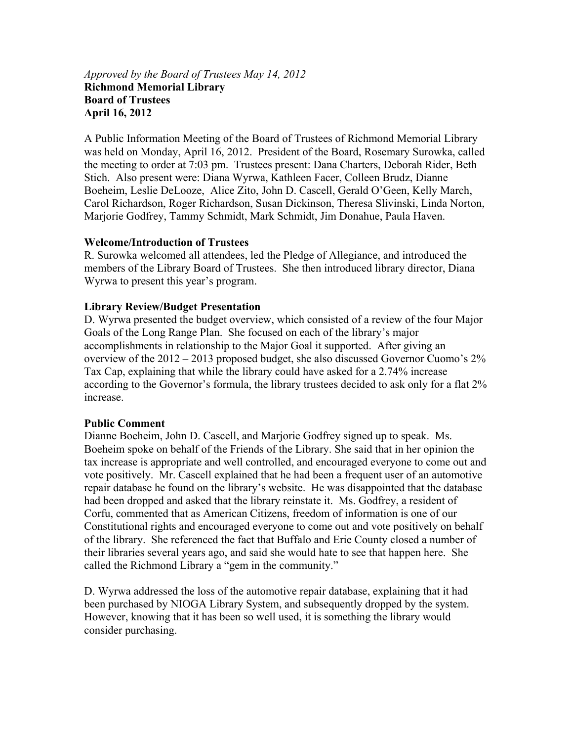*Approved by the Board of Trustees May 14, 2012*
**Richmond Memorial Library**
**Board of Trustees**
**April 16, 2012**

A Public Information Meeting of the Board of Trustees of Richmond Memorial Library was held on Monday, April 16, 2012. President of the Board, Rosemary Surowka, called the meeting to order at 7:03 pm. Trustees present: Dana Charters, Deborah Rider, Beth Stich. Also present were: Diana Wyrwa, Kathleen Facer, Colleen Brudz, Dianne Boeheim, Leslie DeLooze, Alice Zito, John D. Cascell, Gerald O'Geen, Kelly March, Carol Richardson, Roger Richardson, Susan Dickinson, Theresa Slivinski, Linda Norton, Marjorie Godfrey, Tammy Schmidt, Mark Schmidt, Jim Donahue, Paula Haven.

**Welcome/Introduction of Trustees**
R. Surowka welcomed all attendees, led the Pledge of Allegiance, and introduced the members of the Library Board of Trustees. She then introduced library director, Diana Wyrwa to present this year's program.

**Library Review/Budget Presentation**
D. Wyrwa presented the budget overview, which consisted of a review of the four Major Goals of the Long Range Plan. She focused on each of the library's major accomplishments in relationship to the Major Goal it supported. After giving an overview of the 2012 – 2013 proposed budget, she also discussed Governor Cuomo's 2% Tax Cap, explaining that while the library could have asked for a 2.74% increase according to the Governor's formula, the library trustees decided to ask only for a flat 2% increase.

**Public Comment**
Dianne Boeheim, John D. Cascell, and Marjorie Godfrey signed up to speak. Ms. Boeheim spoke on behalf of the Friends of the Library. She said that in her opinion the tax increase is appropriate and well controlled, and encouraged everyone to come out and vote positively. Mr. Cascell explained that he had been a frequent user of an automotive repair database he found on the library's website. He was disappointed that the database had been dropped and asked that the library reinstate it. Ms. Godfrey, a resident of Corfu, commented that as American Citizens, freedom of information is one of our Constitutional rights and encouraged everyone to come out and vote positively on behalf of the library. She referenced the fact that Buffalo and Erie County closed a number of their libraries several years ago, and said she would hate to see that happen here. She called the Richmond Library a "gem in the community."

D. Wyrwa addressed the loss of the automotive repair database, explaining that it had been purchased by NIOGA Library System, and subsequently dropped by the system. However, knowing that it has been so well used, it is something the library would consider purchasing.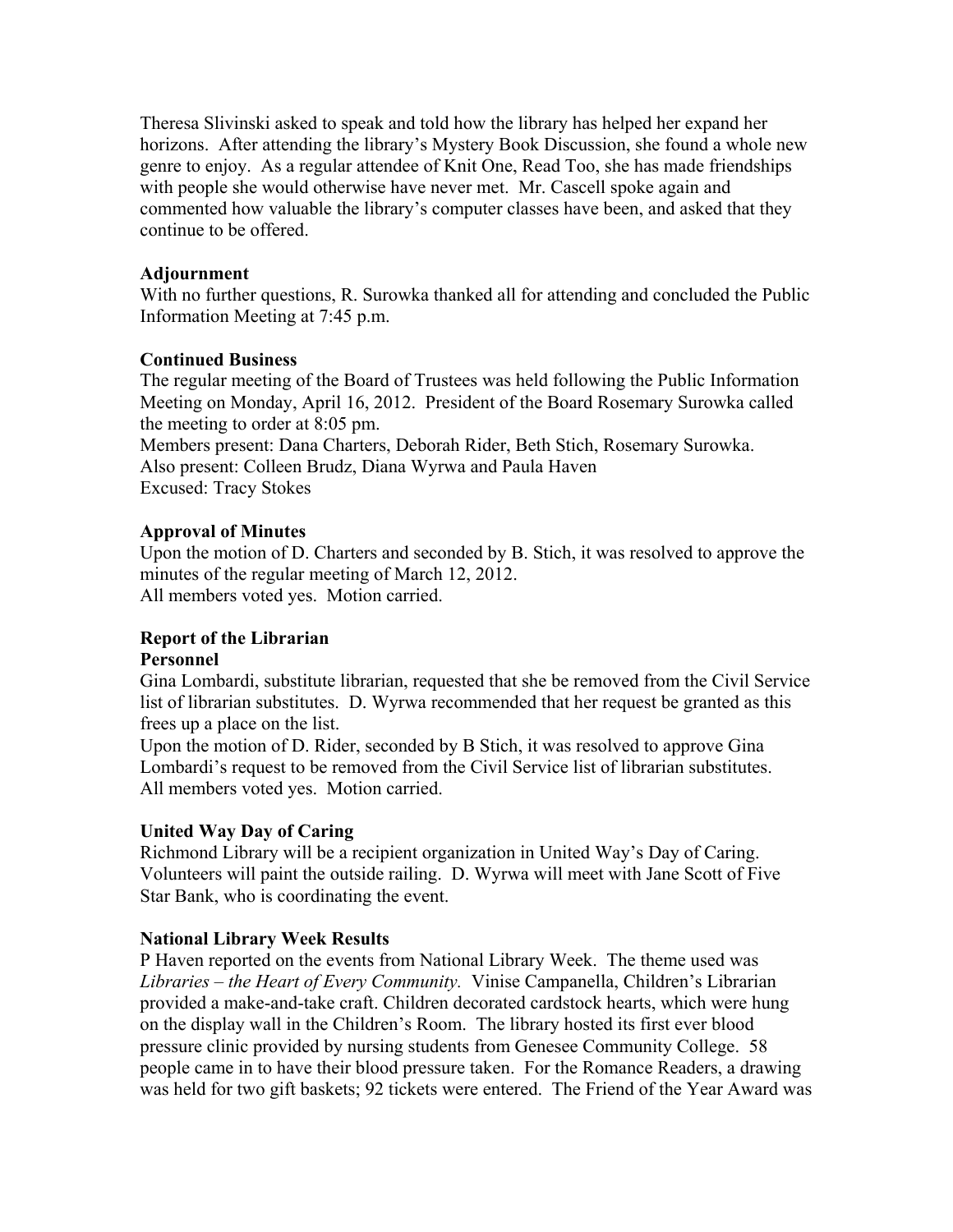Theresa Slivinski asked to speak and told how the library has helped her expand her horizons. After attending the library's Mystery Book Discussion, she found a whole new genre to enjoy. As a regular attendee of Knit One, Read Too, she has made friendships with people she would otherwise have never met. Mr. Cascell spoke again and commented how valuable the library's computer classes have been, and asked that they continue to be offered.

**Adjournment**
With no further questions, R. Surowka thanked all for attending and concluded the Public Information Meeting at 7:45 p.m.

**Continued Business**
The regular meeting of the Board of Trustees was held following the Public Information Meeting on Monday, April 16, 2012. President of the Board Rosemary Surowka called the meeting to order at 8:05 pm.
Members present: Dana Charters, Deborah Rider, Beth Stich, Rosemary Surowka.
Also present: Colleen Brudz, Diana Wyrwa and Paula Haven
Excused: Tracy Stokes

**Approval of Minutes**
Upon the motion of D. Charters and seconded by B. Stich, it was resolved to approve the minutes of the regular meeting of March 12, 2012.
All members voted yes. Motion carried.

**Report of the Librarian**
**Personnel**
Gina Lombardi, substitute librarian, requested that she be removed from the Civil Service list of librarian substitutes. D. Wyrwa recommended that her request be granted as this frees up a place on the list.
Upon the motion of D. Rider, seconded by B Stich, it was resolved to approve Gina Lombardi's request to be removed from the Civil Service list of librarian substitutes.
All members voted yes. Motion carried.

**United Way Day of Caring**
Richmond Library will be a recipient organization in United Way's Day of Caring. Volunteers will paint the outside railing. D. Wyrwa will meet with Jane Scott of Five Star Bank, who is coordinating the event.

**National Library Week Results**
P Haven reported on the events from National Library Week. The theme used was *Libraries – the Heart of Every Community.* Vinise Campanella, Children's Librarian provided a make-and-take craft. Children decorated cardstock hearts, which were hung on the display wall in the Children's Room. The library hosted its first ever blood pressure clinic provided by nursing students from Genesee Community College. 58 people came in to have their blood pressure taken. For the Romance Readers, a drawing was held for two gift baskets; 92 tickets were entered. The Friend of the Year Award was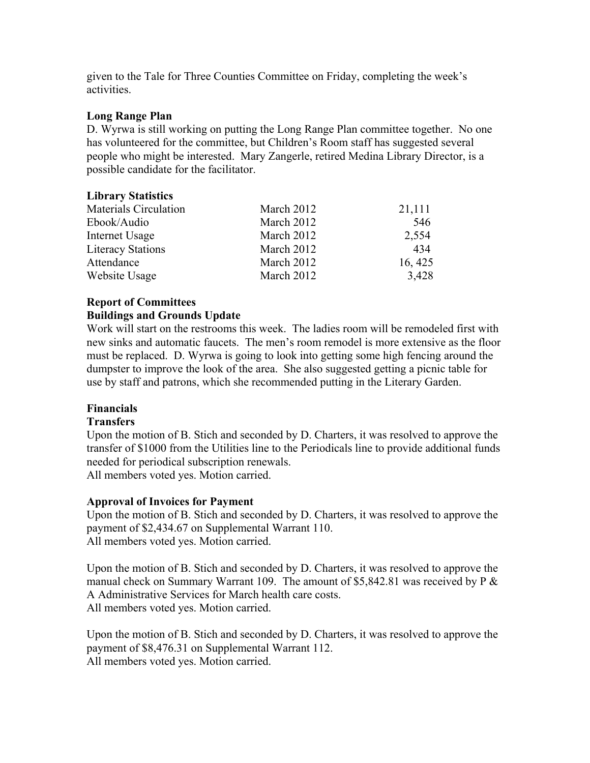given to the Tale for Three Counties Committee on Friday, completing the week's activities.

**Long Range Plan**

D. Wyrwa is still working on putting the Long Range Plan committee together. No one has volunteered for the committee, but Children's Room staff has suggested several people who might be interested. Mary Zangerle, retired Medina Library Director, is a possible candidate for the facilitator.

**Library Statistics**

| | | |
|---|---|---|
| Materials Circulation | March 2012 | 21,111 |
| Ebook/Audio | March 2012 | 546 |
| Internet Usage | March 2012 | 2,554 |
| Literacy Stations | March 2012 | 434 |
| Attendance | March 2012 | 16, 425 |
| Website Usage | March 2012 | 3,428 |

**Report of Committees**

**Buildings and Grounds Update**

Work will start on the restrooms this week. The ladies room will be remodeled first with new sinks and automatic faucets. The men's room remodel is more extensive as the floor must be replaced. D. Wyrwa is going to look into getting some high fencing around the dumpster to improve the look of the area. She also suggested getting a picnic table for use by staff and patrons, which she recommended putting in the Literary Garden.

**Financials**

**Transfers**

Upon the motion of B. Stich and seconded by D. Charters, it was resolved to approve the transfer of $1000 from the Utilities line to the Periodicals line to provide additional funds needed for periodical subscription renewals.
All members voted yes. Motion carried.

**Approval of Invoices for Payment**

Upon the motion of B. Stich and seconded by D. Charters, it was resolved to approve the payment of $2,434.67 on Supplemental Warrant 110.
All members voted yes. Motion carried.

Upon the motion of B. Stich and seconded by D. Charters, it was resolved to approve the manual check on Summary Warrant 109. The amount of $5,842.81 was received by P & A Administrative Services for March health care costs.
All members voted yes. Motion carried.

Upon the motion of B. Stich and seconded by D. Charters, it was resolved to approve the payment of $8,476.31 on Supplemental Warrant 112.
All members voted yes. Motion carried.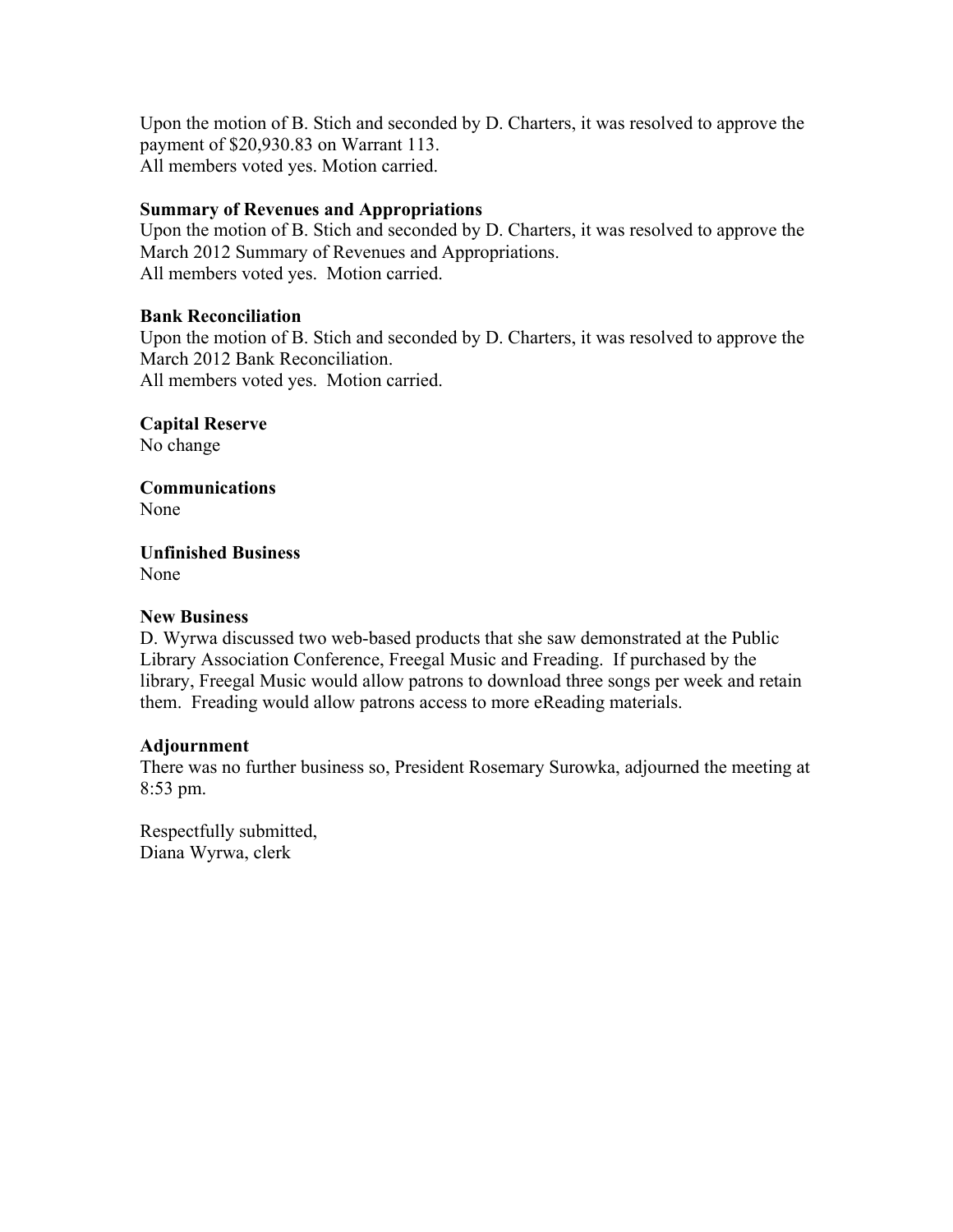Upon the motion of B. Stich and seconded by D. Charters, it was resolved to approve the payment of $20,930.83 on Warrant 113.
All members voted yes. Motion carried.

**Summary of Revenues and Appropriations**
Upon the motion of B. Stich and seconded by D. Charters, it was resolved to approve the March 2012 Summary of Revenues and Appropriations.
All members voted yes. Motion carried.

**Bank Reconciliation**
Upon the motion of B. Stich and seconded by D. Charters, it was resolved to approve the March 2012 Bank Reconciliation.
All members voted yes. Motion carried.

**Capital Reserve**
No change

**Communications**
None

**Unfinished Business**
None

**New Business**
D. Wyrwa discussed two web-based products that she saw demonstrated at the Public Library Association Conference, Freegal Music and Freading. If purchased by the library, Freegal Music would allow patrons to download three songs per week and retain them. Freading would allow patrons access to more eReading materials.

**Adjournment**
There was no further business so, President Rosemary Surowka, adjourned the meeting at 8:53 pm.

Respectfully submitted,
Diana Wyrwa, clerk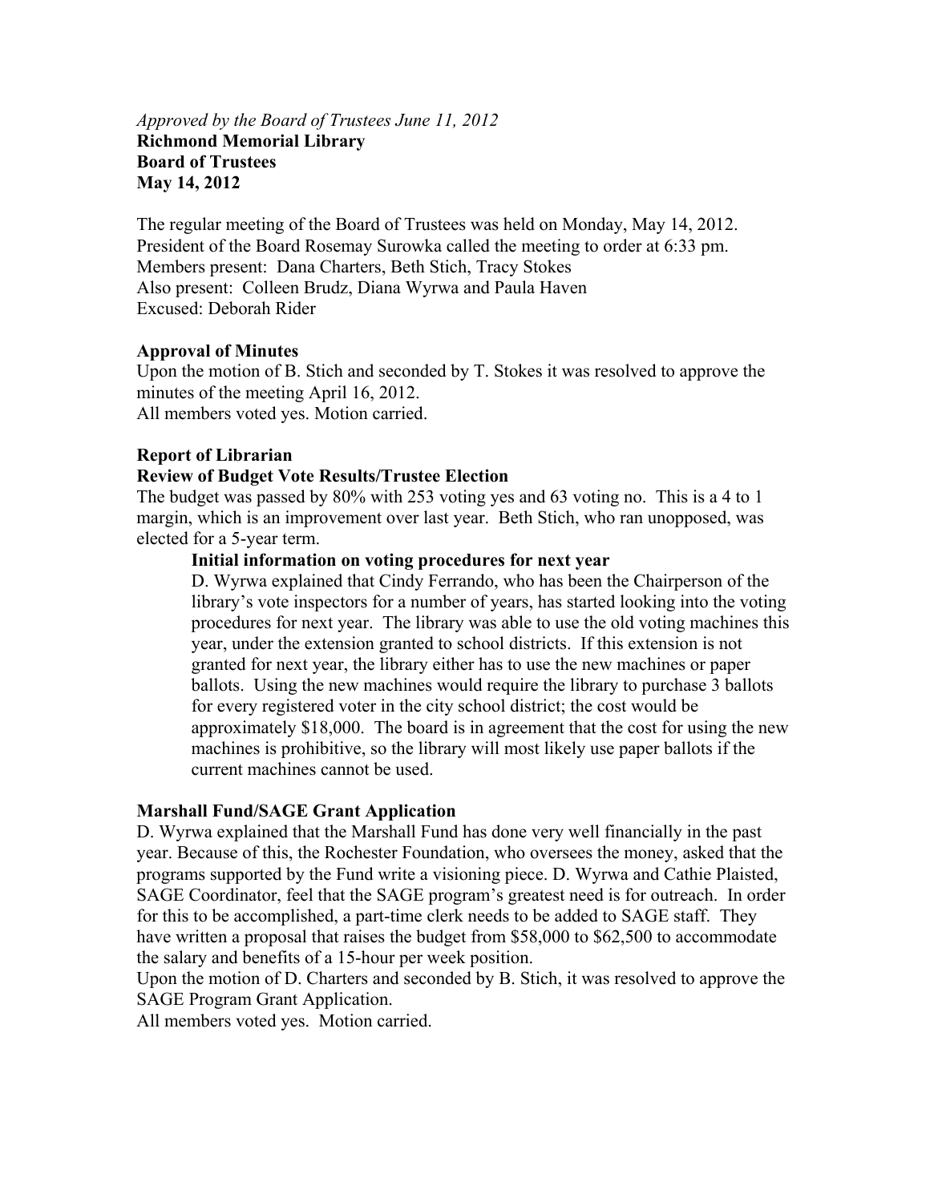*Approved by the Board of Trustees June 11, 2012*
**Richmond Memorial Library**
**Board of Trustees**
**May 14, 2012**

The regular meeting of the Board of Trustees was held on Monday, May 14, 2012. President of the Board Rosemay Surowka called the meeting to order at 6:33 pm.
Members present: Dana Charters, Beth Stich, Tracy Stokes
Also present: Colleen Brudz, Diana Wyrwa and Paula Haven
Excused: Deborah Rider

**Approval of Minutes**
Upon the motion of B. Stich and seconded by T. Stokes it was resolved to approve the minutes of the meeting April 16, 2012.
All members voted yes. Motion carried.

**Report of Librarian**
**Review of Budget Vote Results/Trustee Election**
The budget was passed by 80% with 253 voting yes and 63 voting no. This is a 4 to 1 margin, which is an improvement over last year. Beth Stich, who ran unopposed, was elected for a 5-year term.

**Initial information on voting procedures for next year**
D. Wyrwa explained that Cindy Ferrando, who has been the Chairperson of the library's vote inspectors for a number of years, has started looking into the voting procedures for next year. The library was able to use the old voting machines this year, under the extension granted to school districts. If this extension is not granted for next year, the library either has to use the new machines or paper ballots. Using the new machines would require the library to purchase 3 ballots for every registered voter in the city school district; the cost would be approximately $18,000. The board is in agreement that the cost for using the new machines is prohibitive, so the library will most likely use paper ballots if the current machines cannot be used.

**Marshall Fund/SAGE Grant Application**
D. Wyrwa explained that the Marshall Fund has done very well financially in the past year. Because of this, the Rochester Foundation, who oversees the money, asked that the programs supported by the Fund write a visioning piece. D. Wyrwa and Cathie Plaisted, SAGE Coordinator, feel that the SAGE program's greatest need is for outreach. In order for this to be accomplished, a part-time clerk needs to be added to SAGE staff. They have written a proposal that raises the budget from $58,000 to $62,500 to accommodate the salary and benefits of a 15-hour per week position.
Upon the motion of D. Charters and seconded by B. Stich, it was resolved to approve the SAGE Program Grant Application.
All members voted yes. Motion carried.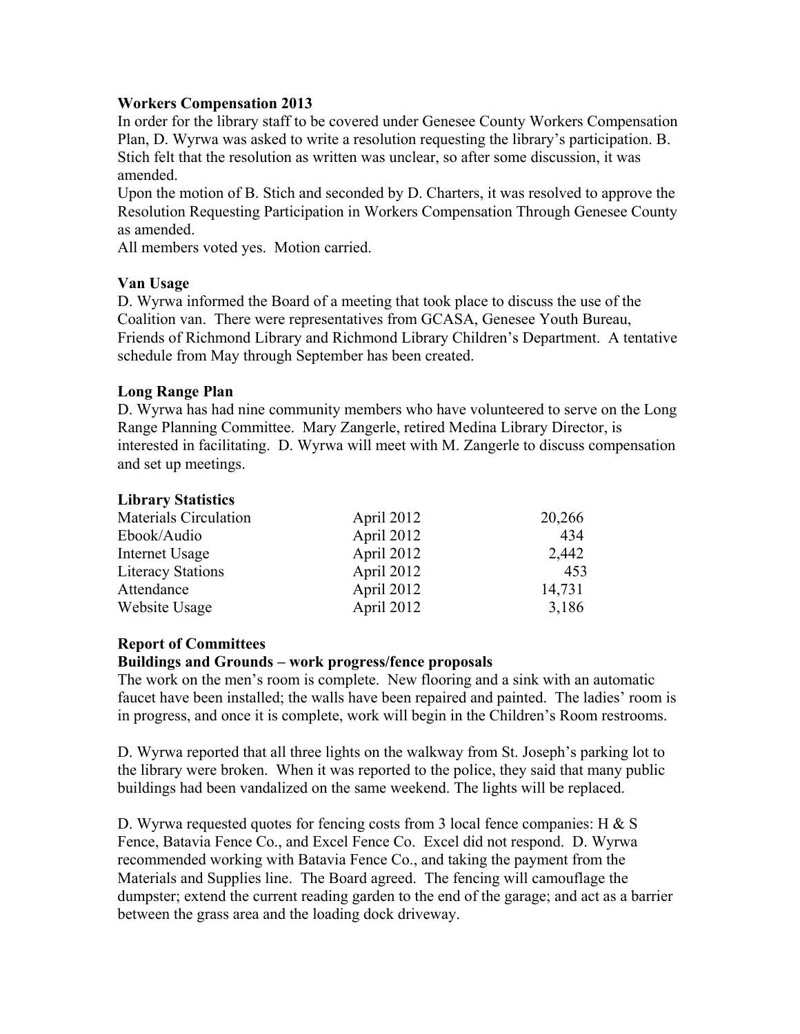**Workers Compensation 2013**

In order for the library staff to be covered under Genesee County Workers Compensation Plan, D. Wyrwa was asked to write a resolution requesting the library's participation. B. Stich felt that the resolution as written was unclear, so after some discussion, it was amended.

Upon the motion of B. Stich and seconded by D. Charters, it was resolved to approve the Resolution Requesting Participation in Workers Compensation Through Genesee County as amended.

All members voted yes. Motion carried.

**Van Usage**

D. Wyrwa informed the Board of a meeting that took place to discuss the use of the Coalition van. There were representatives from GCASA, Genesee Youth Bureau, Friends of Richmond Library and Richmond Library Children's Department. A tentative schedule from May through September has been created.

**Long Range Plan**

D. Wyrwa has had nine community members who have volunteered to serve on the Long Range Planning Committee. Mary Zangerle, retired Medina Library Director, is interested in facilitating. D. Wyrwa will meet with M. Zangerle to discuss compensation and set up meetings.

**Library Statistics**

| | | |
|---|---|---|
| Materials Circulation | April 2012 | 20,266 |
| Ebook/Audio | April 2012 | 434 |
| Internet Usage | April 2012 | 2,442 |
| Literacy Stations | April 2012 | 453 |
| Attendance | April 2012 | 14,731 |
| Website Usage | April 2012 | 3,186 |

**Report of Committees**

**Buildings and Grounds – work progress/fence proposals**

The work on the men's room is complete. New flooring and a sink with an automatic faucet have been installed; the walls have been repaired and painted. The ladies' room is in progress, and once it is complete, work will begin in the Children's Room restrooms.

D. Wyrwa reported that all three lights on the walkway from St. Joseph's parking lot to the library were broken. When it was reported to the police, they said that many public buildings had been vandalized on the same weekend. The lights will be replaced.

D. Wyrwa requested quotes for fencing costs from 3 local fence companies: H & S Fence, Batavia Fence Co., and Excel Fence Co. Excel did not respond. D. Wyrwa recommended working with Batavia Fence Co., and taking the payment from the Materials and Supplies line. The Board agreed. The fencing will camouflage the dumpster; extend the current reading garden to the end of the garage; and act as a barrier between the grass area and the loading dock driveway.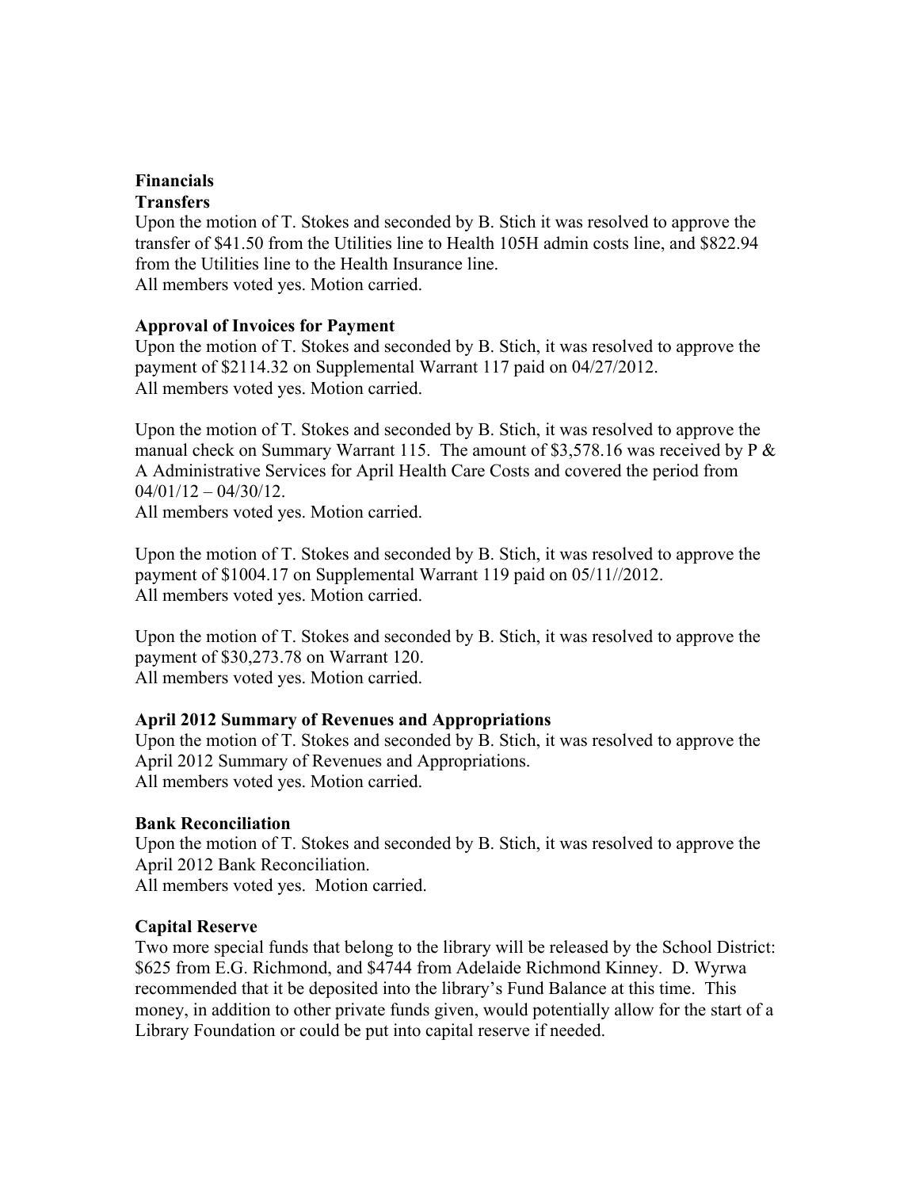**Financials**

**Transfers**

Upon the motion of T. Stokes and seconded by B. Stich it was resolved to approve the transfer of $41.50 from the Utilities line to Health 105H admin costs line, and $822.94 from the Utilities line to the Health Insurance line.
All members voted yes. Motion carried.

**Approval of Invoices for Payment**

Upon the motion of T. Stokes and seconded by B. Stich, it was resolved to approve the payment of $2114.32 on Supplemental Warrant 117 paid on 04/27/2012.
All members voted yes. Motion carried.

Upon the motion of T. Stokes and seconded by B. Stich, it was resolved to approve the manual check on Summary Warrant 115. The amount of $3,578.16 was received by P & A Administrative Services for April Health Care Costs and covered the period from 04/01/12 – 04/30/12.
All members voted yes. Motion carried.

Upon the motion of T. Stokes and seconded by B. Stich, it was resolved to approve the payment of $1004.17 on Supplemental Warrant 119 paid on 05/11//2012.
All members voted yes. Motion carried.

Upon the motion of T. Stokes and seconded by B. Stich, it was resolved to approve the payment of $30,273.78 on Warrant 120.
All members voted yes. Motion carried.

**April 2012 Summary of Revenues and Appropriations**

Upon the motion of T. Stokes and seconded by B. Stich, it was resolved to approve the April 2012 Summary of Revenues and Appropriations.
All members voted yes. Motion carried.

**Bank Reconciliation**

Upon the motion of T. Stokes and seconded by B. Stich, it was resolved to approve the April 2012 Bank Reconciliation.
All members voted yes. Motion carried.

**Capital Reserve**

Two more special funds that belong to the library will be released by the School District: $625 from E.G. Richmond, and $4744 from Adelaide Richmond Kinney. D. Wyrwa recommended that it be deposited into the library's Fund Balance at this time. This money, in addition to other private funds given, would potentially allow for the start of a Library Foundation or could be put into capital reserve if needed.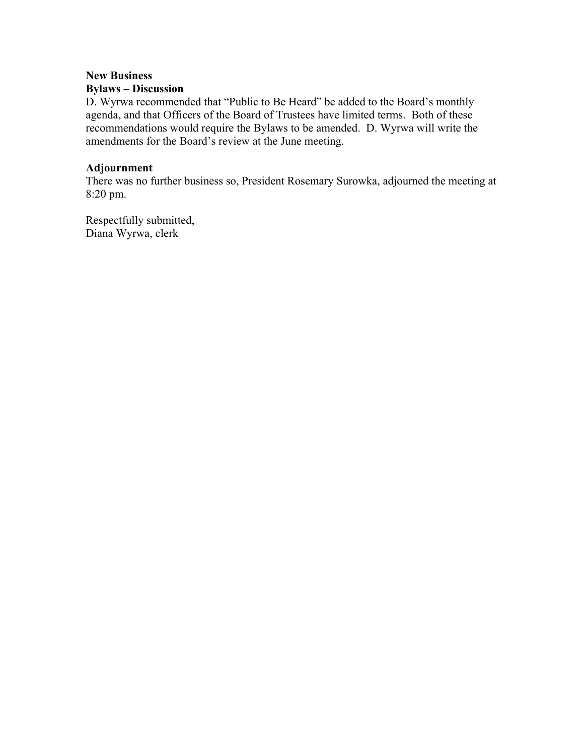**New Business**

**Bylaws – Discussion**

D. Wyrwa recommended that "Public to Be Heard" be added to the Board's monthly agenda, and that Officers of the Board of Trustees have limited terms. Both of these recommendations would require the Bylaws to be amended. D. Wyrwa will write the amendments for the Board's review at the June meeting.

**Adjournment**

There was no further business so, President Rosemary Surowka, adjourned the meeting at 8:20 pm.

Respectfully submitted,
Diana Wyrwa, clerk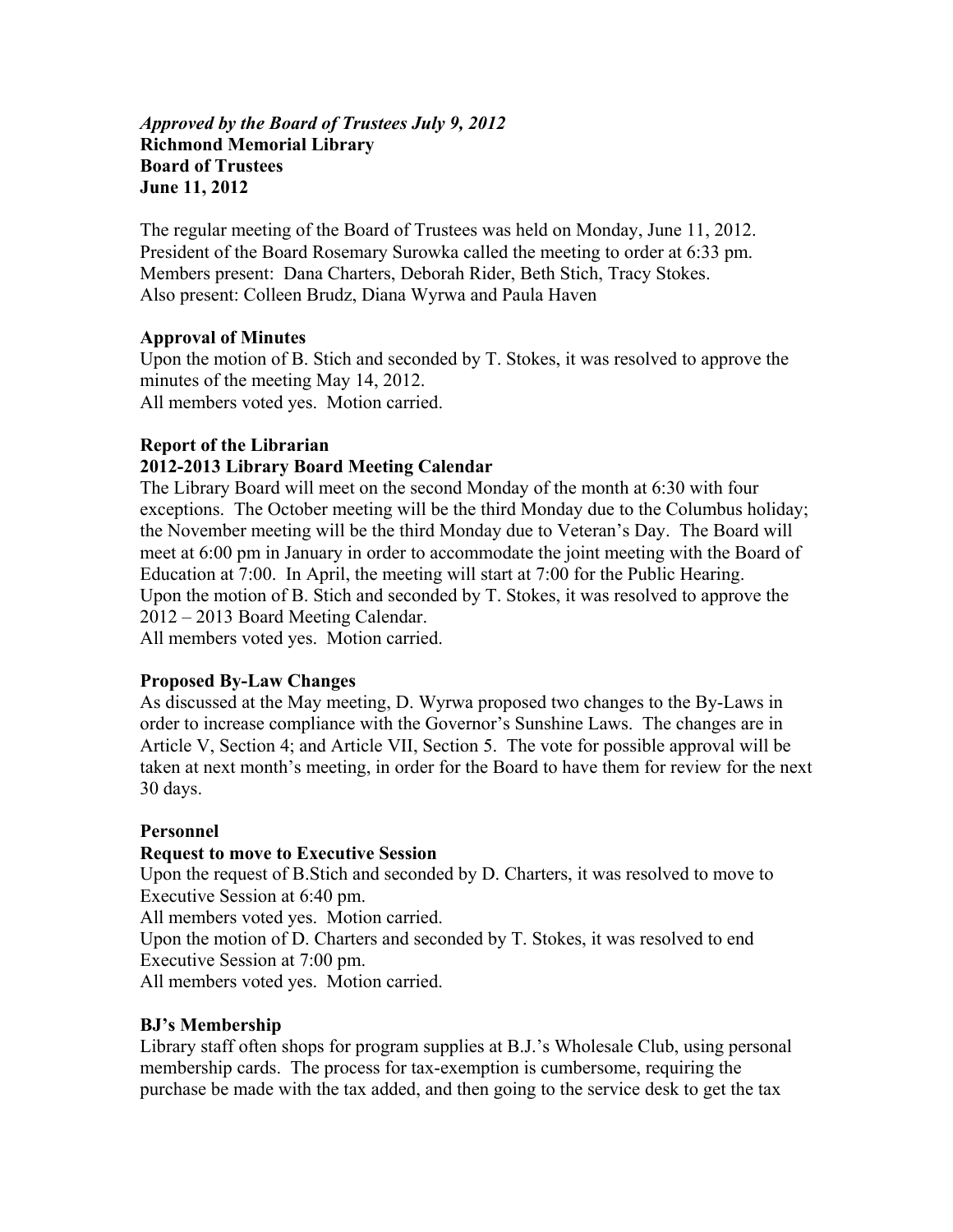***Approved by the Board of Trustees July 9, 2012***
**Richmond Memorial Library**
**Board of Trustees**
**June 11, 2012**

The regular meeting of the Board of Trustees was held on Monday, June 11, 2012. President of the Board Rosemary Surowka called the meeting to order at 6:33 pm. Members present: Dana Charters, Deborah Rider, Beth Stich, Tracy Stokes. Also present: Colleen Brudz, Diana Wyrwa and Paula Haven

**Approval of Minutes**

Upon the motion of B. Stich and seconded by T. Stokes, it was resolved to approve the minutes of the meeting May 14, 2012.
All members voted yes. Motion carried.

**Report of the Librarian**

**2012-2013 Library Board Meeting Calendar**

The Library Board will meet on the second Monday of the month at 6:30 with four exceptions. The October meeting will be the third Monday due to the Columbus holiday; the November meeting will be the third Monday due to Veteran's Day. The Board will meet at 6:00 pm in January in order to accommodate the joint meeting with the Board of Education at 7:00. In April, the meeting will start at 7:00 for the Public Hearing.
Upon the motion of B. Stich and seconded by T. Stokes, it was resolved to approve the 2012 – 2013 Board Meeting Calendar.
All members voted yes. Motion carried.

**Proposed By-Law Changes**

As discussed at the May meeting, D. Wyrwa proposed two changes to the By-Laws in order to increase compliance with the Governor's Sunshine Laws. The changes are in Article V, Section 4; and Article VII, Section 5. The vote for possible approval will be taken at next month's meeting, in order for the Board to have them for review for the next 30 days.

**Personnel**

**Request to move to Executive Session**

Upon the request of B.Stich and seconded by D. Charters, it was resolved to move to Executive Session at 6:40 pm.
All members voted yes. Motion carried.
Upon the motion of D. Charters and seconded by T. Stokes, it was resolved to end Executive Session at 7:00 pm.
All members voted yes. Motion carried.

**BJ's Membership**

Library staff often shops for program supplies at B.J.'s Wholesale Club, using personal membership cards. The process for tax-exemption is cumbersome, requiring the purchase be made with the tax added, and then going to the service desk to get the tax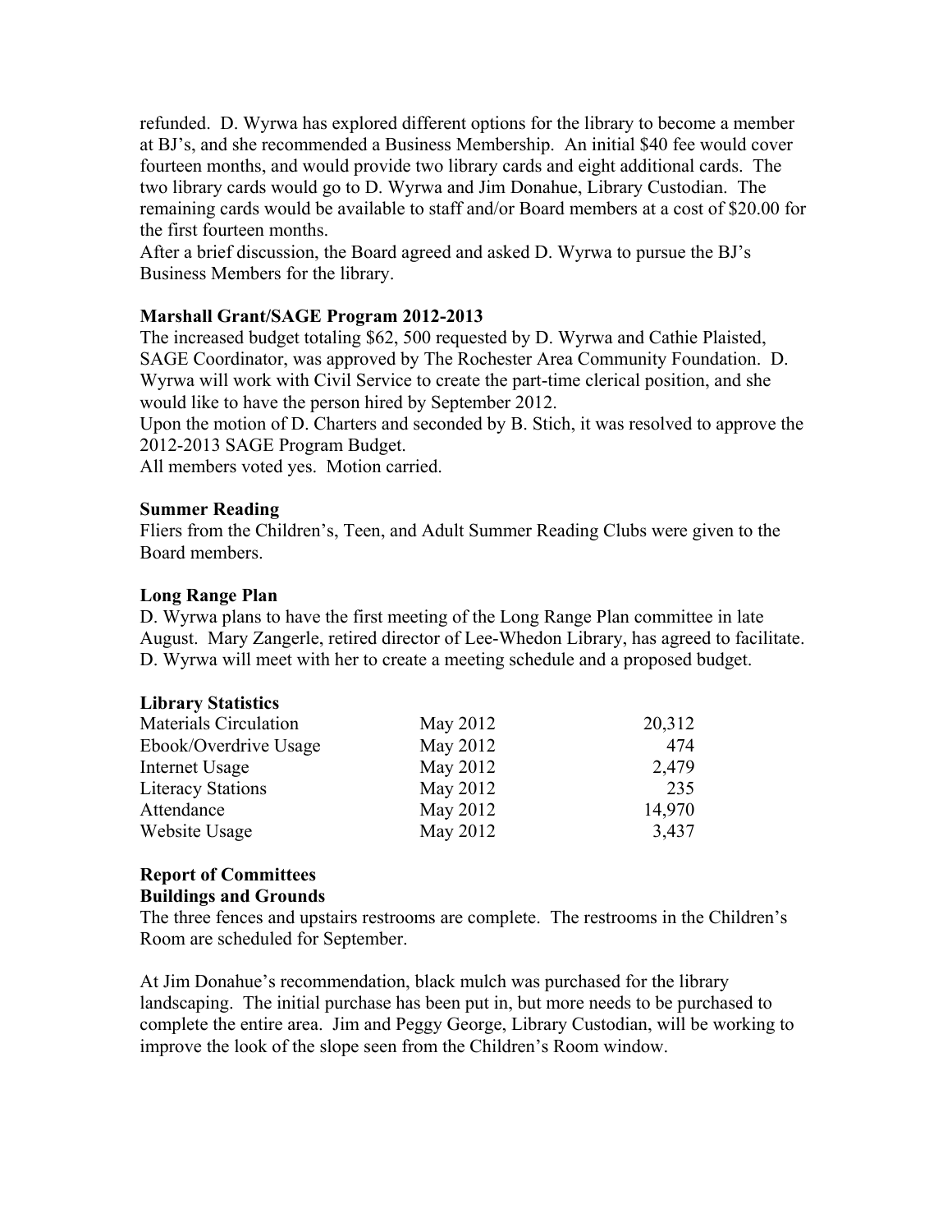refunded. D. Wyrwa has explored different options for the library to become a member at BJ's, and she recommended a Business Membership. An initial $40 fee would cover fourteen months, and would provide two library cards and eight additional cards. The two library cards would go to D. Wyrwa and Jim Donahue, Library Custodian. The remaining cards would be available to staff and/or Board members at a cost of $20.00 for the first fourteen months.
After a brief discussion, the Board agreed and asked D. Wyrwa to pursue the BJ's Business Members for the library.

**Marshall Grant/SAGE Program 2012-2013**
The increased budget totaling $62, 500 requested by D. Wyrwa and Cathie Plaisted, SAGE Coordinator, was approved by The Rochester Area Community Foundation. D. Wyrwa will work with Civil Service to create the part-time clerical position, and she would like to have the person hired by September 2012.
Upon the motion of D. Charters and seconded by B. Stich, it was resolved to approve the 2012-2013 SAGE Program Budget.
All members voted yes. Motion carried.

**Summer Reading**
Fliers from the Children's, Teen, and Adult Summer Reading Clubs were given to the Board members.

**Long Range Plan**
D. Wyrwa plans to have the first meeting of the Long Range Plan committee in late August. Mary Zangerle, retired director of Lee-Whedon Library, has agreed to facilitate. D. Wyrwa will meet with her to create a meeting schedule and a proposed budget.

**Library Statistics**

| | | |
|---|---|---|
| Materials Circulation | May 2012 | 20,312 |
| Ebook/Overdrive Usage | May 2012 | 474 |
| Internet Usage | May 2012 | 2,479 |
| Literacy Stations | May 2012 | 235 |
| Attendance | May 2012 | 14,970 |
| Website Usage | May 2012 | 3,437 |

**Report of Committees**
**Buildings and Grounds**
The three fences and upstairs restrooms are complete. The restrooms in the Children's Room are scheduled for September.

At Jim Donahue's recommendation, black mulch was purchased for the library landscaping. The initial purchase has been put in, but more needs to be purchased to complete the entire area. Jim and Peggy George, Library Custodian, will be working to improve the look of the slope seen from the Children's Room window.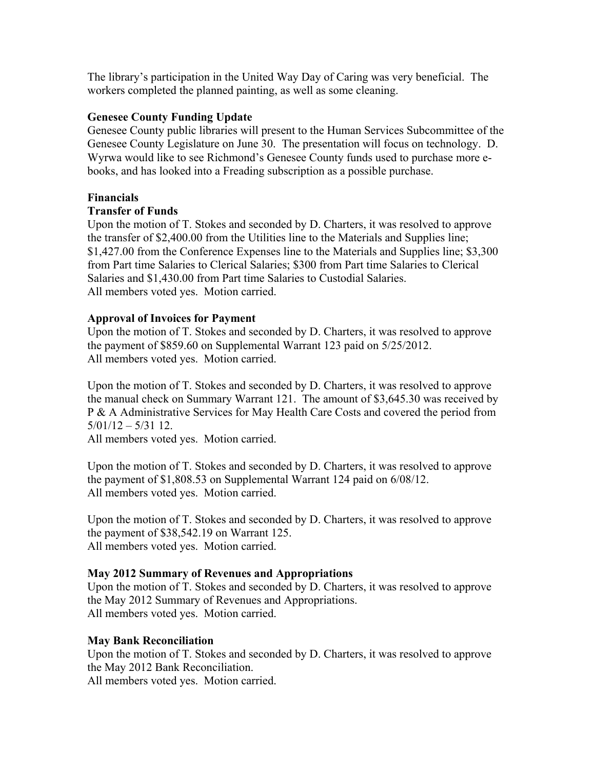The library's participation in the United Way Day of Caring was very beneficial. The workers completed the planned painting, as well as some cleaning.

**Genesee County Funding Update**

Genesee County public libraries will present to the Human Services Subcommittee of the Genesee County Legislature on June 30. The presentation will focus on technology. D. Wyrwa would like to see Richmond's Genesee County funds used to purchase more e-books, and has looked into a Freading subscription as a possible purchase.

**Financials**

**Transfer of Funds**

Upon the motion of T. Stokes and seconded by D. Charters, it was resolved to approve the transfer of $2,400.00 from the Utilities line to the Materials and Supplies line; $1,427.00 from the Conference Expenses line to the Materials and Supplies line; $3,300 from Part time Salaries to Clerical Salaries; $300 from Part time Salaries to Clerical Salaries and $1,430.00 from Part time Salaries to Custodial Salaries.
All members voted yes. Motion carried.

**Approval of Invoices for Payment**

Upon the motion of T. Stokes and seconded by D. Charters, it was resolved to approve the payment of $859.60 on Supplemental Warrant 123 paid on 5/25/2012.
All members voted yes. Motion carried.

Upon the motion of T. Stokes and seconded by D. Charters, it was resolved to approve the manual check on Summary Warrant 121. The amount of $3,645.30 was received by P & A Administrative Services for May Health Care Costs and covered the period from 5/01/12 – 5/31 12.
All members voted yes. Motion carried.

Upon the motion of T. Stokes and seconded by D. Charters, it was resolved to approve the payment of $1,808.53 on Supplemental Warrant 124 paid on 6/08/12.
All members voted yes. Motion carried.

Upon the motion of T. Stokes and seconded by D. Charters, it was resolved to approve the payment of $38,542.19 on Warrant 125.
All members voted yes. Motion carried.

**May 2012 Summary of Revenues and Appropriations**

Upon the motion of T. Stokes and seconded by D. Charters, it was resolved to approve the May 2012 Summary of Revenues and Appropriations.
All members voted yes. Motion carried.

**May Bank Reconciliation**

Upon the motion of T. Stokes and seconded by D. Charters, it was resolved to approve the May 2012 Bank Reconciliation.
All members voted yes. Motion carried.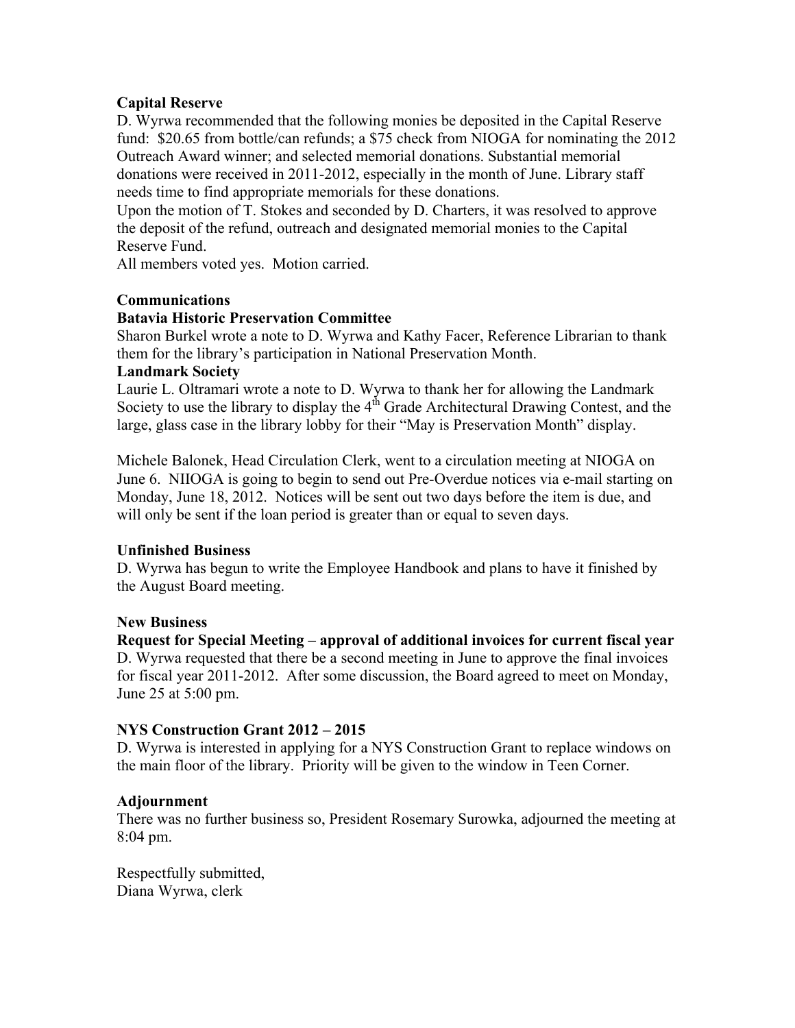**Capital Reserve**

D. Wyrwa recommended that the following monies be deposited in the Capital Reserve fund: $20.65 from bottle/can refunds; a $75 check from NIOGA for nominating the 2012 Outreach Award winner; and selected memorial donations. Substantial memorial donations were received in 2011-2012, especially in the month of June. Library staff needs time to find appropriate memorials for these donations.

Upon the motion of T. Stokes and seconded by D. Charters, it was resolved to approve the deposit of the refund, outreach and designated memorial monies to the Capital Reserve Fund.

All members voted yes. Motion carried.

**Communications**

**Batavia Historic Preservation Committee**

Sharon Burkel wrote a note to D. Wyrwa and Kathy Facer, Reference Librarian to thank them for the library's participation in National Preservation Month.

**Landmark Society**

Laurie L. Oltramari wrote a note to D. Wyrwa to thank her for allowing the Landmark Society to use the library to display the 4th Grade Architectural Drawing Contest, and the large, glass case in the library lobby for their "May is Preservation Month" display.

Michele Balonek, Head Circulation Clerk, went to a circulation meeting at NIOGA on June 6. NIIOGA is going to begin to send out Pre-Overdue notices via e-mail starting on Monday, June 18, 2012. Notices will be sent out two days before the item is due, and will only be sent if the loan period is greater than or equal to seven days.

**Unfinished Business**

D. Wyrwa has begun to write the Employee Handbook and plans to have it finished by the August Board meeting.

**New Business**

**Request for Special Meeting – approval of additional invoices for current fiscal year**

D. Wyrwa requested that there be a second meeting in June to approve the final invoices for fiscal year 2011-2012. After some discussion, the Board agreed to meet on Monday, June 25 at 5:00 pm.

**NYS Construction Grant 2012 – 2015**

D. Wyrwa is interested in applying for a NYS Construction Grant to replace windows on the main floor of the library. Priority will be given to the window in Teen Corner.

**Adjournment**

There was no further business so, President Rosemary Surowka, adjourned the meeting at 8:04 pm.

Respectfully submitted,
Diana Wyrwa, clerk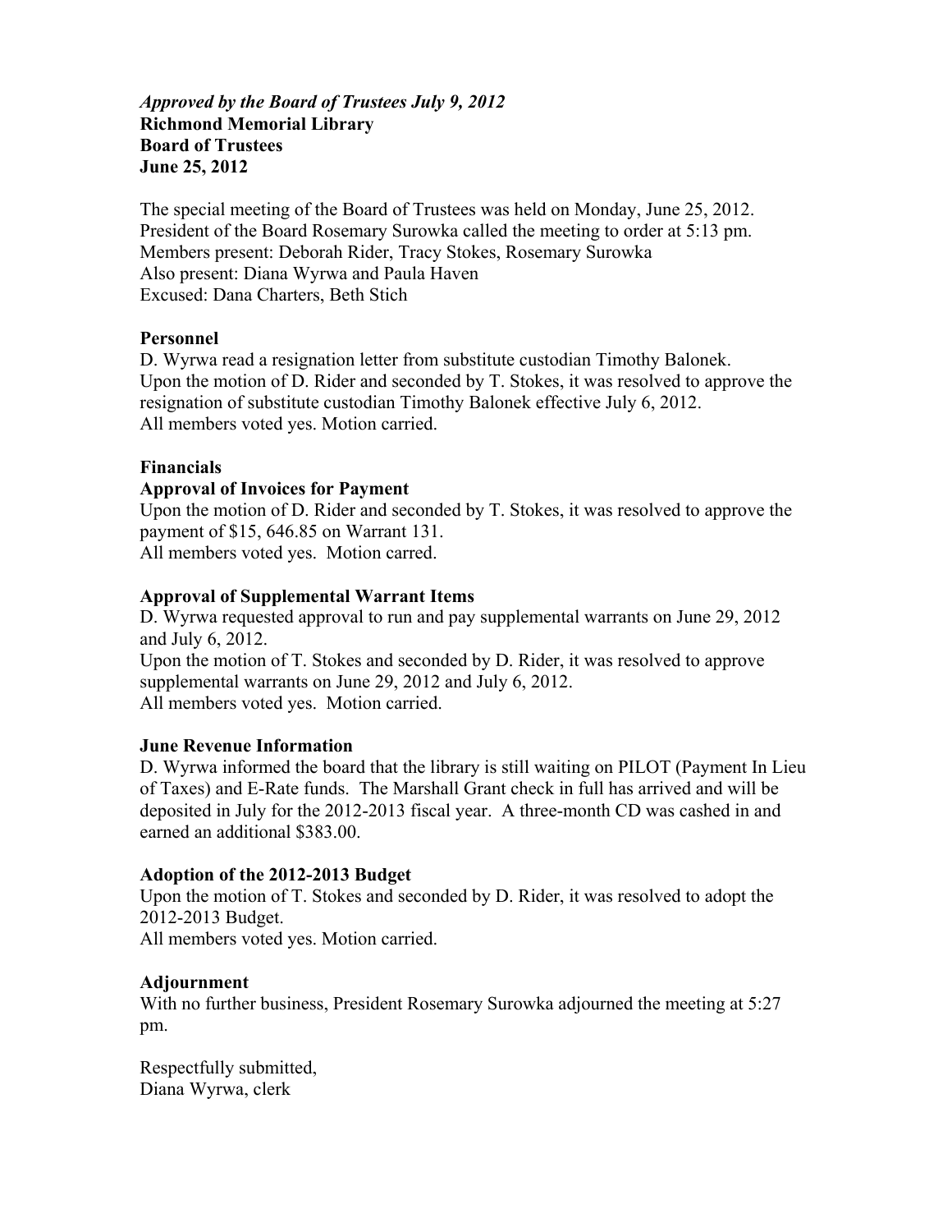***Approved by the Board of Trustees July 9, 2012***
**Richmond Memorial Library**
**Board of Trustees**
**June 25, 2012**

The special meeting of the Board of Trustees was held on Monday, June 25, 2012.
President of the Board Rosemary Surowka called the meeting to order at 5:13 pm.
Members present: Deborah Rider, Tracy Stokes, Rosemary Surowka
Also present: Diana Wyrwa and Paula Haven
Excused: Dana Charters, Beth Stich

**Personnel**

D. Wyrwa read a resignation letter from substitute custodian Timothy Balonek.
Upon the motion of D. Rider and seconded by T. Stokes, it was resolved to approve the resignation of substitute custodian Timothy Balonek effective July 6, 2012.
All members voted yes. Motion carried.

**Financials**

**Approval of Invoices for Payment**

Upon the motion of D. Rider and seconded by T. Stokes, it was resolved to approve the payment of $15, 646.85 on Warrant 131.
All members voted yes. Motion carred.

**Approval of Supplemental Warrant Items**

D. Wyrwa requested approval to run and pay supplemental warrants on June 29, 2012 and July 6, 2012.
Upon the motion of T. Stokes and seconded by D. Rider, it was resolved to approve supplemental warrants on June 29, 2012 and July 6, 2012.
All members voted yes. Motion carried.

**June Revenue Information**

D. Wyrwa informed the board that the library is still waiting on PILOT (Payment In Lieu of Taxes) and E-Rate funds. The Marshall Grant check in full has arrived and will be deposited in July for the 2012-2013 fiscal year. A three-month CD was cashed in and earned an additional $383.00.

**Adoption of the 2012-2013 Budget**

Upon the motion of T. Stokes and seconded by D. Rider, it was resolved to adopt the 2012-2013 Budget.
All members voted yes. Motion carried.

**Adjournment**

With no further business, President Rosemary Surowka adjourned the meeting at 5:27 pm.

Respectfully submitted,
Diana Wyrwa, clerk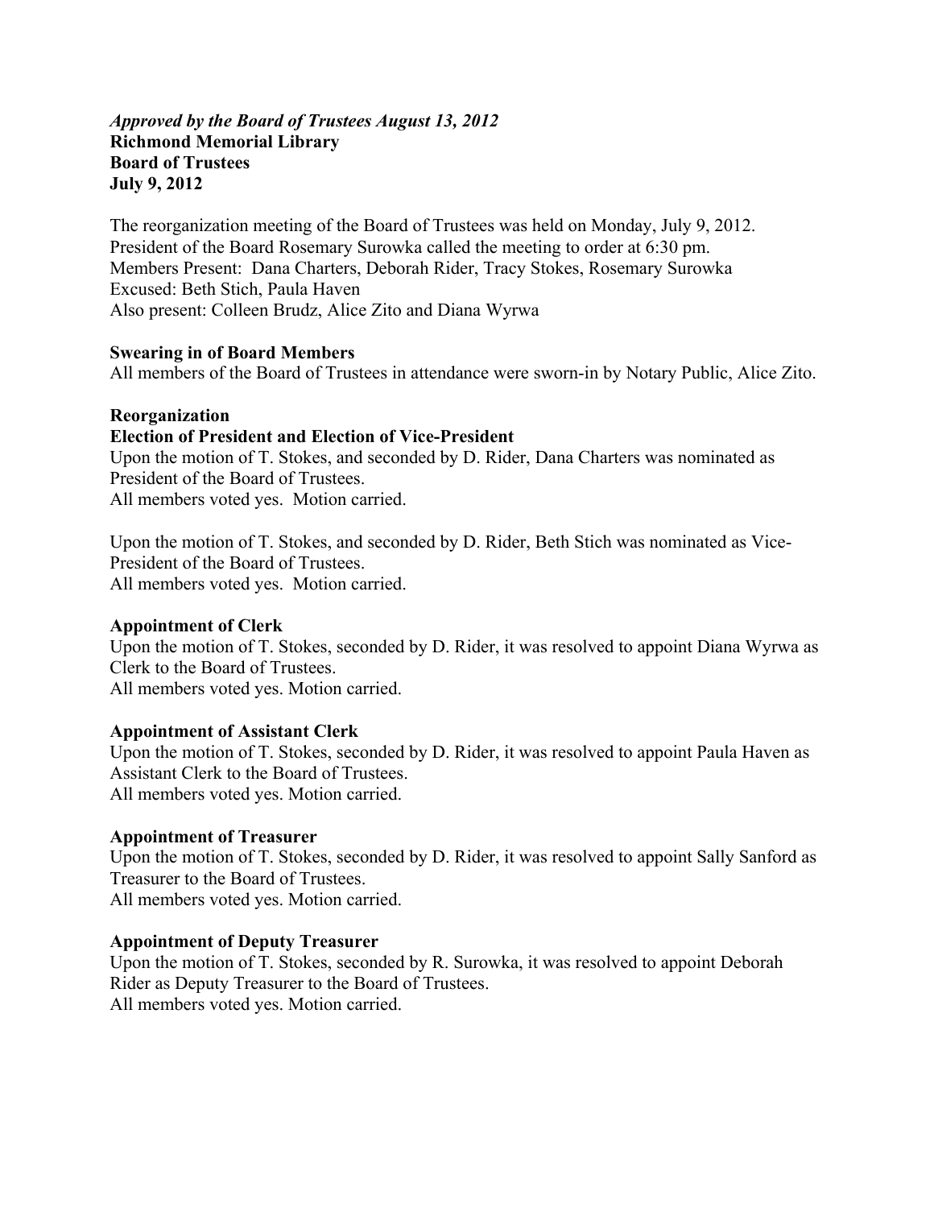***Approved by the Board of Trustees August 13, 2012***
**Richmond Memorial Library**
**Board of Trustees**
**July 9, 2012**

The reorganization meeting of the Board of Trustees was held on Monday, July 9, 2012.
President of the Board Rosemary Surowka called the meeting to order at 6:30 pm.
Members Present: Dana Charters, Deborah Rider, Tracy Stokes, Rosemary Surowka
Excused: Beth Stich, Paula Haven
Also present: Colleen Brudz, Alice Zito and Diana Wyrwa

**Swearing in of Board Members**
All members of the Board of Trustees in attendance were sworn-in by Notary Public, Alice Zito.

**Reorganization**
**Election of President and Election of Vice-President**
Upon the motion of T. Stokes, and seconded by D. Rider, Dana Charters was nominated as President of the Board of Trustees.
All members voted yes. Motion carried.

Upon the motion of T. Stokes, and seconded by D. Rider, Beth Stich was nominated as Vice-President of the Board of Trustees.
All members voted yes. Motion carried.

**Appointment of Clerk**
Upon the motion of T. Stokes, seconded by D. Rider, it was resolved to appoint Diana Wyrwa as Clerk to the Board of Trustees.
All members voted yes. Motion carried.

**Appointment of Assistant Clerk**
Upon the motion of T. Stokes, seconded by D. Rider, it was resolved to appoint Paula Haven as Assistant Clerk to the Board of Trustees.
All members voted yes. Motion carried.

**Appointment of Treasurer**
Upon the motion of T. Stokes, seconded by D. Rider, it was resolved to appoint Sally Sanford as Treasurer to the Board of Trustees.
All members voted yes. Motion carried.

**Appointment of Deputy Treasurer**
Upon the motion of T. Stokes, seconded by R. Surowka, it was resolved to appoint Deborah Rider as Deputy Treasurer to the Board of Trustees.
All members voted yes. Motion carried.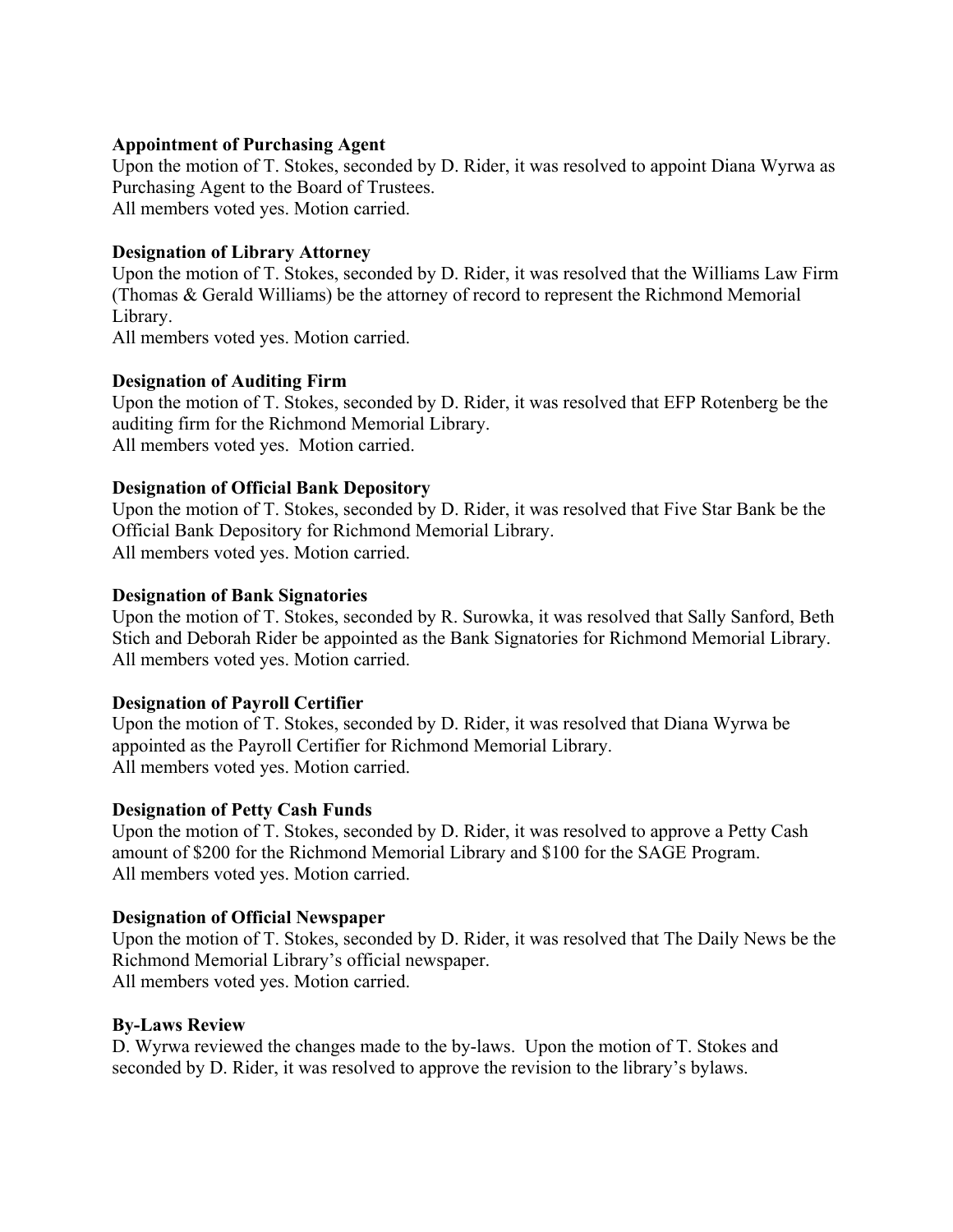**Appointment of Purchasing Agent**
Upon the motion of T. Stokes, seconded by D. Rider, it was resolved to appoint Diana Wyrwa as Purchasing Agent to the Board of Trustees.
All members voted yes. Motion carried.

**Designation of Library Attorney**
Upon the motion of T. Stokes, seconded by D. Rider, it was resolved that the Williams Law Firm (Thomas & Gerald Williams) be the attorney of record to represent the Richmond Memorial Library.
All members voted yes. Motion carried.

**Designation of Auditing Firm**
Upon the motion of T. Stokes, seconded by D. Rider, it was resolved that EFP Rotenberg be the auditing firm for the Richmond Memorial Library.
All members voted yes. Motion carried.

**Designation of Official Bank Depository**
Upon the motion of T. Stokes, seconded by D. Rider, it was resolved that Five Star Bank be the Official Bank Depository for Richmond Memorial Library.
All members voted yes. Motion carried.

**Designation of Bank Signatories**
Upon the motion of T. Stokes, seconded by R. Surowka, it was resolved that Sally Sanford, Beth Stich and Deborah Rider be appointed as the Bank Signatories for Richmond Memorial Library.
All members voted yes. Motion carried.

**Designation of Payroll Certifier**
Upon the motion of T. Stokes, seconded by D. Rider, it was resolved that Diana Wyrwa be appointed as the Payroll Certifier for Richmond Memorial Library.
All members voted yes. Motion carried.

**Designation of Petty Cash Funds**
Upon the motion of T. Stokes, seconded by D. Rider, it was resolved to approve a Petty Cash amount of $200 for the Richmond Memorial Library and $100 for the SAGE Program.
All members voted yes. Motion carried.

**Designation of Official Newspaper**
Upon the motion of T. Stokes, seconded by D. Rider, it was resolved that The Daily News be the Richmond Memorial Library's official newspaper.
All members voted yes. Motion carried.

**By-Laws Review**
D. Wyrwa reviewed the changes made to the by-laws. Upon the motion of T. Stokes and seconded by D. Rider, it was resolved to approve the revision to the library's bylaws.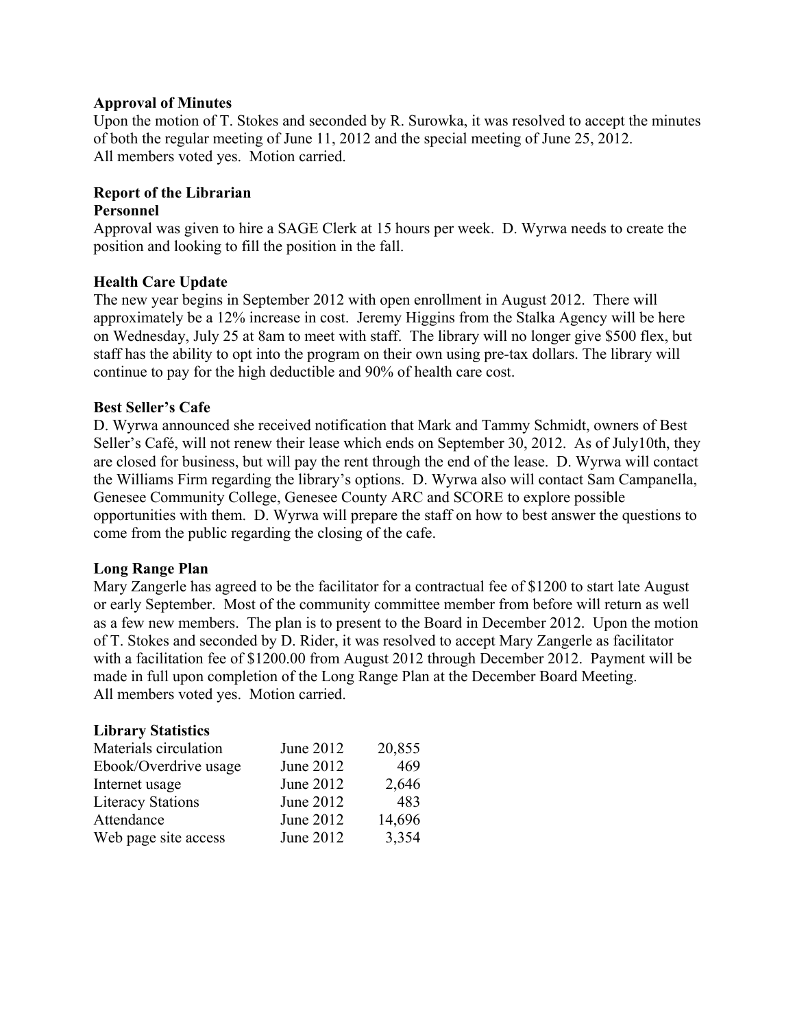**Approval of Minutes**
Upon the motion of T. Stokes and seconded by R. Surowka, it was resolved to accept the minutes of both the regular meeting of June 11, 2012 and the special meeting of June 25, 2012.
All members voted yes. Motion carried.

**Report of the Librarian**
**Personnel**
Approval was given to hire a SAGE Clerk at 15 hours per week. D. Wyrwa needs to create the position and looking to fill the position in the fall.

**Health Care Update**
The new year begins in September 2012 with open enrollment in August 2012. There will approximately be a 12% increase in cost. Jeremy Higgins from the Stalka Agency will be here on Wednesday, July 25 at 8am to meet with staff. The library will no longer give $500 flex, but staff has the ability to opt into the program on their own using pre-tax dollars. The library will continue to pay for the high deductible and 90% of health care cost.

**Best Seller's Cafe**
D. Wyrwa announced she received notification that Mark and Tammy Schmidt, owners of Best Seller's Café, will not renew their lease which ends on September 30, 2012. As of July10th, they are closed for business, but will pay the rent through the end of the lease. D. Wyrwa will contact the Williams Firm regarding the library's options. D. Wyrwa also will contact Sam Campanella, Genesee Community College, Genesee County ARC and SCORE to explore possible opportunities with them. D. Wyrwa will prepare the staff on how to best answer the questions to come from the public regarding the closing of the cafe.

**Long Range Plan**
Mary Zangerle has agreed to be the facilitator for a contractual fee of $1200 to start late August or early September. Most of the community committee member from before will return as well as a few new members. The plan is to present to the Board in December 2012. Upon the motion of T. Stokes and seconded by D. Rider, it was resolved to accept Mary Zangerle as facilitator with a facilitation fee of $1200.00 from August 2012 through December 2012. Payment will be made in full upon completion of the Long Range Plan at the December Board Meeting.
All members voted yes. Motion carried.

**Library Statistics**

| | | |
|---|---|---|
| Materials circulation | June 2012 | 20,855 |
| Ebook/Overdrive usage | June 2012 | 469 |
| Internet usage | June 2012 | 2,646 |
| Literacy Stations | June 2012 | 483 |
| Attendance | June 2012 | 14,696 |
| Web page site access | June 2012 | 3,354 |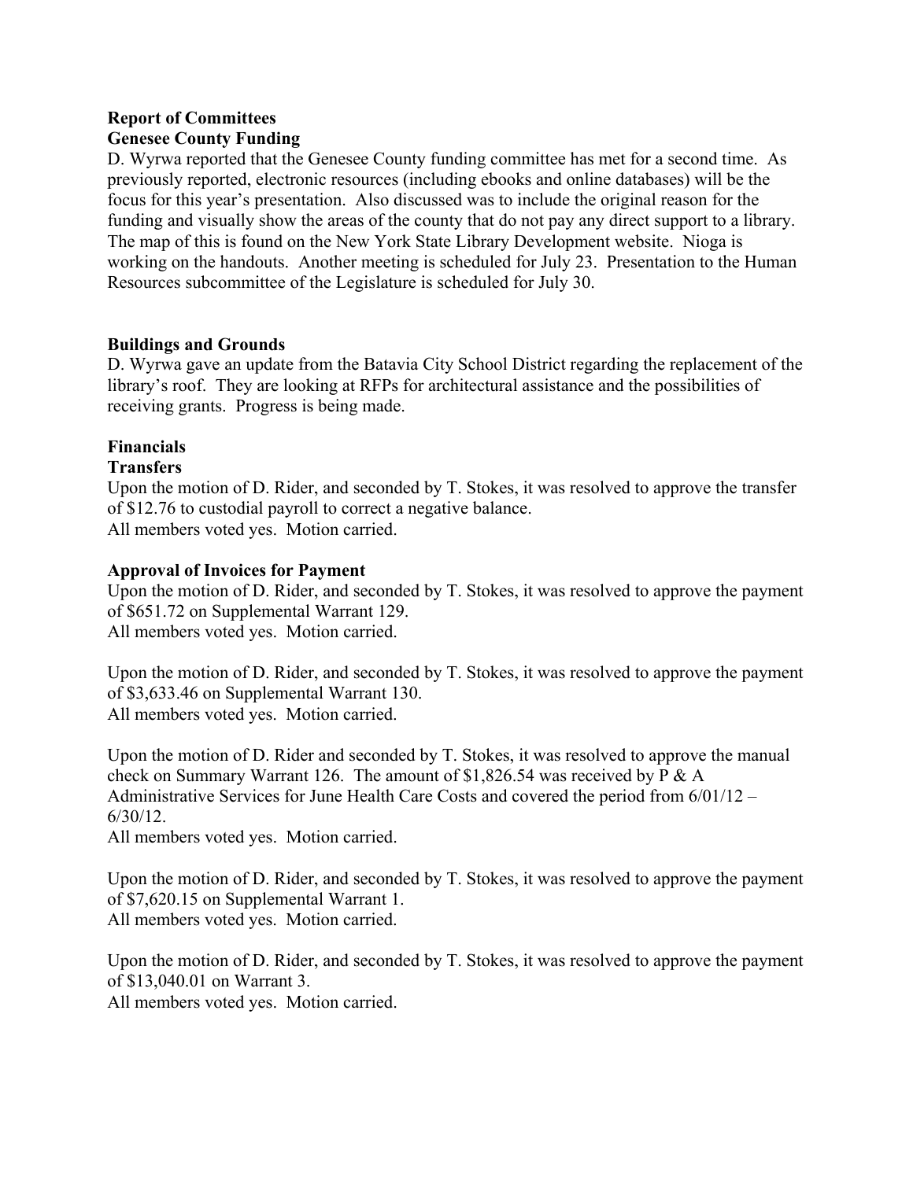**Report of Committees**

**Genesee County Funding**

D. Wyrwa reported that the Genesee County funding committee has met for a second time. As previously reported, electronic resources (including ebooks and online databases) will be the focus for this year's presentation. Also discussed was to include the original reason for the funding and visually show the areas of the county that do not pay any direct support to a library. The map of this is found on the New York State Library Development website. Nioga is working on the handouts. Another meeting is scheduled for July 23. Presentation to the Human Resources subcommittee of the Legislature is scheduled for July 30.

**Buildings and Grounds**

D. Wyrwa gave an update from the Batavia City School District regarding the replacement of the library's roof. They are looking at RFPs for architectural assistance and the possibilities of receiving grants. Progress is being made.

**Financials**

**Transfers**

Upon the motion of D. Rider, and seconded by T. Stokes, it was resolved to approve the transfer of $12.76 to custodial payroll to correct a negative balance.
All members voted yes. Motion carried.

**Approval of Invoices for Payment**

Upon the motion of D. Rider, and seconded by T. Stokes, it was resolved to approve the payment of $651.72 on Supplemental Warrant 129.
All members voted yes. Motion carried.

Upon the motion of D. Rider, and seconded by T. Stokes, it was resolved to approve the payment of $3,633.46 on Supplemental Warrant 130.
All members voted yes. Motion carried.

Upon the motion of D. Rider and seconded by T. Stokes, it was resolved to approve the manual check on Summary Warrant 126. The amount of $1,826.54 was received by P & A Administrative Services for June Health Care Costs and covered the period from 6/01/12 – 6/30/12.
All members voted yes. Motion carried.

Upon the motion of D. Rider, and seconded by T. Stokes, it was resolved to approve the payment of $7,620.15 on Supplemental Warrant 1.
All members voted yes. Motion carried.

Upon the motion of D. Rider, and seconded by T. Stokes, it was resolved to approve the payment of $13,040.01 on Warrant 3.
All members voted yes. Motion carried.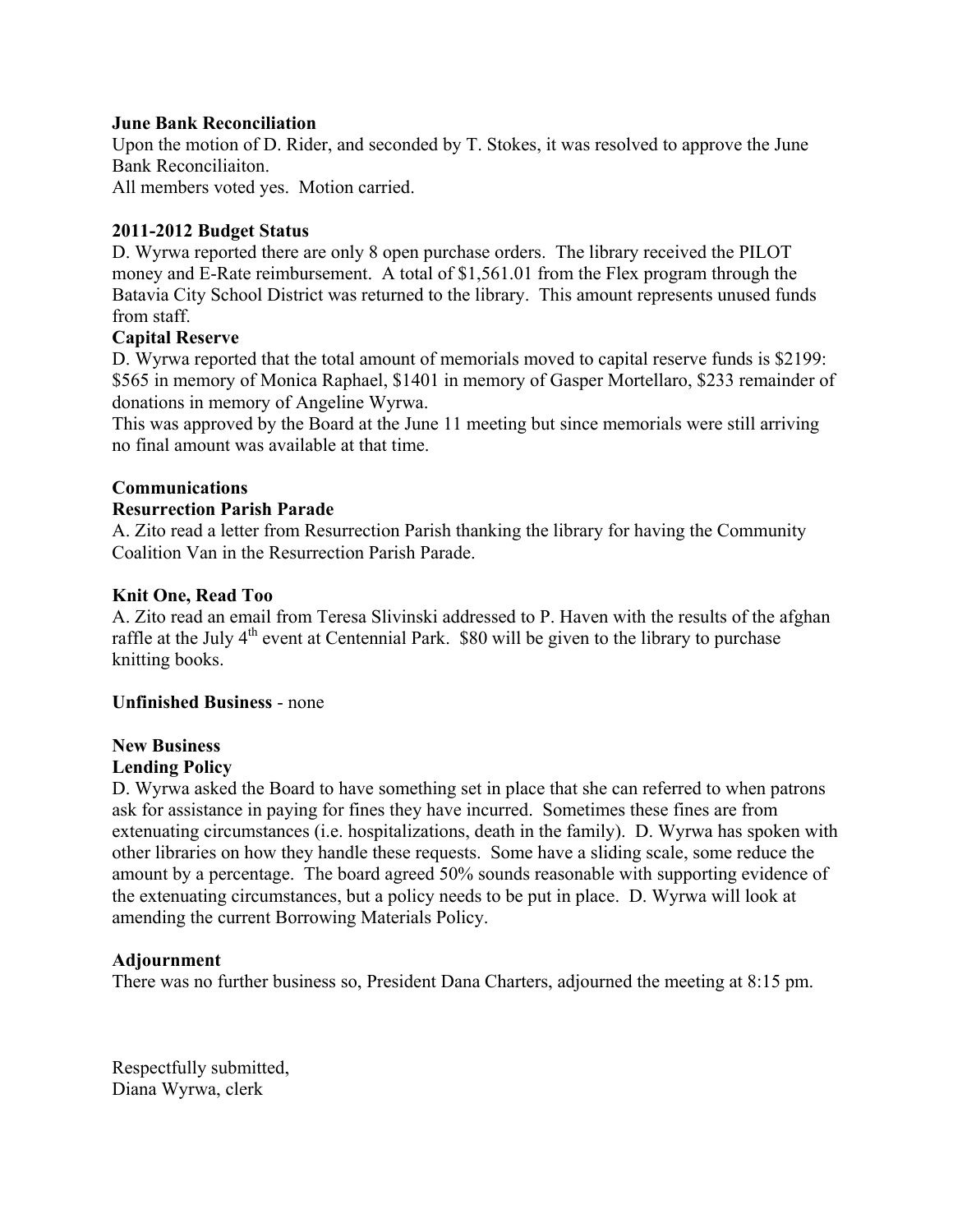**June Bank Reconciliation**

Upon the motion of D. Rider, and seconded by T. Stokes, it was resolved to approve the June Bank Reconciliaiton.

All members voted yes. Motion carried.

**2011-2012 Budget Status**

D. Wyrwa reported there are only 8 open purchase orders. The library received the PILOT money and E-Rate reimbursement. A total of $1,561.01 from the Flex program through the Batavia City School District was returned to the library. This amount represents unused funds from staff.

**Capital Reserve**

D. Wyrwa reported that the total amount of memorials moved to capital reserve funds is $2199: $565 in memory of Monica Raphael, $1401 in memory of Gasper Mortellaro, $233 remainder of donations in memory of Angeline Wyrwa.

This was approved by the Board at the June 11 meeting but since memorials were still arriving no final amount was available at that time.

**Communications**

**Resurrection Parish Parade**

A. Zito read a letter from Resurrection Parish thanking the library for having the Community Coalition Van in the Resurrection Parish Parade.

**Knit One, Read Too**

A. Zito read an email from Teresa Slivinski addressed to P. Haven with the results of the afghan raffle at the July 4th event at Centennial Park. $80 will be given to the library to purchase knitting books.

**Unfinished Business** - none

**New Business**

**Lending Policy**

D. Wyrwa asked the Board to have something set in place that she can referred to when patrons ask for assistance in paying for fines they have incurred. Sometimes these fines are from extenuating circumstances (i.e. hospitalizations, death in the family). D. Wyrwa has spoken with other libraries on how they handle these requests. Some have a sliding scale, some reduce the amount by a percentage. The board agreed 50% sounds reasonable with supporting evidence of the extenuating circumstances, but a policy needs to be put in place. D. Wyrwa will look at amending the current Borrowing Materials Policy.

**Adjournment**

There was no further business so, President Dana Charters, adjourned the meeting at 8:15 pm.

Respectfully submitted,
Diana Wyrwa, clerk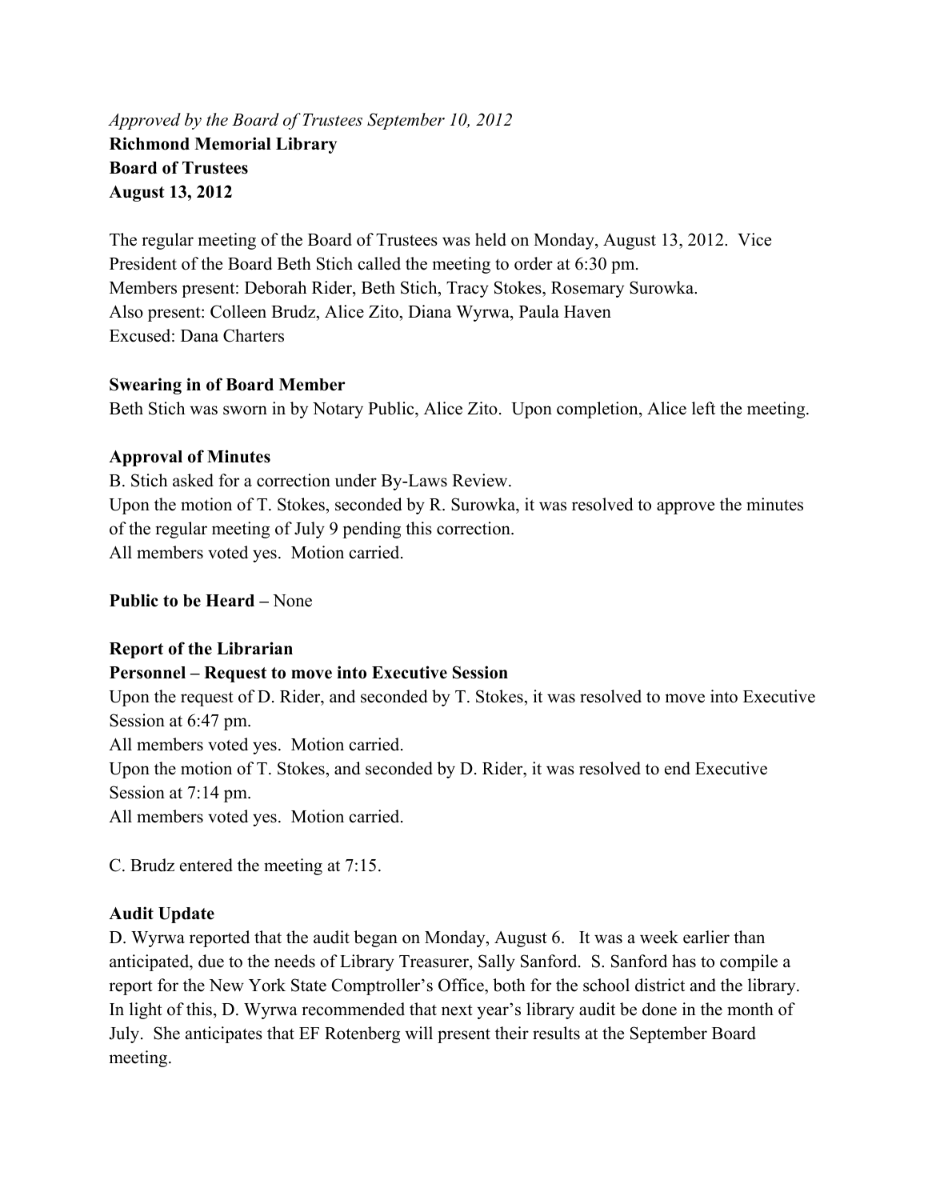*Approved by the Board of Trustees September 10, 2012*

**Richmond Memorial Library**
**Board of Trustees**
**August 13, 2012**

The regular meeting of the Board of Trustees was held on Monday, August 13, 2012. Vice President of the Board Beth Stich called the meeting to order at 6:30 pm.
Members present: Deborah Rider, Beth Stich, Tracy Stokes, Rosemary Surowka.
Also present: Colleen Brudz, Alice Zito, Diana Wyrwa, Paula Haven
Excused: Dana Charters

**Swearing in of Board Member**

Beth Stich was sworn in by Notary Public, Alice Zito. Upon completion, Alice left the meeting.

**Approval of Minutes**

B. Stich asked for a correction under By-Laws Review.
Upon the motion of T. Stokes, seconded by R. Surowka, it was resolved to approve the minutes of the regular meeting of July 9 pending this correction.
All members voted yes. Motion carried.

**Public to be Heard –** None

**Report of the Librarian**

**Personnel – Request to move into Executive Session**

Upon the request of D. Rider, and seconded by T. Stokes, it was resolved to move into Executive Session at 6:47 pm.
All members voted yes. Motion carried.
Upon the motion of T. Stokes, and seconded by D. Rider, it was resolved to end Executive Session at 7:14 pm.
All members voted yes. Motion carried.

C. Brudz entered the meeting at 7:15.

**Audit Update**

D. Wyrwa reported that the audit began on Monday, August 6. It was a week earlier than anticipated, due to the needs of Library Treasurer, Sally Sanford. S. Sanford has to compile a report for the New York State Comptroller's Office, both for the school district and the library. In light of this, D. Wyrwa recommended that next year's library audit be done in the month of July. She anticipates that EF Rotenberg will present their results at the September Board meeting.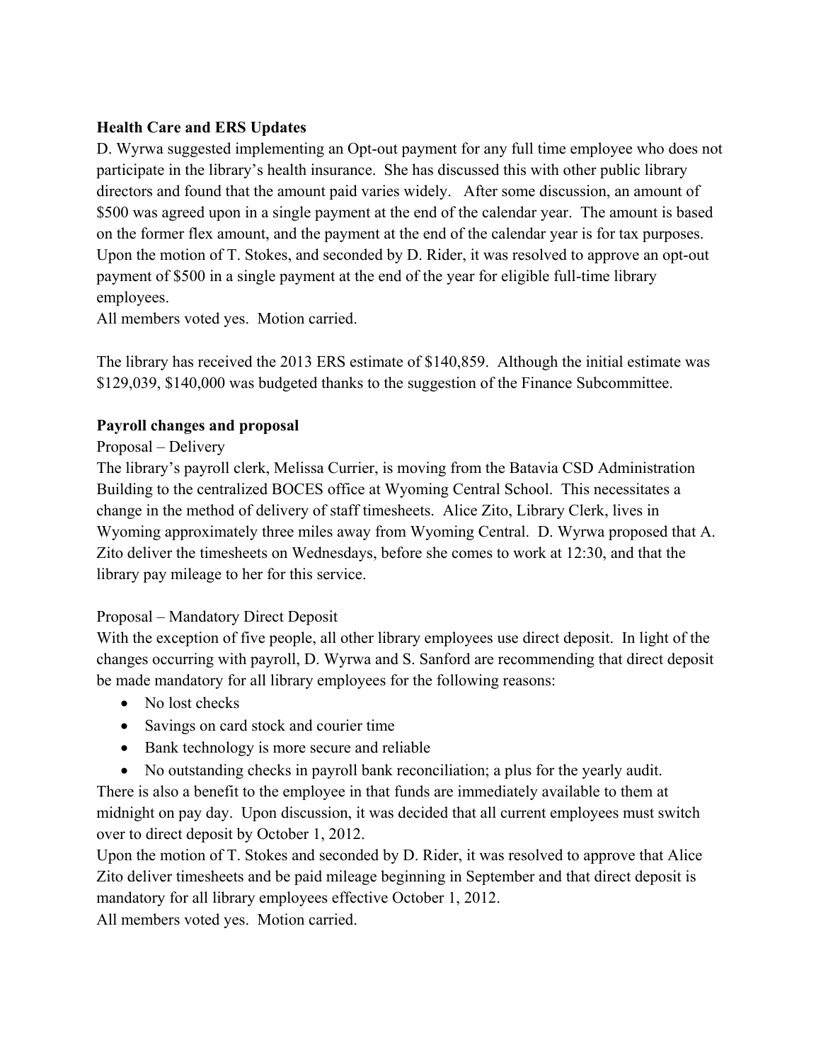**Health Care and ERS Updates**

D. Wyrwa suggested implementing an Opt-out payment for any full time employee who does not participate in the library's health insurance. She has discussed this with other public library directors and found that the amount paid varies widely. After some discussion, an amount of $500 was agreed upon in a single payment at the end of the calendar year. The amount is based on the former flex amount, and the payment at the end of the calendar year is for tax purposes. Upon the motion of T. Stokes, and seconded by D. Rider, it was resolved to approve an opt-out payment of $500 in a single payment at the end of the year for eligible full-time library employees.

All members voted yes. Motion carried.

The library has received the 2013 ERS estimate of $140,859. Although the initial estimate was $129,039, $140,000 was budgeted thanks to the suggestion of the Finance Subcommittee.

**Payroll changes and proposal**

Proposal – Delivery

The library's payroll clerk, Melissa Currier, is moving from the Batavia CSD Administration Building to the centralized BOCES office at Wyoming Central School. This necessitates a change in the method of delivery of staff timesheets. Alice Zito, Library Clerk, lives in Wyoming approximately three miles away from Wyoming Central. D. Wyrwa proposed that A. Zito deliver the timesheets on Wednesdays, before she comes to work at 12:30, and that the library pay mileage to her for this service.

Proposal – Mandatory Direct Deposit

With the exception of five people, all other library employees use direct deposit. In light of the changes occurring with payroll, D. Wyrwa and S. Sanford are recommending that direct deposit be made mandatory for all library employees for the following reasons:

- No lost checks
- Savings on card stock and courier time
- Bank technology is more secure and reliable
- No outstanding checks in payroll bank reconciliation; a plus for the yearly audit.

There is also a benefit to the employee in that funds are immediately available to them at midnight on pay day. Upon discussion, it was decided that all current employees must switch over to direct deposit by October 1, 2012.

Upon the motion of T. Stokes and seconded by D. Rider, it was resolved to approve that Alice Zito deliver timesheets and be paid mileage beginning in September and that direct deposit is mandatory for all library employees effective October 1, 2012.

All members voted yes. Motion carried.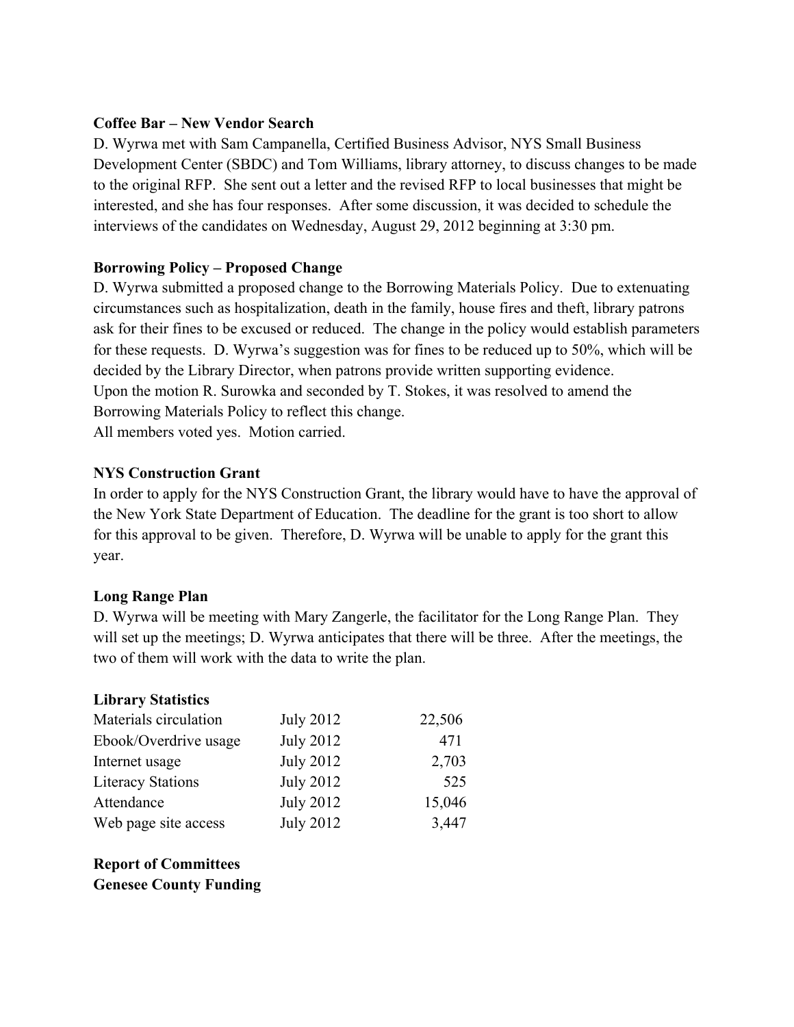**Coffee Bar – New Vendor Search**

D. Wyrwa met with Sam Campanella, Certified Business Advisor, NYS Small Business Development Center (SBDC) and Tom Williams, library attorney, to discuss changes to be made to the original RFP. She sent out a letter and the revised RFP to local businesses that might be interested, and she has four responses. After some discussion, it was decided to schedule the interviews of the candidates on Wednesday, August 29, 2012 beginning at 3:30 pm.

**Borrowing Policy – Proposed Change**

D. Wyrwa submitted a proposed change to the Borrowing Materials Policy. Due to extenuating circumstances such as hospitalization, death in the family, house fires and theft, library patrons ask for their fines to be excused or reduced. The change in the policy would establish parameters for these requests. D. Wyrwa's suggestion was for fines to be reduced up to 50%, which will be decided by the Library Director, when patrons provide written supporting evidence.
Upon the motion R. Surowka and seconded by T. Stokes, it was resolved to amend the Borrowing Materials Policy to reflect this change.
All members voted yes. Motion carried.

**NYS Construction Grant**

In order to apply for the NYS Construction Grant, the library would have to have the approval of the New York State Department of Education. The deadline for the grant is too short to allow for this approval to be given. Therefore, D. Wyrwa will be unable to apply for the grant this year.

**Long Range Plan**

D. Wyrwa will be meeting with Mary Zangerle, the facilitator for the Long Range Plan. They will set up the meetings; D. Wyrwa anticipates that there will be three. After the meetings, the two of them will work with the data to write the plan.

**Library Statistics**

| | | |
|---|---|---|
| Materials circulation | July 2012 | 22,506 |
| Ebook/Overdrive usage | July 2012 | 471 |
| Internet usage | July 2012 | 2,703 |
| Literacy Stations | July 2012 | 525 |
| Attendance | July 2012 | 15,046 |
| Web page site access | July 2012 | 3,447 |

**Report of Committees**

**Genesee County Funding**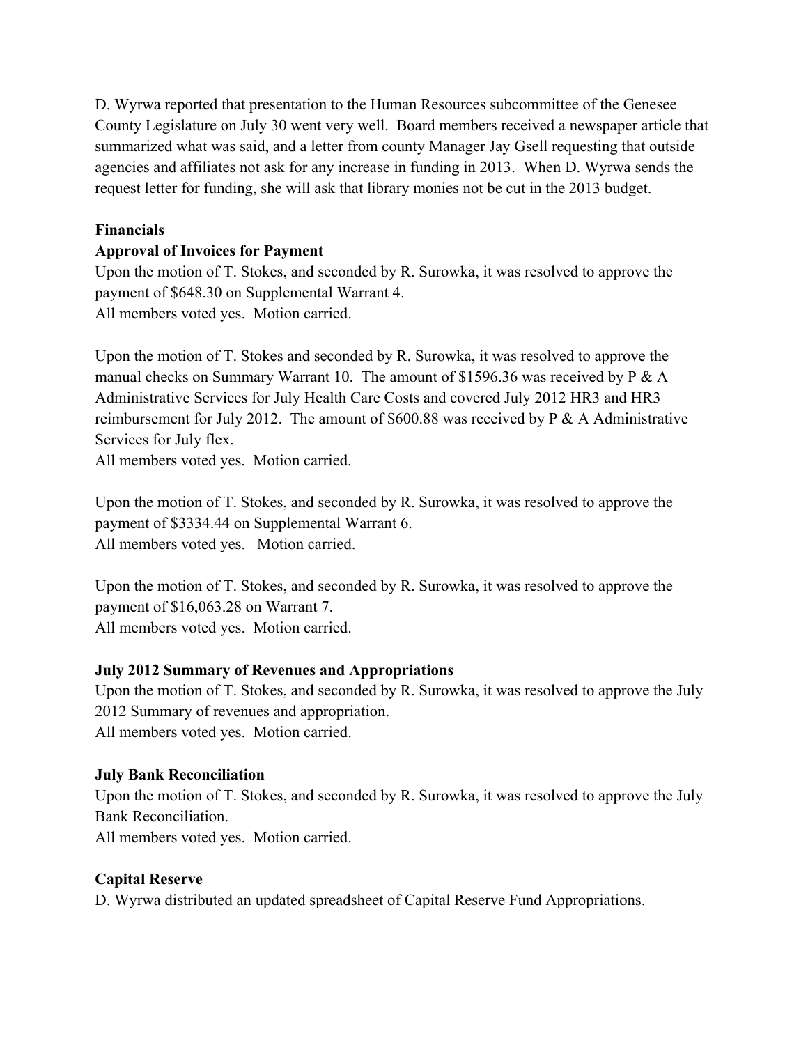D. Wyrwa reported that presentation to the Human Resources subcommittee of the Genesee County Legislature on July 30 went very well. Board members received a newspaper article that summarized what was said, and a letter from county Manager Jay Gsell requesting that outside agencies and affiliates not ask for any increase in funding in 2013. When D. Wyrwa sends the request letter for funding, she will ask that library monies not be cut in the 2013 budget.

**Financials**

**Approval of Invoices for Payment**

Upon the motion of T. Stokes, and seconded by R. Surowka, it was resolved to approve the payment of $648.30 on Supplemental Warrant 4.
All members voted yes. Motion carried.

Upon the motion of T. Stokes and seconded by R. Surowka, it was resolved to approve the manual checks on Summary Warrant 10. The amount of $1596.36 was received by P & A Administrative Services for July Health Care Costs and covered July 2012 HR3 and HR3 reimbursement for July 2012. The amount of $600.88 was received by P & A Administrative Services for July flex.
All members voted yes. Motion carried.

Upon the motion of T. Stokes, and seconded by R. Surowka, it was resolved to approve the payment of $3334.44 on Supplemental Warrant 6.
All members voted yes. Motion carried.

Upon the motion of T. Stokes, and seconded by R. Surowka, it was resolved to approve the payment of $16,063.28 on Warrant 7.
All members voted yes. Motion carried.

**July 2012 Summary of Revenues and Appropriations**

Upon the motion of T. Stokes, and seconded by R. Surowka, it was resolved to approve the July 2012 Summary of revenues and appropriation.
All members voted yes. Motion carried.

**July Bank Reconciliation**

Upon the motion of T. Stokes, and seconded by R. Surowka, it was resolved to approve the July Bank Reconciliation.
All members voted yes. Motion carried.

**Capital Reserve**

D. Wyrwa distributed an updated spreadsheet of Capital Reserve Fund Appropriations.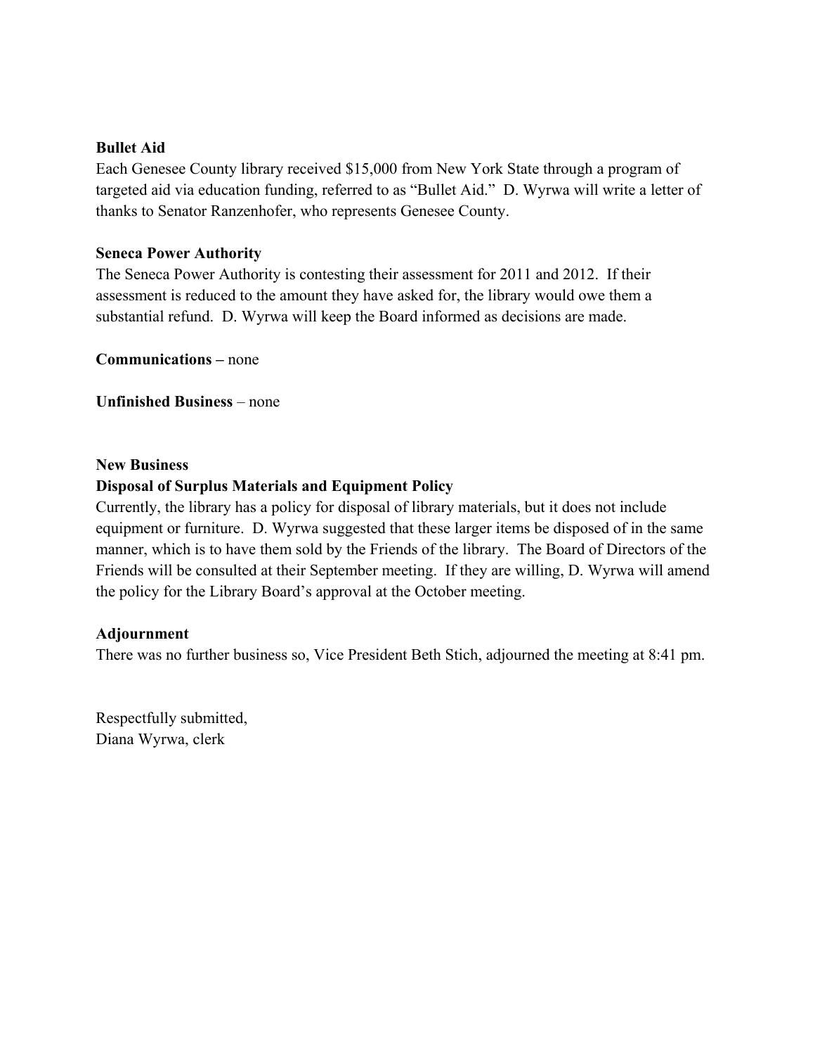**Bullet Aid**

Each Genesee County library received $15,000 from New York State through a program of targeted aid via education funding, referred to as "Bullet Aid." D. Wyrwa will write a letter of thanks to Senator Ranzenhofer, who represents Genesee County.

**Seneca Power Authority**

The Seneca Power Authority is contesting their assessment for 2011 and 2012. If their assessment is reduced to the amount they have asked for, the library would owe them a substantial refund. D. Wyrwa will keep the Board informed as decisions are made.

**Communications –** none

**Unfinished Business** – none

**New Business**

**Disposal of Surplus Materials and Equipment Policy**

Currently, the library has a policy for disposal of library materials, but it does not include equipment or furniture. D. Wyrwa suggested that these larger items be disposed of in the same manner, which is to have them sold by the Friends of the library. The Board of Directors of the Friends will be consulted at their September meeting. If they are willing, D. Wyrwa will amend the policy for the Library Board's approval at the October meeting.

**Adjournment**

There was no further business so, Vice President Beth Stich, adjourned the meeting at 8:41 pm.

Respectfully submitted,
Diana Wyrwa, clerk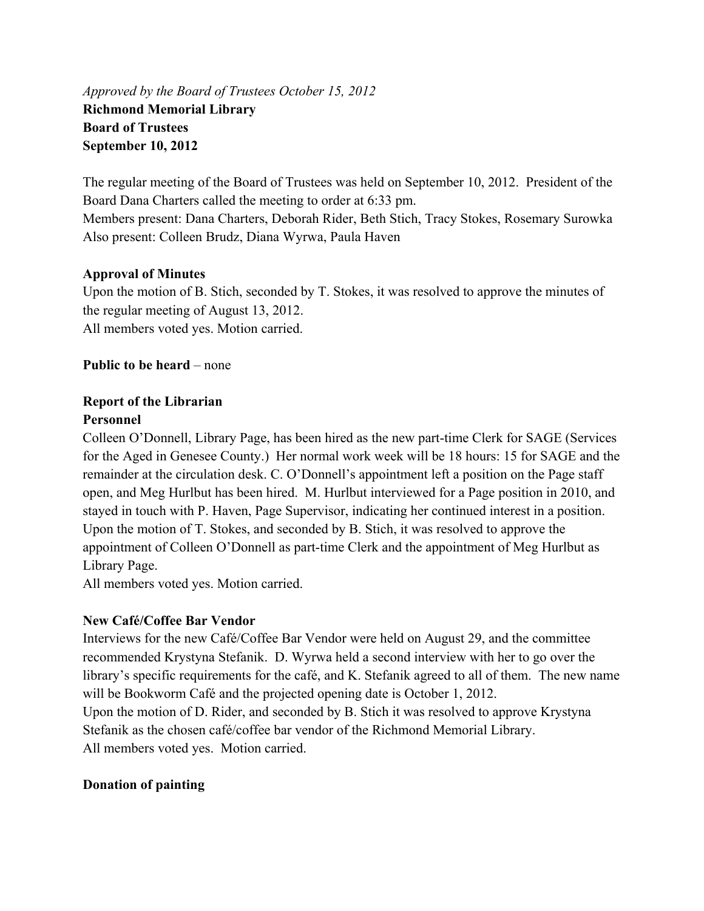*Approved by the Board of Trustees October 15, 2012*

**Richmond Memorial Library**
**Board of Trustees**
**September 10, 2012**

The regular meeting of the Board of Trustees was held on September 10, 2012. President of the Board Dana Charters called the meeting to order at 6:33 pm.
Members present: Dana Charters, Deborah Rider, Beth Stich, Tracy Stokes, Rosemary Surowka
Also present: Colleen Brudz, Diana Wyrwa, Paula Haven

**Approval of Minutes**

Upon the motion of B. Stich, seconded by T. Stokes, it was resolved to approve the minutes of the regular meeting of August 13, 2012.
All members voted yes. Motion carried.

**Public to be heard** – none

**Report of the Librarian**

**Personnel**

Colleen O'Donnell, Library Page, has been hired as the new part-time Clerk for SAGE (Services for the Aged in Genesee County.) Her normal work week will be 18 hours: 15 for SAGE and the remainder at the circulation desk. C. O'Donnell's appointment left a position on the Page staff open, and Meg Hurlbut has been hired. M. Hurlbut interviewed for a Page position in 2010, and stayed in touch with P. Haven, Page Supervisor, indicating her continued interest in a position. Upon the motion of T. Stokes, and seconded by B. Stich, it was resolved to approve the appointment of Colleen O'Donnell as part-time Clerk and the appointment of Meg Hurlbut as Library Page.
All members voted yes. Motion carried.

**New Café/Coffee Bar Vendor**

Interviews for the new Café/Coffee Bar Vendor were held on August 29, and the committee recommended Krystyna Stefanik. D. Wyrwa held a second interview with her to go over the library's specific requirements for the café, and K. Stefanik agreed to all of them. The new name will be Bookworm Café and the projected opening date is October 1, 2012.
Upon the motion of D. Rider, and seconded by B. Stich it was resolved to approve Krystyna Stefanik as the chosen café/coffee bar vendor of the Richmond Memorial Library.
All members voted yes. Motion carried.

**Donation of painting**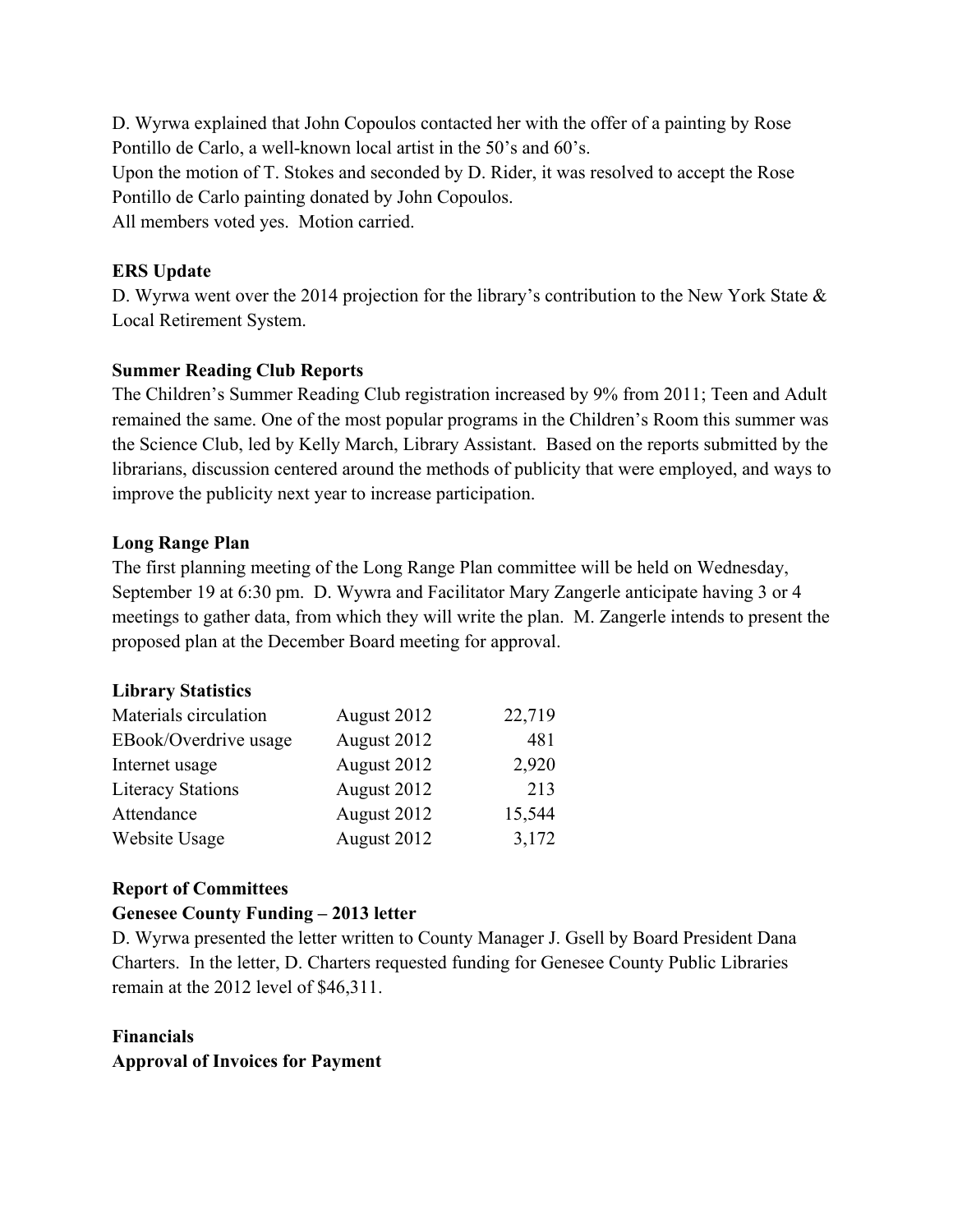D. Wyrwa explained that John Copoulos contacted her with the offer of a painting by Rose Pontillo de Carlo, a well-known local artist in the 50's and 60's.
Upon the motion of T. Stokes and seconded by D. Rider, it was resolved to accept the Rose Pontillo de Carlo painting donated by John Copoulos.
All members voted yes. Motion carried.

**ERS Update**

D. Wyrwa went over the 2014 projection for the library's contribution to the New York State & Local Retirement System.

**Summer Reading Club Reports**

The Children's Summer Reading Club registration increased by 9% from 2011; Teen and Adult remained the same. One of the most popular programs in the Children's Room this summer was the Science Club, led by Kelly March, Library Assistant. Based on the reports submitted by the librarians, discussion centered around the methods of publicity that were employed, and ways to improve the publicity next year to increase participation.

**Long Range Plan**

The first planning meeting of the Long Range Plan committee will be held on Wednesday, September 19 at 6:30 pm. D. Wywra and Facilitator Mary Zangerle anticipate having 3 or 4 meetings to gather data, from which they will write the plan. M. Zangerle intends to present the proposed plan at the December Board meeting for approval.

**Library Statistics**

| | | |
|---|---|---|
| Materials circulation | August 2012 | 22,719 |
| EBook/Overdrive usage | August 2012 | 481 |
| Internet usage | August 2012 | 2,920 |
| Literacy Stations | August 2012 | 213 |
| Attendance | August 2012 | 15,544 |
| Website Usage | August 2012 | 3,172 |

**Report of Committees**

**Genesee County Funding – 2013 letter**

D. Wyrwa presented the letter written to County Manager J. Gsell by Board President Dana Charters. In the letter, D. Charters requested funding for Genesee County Public Libraries remain at the 2012 level of $46,311.

**Financials**

**Approval of Invoices for Payment**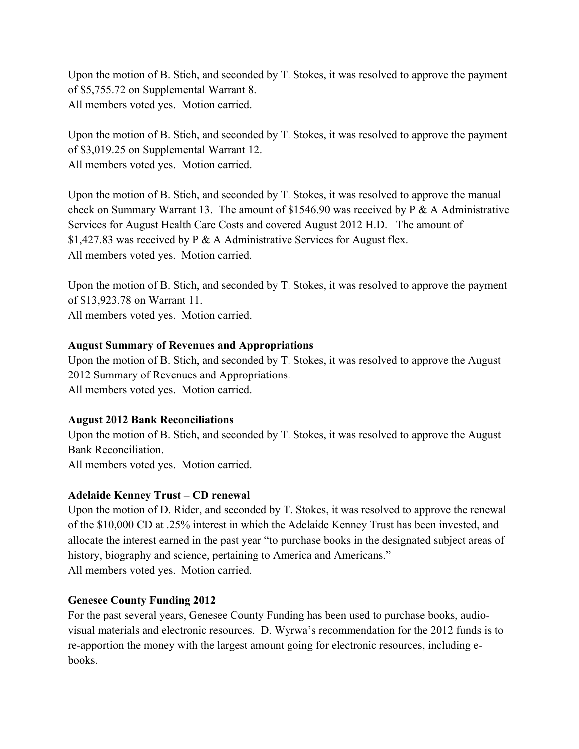Upon the motion of B. Stich, and seconded by T. Stokes, it was resolved to approve the payment of $5,755.72 on Supplemental Warrant 8.
All members voted yes. Motion carried.

Upon the motion of B. Stich, and seconded by T. Stokes, it was resolved to approve the payment of $3,019.25 on Supplemental Warrant 12.
All members voted yes. Motion carried.

Upon the motion of B. Stich, and seconded by T. Stokes, it was resolved to approve the manual check on Summary Warrant 13. The amount of $1546.90 was received by P & A Administrative Services for August Health Care Costs and covered August 2012 H.D. The amount of $1,427.83 was received by P & A Administrative Services for August flex.
All members voted yes. Motion carried.

Upon the motion of B. Stich, and seconded by T. Stokes, it was resolved to approve the payment of $13,923.78 on Warrant 11.
All members voted yes. Motion carried.

**August Summary of Revenues and Appropriations**

Upon the motion of B. Stich, and seconded by T. Stokes, it was resolved to approve the August 2012 Summary of Revenues and Appropriations.
All members voted yes. Motion carried.

**August 2012 Bank Reconciliations**

Upon the motion of B. Stich, and seconded by T. Stokes, it was resolved to approve the August Bank Reconciliation.
All members voted yes. Motion carried.

**Adelaide Kenney Trust – CD renewal**

Upon the motion of D. Rider, and seconded by T. Stokes, it was resolved to approve the renewal of the $10,000 CD at .25% interest in which the Adelaide Kenney Trust has been invested, and allocate the interest earned in the past year "to purchase books in the designated subject areas of history, biography and science, pertaining to America and Americans."
All members voted yes. Motion carried.

**Genesee County Funding 2012**

For the past several years, Genesee County Funding has been used to purchase books, audio-visual materials and electronic resources. D. Wyrwa's recommendation for the 2012 funds is to re-apportion the money with the largest amount going for electronic resources, including e-books.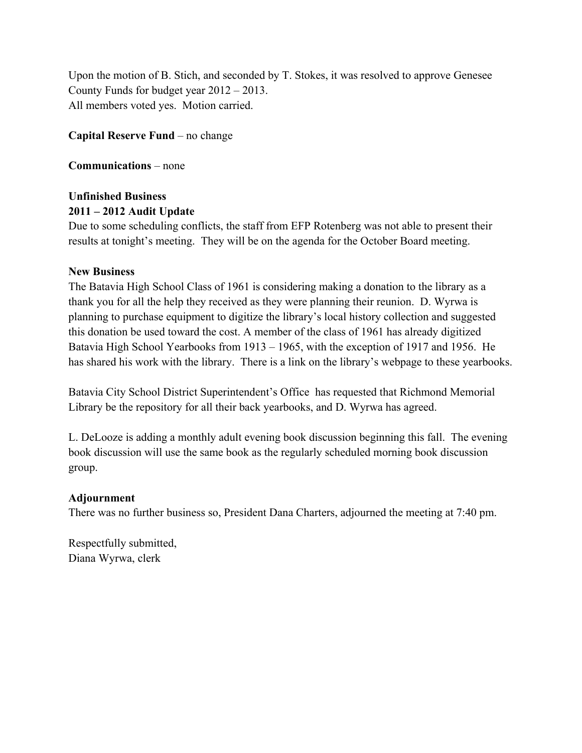Upon the motion of B. Stich, and seconded by T. Stokes, it was resolved to approve Genesee County Funds for budget year 2012 – 2013.
All members voted yes. Motion carried.

**Capital Reserve Fund** – no change

**Communications** – none

**Unfinished Business**
**2011 – 2012 Audit Update**
Due to some scheduling conflicts, the staff from EFP Rotenberg was not able to present their results at tonight's meeting. They will be on the agenda for the October Board meeting.

**New Business**
The Batavia High School Class of 1961 is considering making a donation to the library as a thank you for all the help they received as they were planning their reunion. D. Wyrwa is planning to purchase equipment to digitize the library's local history collection and suggested this donation be used toward the cost. A member of the class of 1961 has already digitized Batavia High School Yearbooks from 1913 – 1965, with the exception of 1917 and 1956. He has shared his work with the library. There is a link on the library's webpage to these yearbooks.

Batavia City School District Superintendent's Office has requested that Richmond Memorial Library be the repository for all their back yearbooks, and D. Wyrwa has agreed.

L. DeLooze is adding a monthly adult evening book discussion beginning this fall. The evening book discussion will use the same book as the regularly scheduled morning book discussion group.

**Adjournment**
There was no further business so, President Dana Charters, adjourned the meeting at 7:40 pm.

Respectfully submitted,
Diana Wyrwa, clerk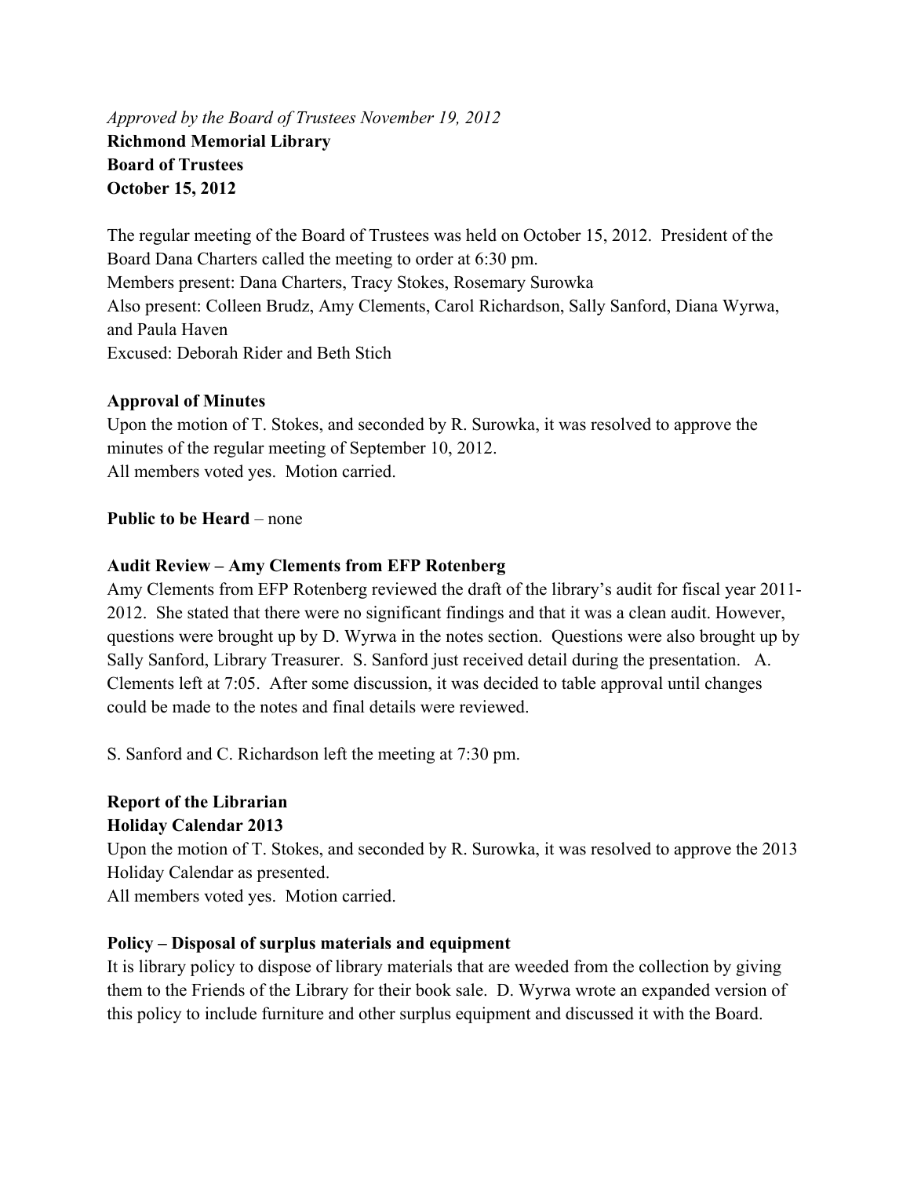*Approved by the Board of Trustees November 19, 2012*
**Richmond Memorial Library**
**Board of Trustees**
**October 15, 2012**

The regular meeting of the Board of Trustees was held on October 15, 2012. President of the Board Dana Charters called the meeting to order at 6:30 pm.
Members present: Dana Charters, Tracy Stokes, Rosemary Surowka
Also present: Colleen Brudz, Amy Clements, Carol Richardson, Sally Sanford, Diana Wyrwa, and Paula Haven
Excused: Deborah Rider and Beth Stich

**Approval of Minutes**
Upon the motion of T. Stokes, and seconded by R. Surowka, it was resolved to approve the minutes of the regular meeting of September 10, 2012.
All members voted yes. Motion carried.

**Public to be Heard** – none

**Audit Review – Amy Clements from EFP Rotenberg**
Amy Clements from EFP Rotenberg reviewed the draft of the library's audit for fiscal year 2011-2012. She stated that there were no significant findings and that it was a clean audit. However, questions were brought up by D. Wyrwa in the notes section. Questions were also brought up by Sally Sanford, Library Treasurer. S. Sanford just received detail during the presentation. A. Clements left at 7:05. After some discussion, it was decided to table approval until changes could be made to the notes and final details were reviewed.

S. Sanford and C. Richardson left the meeting at 7:30 pm.

**Report of the Librarian**
**Holiday Calendar 2013**
Upon the motion of T. Stokes, and seconded by R. Surowka, it was resolved to approve the 2013 Holiday Calendar as presented.
All members voted yes. Motion carried.

**Policy – Disposal of surplus materials and equipment**
It is library policy to dispose of library materials that are weeded from the collection by giving them to the Friends of the Library for their book sale. D. Wyrwa wrote an expanded version of this policy to include furniture and other surplus equipment and discussed it with the Board.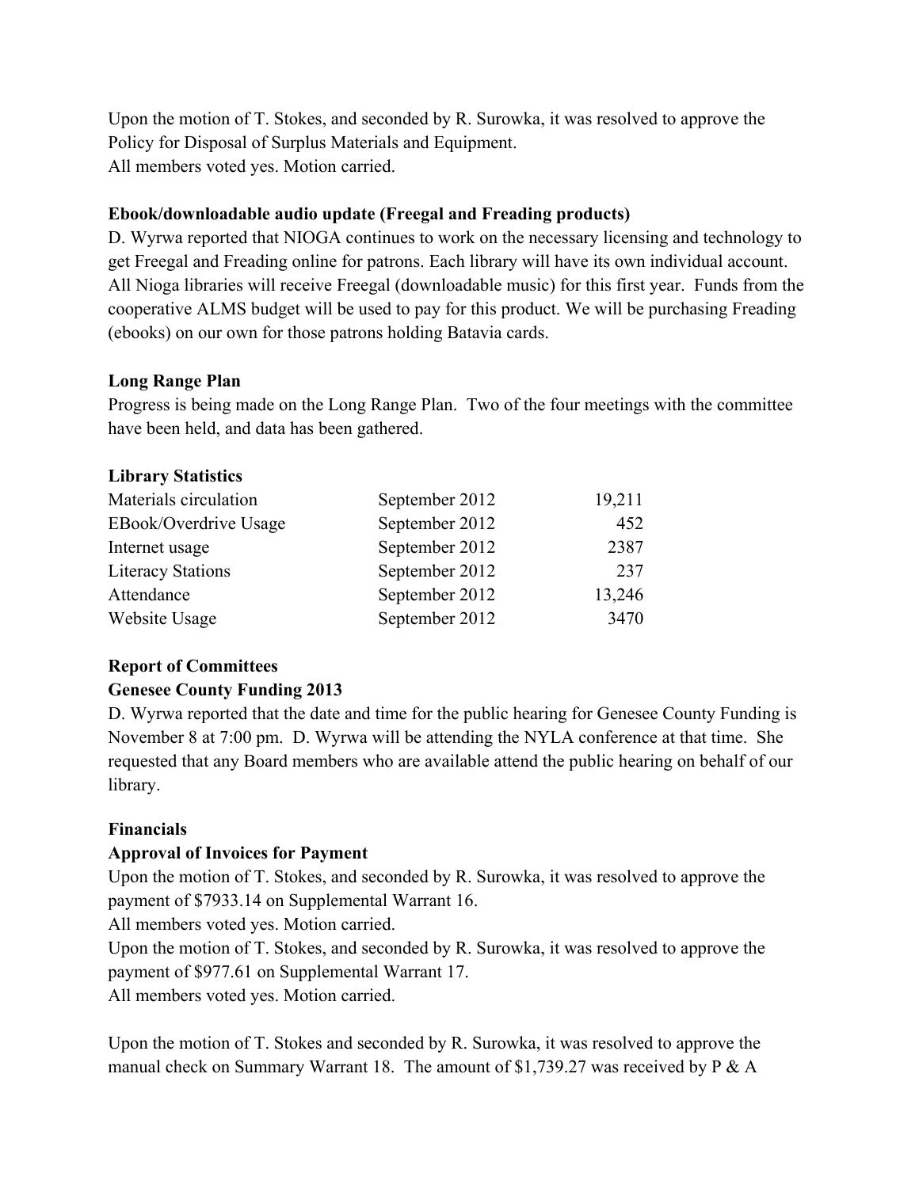Upon the motion of T. Stokes, and seconded by R. Surowka, it was resolved to approve the Policy for Disposal of Surplus Materials and Equipment.
All members voted yes. Motion carried.

**Ebook/downloadable audio update (Freegal and Freading products)**

D. Wyrwa reported that NIOGA continues to work on the necessary licensing and technology to get Freegal and Freading online for patrons. Each library will have its own individual account. All Nioga libraries will receive Freegal (downloadable music) for this first year. Funds from the cooperative ALMS budget will be used to pay for this product. We will be purchasing Freading (ebooks) on our own for those patrons holding Batavia cards.

**Long Range Plan**

Progress is being made on the Long Range Plan. Two of the four meetings with the committee have been held, and data has been gathered.

**Library Statistics**

| | | |
|---|---|---:|
| Materials circulation | September 2012 | 19,211 |
| EBook/Overdrive Usage | September 2012 | 452 |
| Internet usage | September 2012 | 2387 |
| Literacy Stations | September 2012 | 237 |
| Attendance | September 2012 | 13,246 |
| Website Usage | September 2012 | 3470 |

**Report of Committees**

**Genesee County Funding 2013**

D. Wyrwa reported that the date and time for the public hearing for Genesee County Funding is November 8 at 7:00 pm. D. Wyrwa will be attending the NYLA conference at that time. She requested that any Board members who are available attend the public hearing on behalf of our library.

**Financials**

**Approval of Invoices for Payment**

Upon the motion of T. Stokes, and seconded by R. Surowka, it was resolved to approve the payment of $7933.14 on Supplemental Warrant 16.
All members voted yes. Motion carried.
Upon the motion of T. Stokes, and seconded by R. Surowka, it was resolved to approve the payment of $977.61 on Supplemental Warrant 17.
All members voted yes. Motion carried.

Upon the motion of T. Stokes and seconded by R. Surowka, it was resolved to approve the manual check on Summary Warrant 18. The amount of $1,739.27 was received by P & A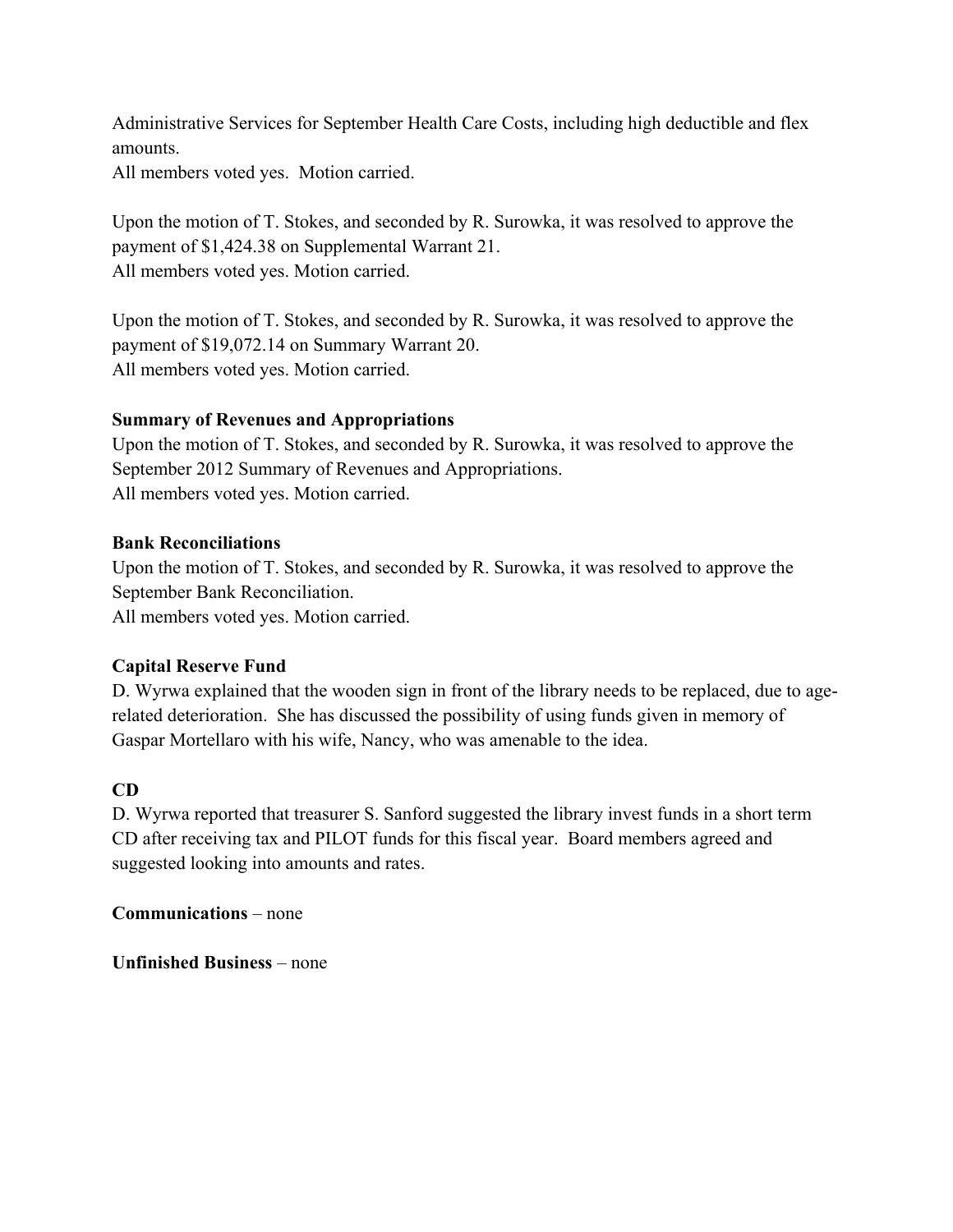Administrative Services for September Health Care Costs, including high deductible and flex amounts.
All members voted yes. Motion carried.

Upon the motion of T. Stokes, and seconded by R. Surowka, it was resolved to approve the payment of $1,424.38 on Supplemental Warrant 21.
All members voted yes. Motion carried.

Upon the motion of T. Stokes, and seconded by R. Surowka, it was resolved to approve the payment of $19,072.14 on Summary Warrant 20.
All members voted yes. Motion carried.

**Summary of Revenues and Appropriations**
Upon the motion of T. Stokes, and seconded by R. Surowka, it was resolved to approve the September 2012 Summary of Revenues and Appropriations.
All members voted yes. Motion carried.

**Bank Reconciliations**
Upon the motion of T. Stokes, and seconded by R. Surowka, it was resolved to approve the September Bank Reconciliation.
All members voted yes. Motion carried.

**Capital Reserve Fund**
D. Wyrwa explained that the wooden sign in front of the library needs to be replaced, due to age-related deterioration. She has discussed the possibility of using funds given in memory of Gaspar Mortellaro with his wife, Nancy, who was amenable to the idea.

**CD**
D. Wyrwa reported that treasurer S. Sanford suggested the library invest funds in a short term CD after receiving tax and PILOT funds for this fiscal year. Board members agreed and suggested looking into amounts and rates.

**Communications** – none

**Unfinished Business** – none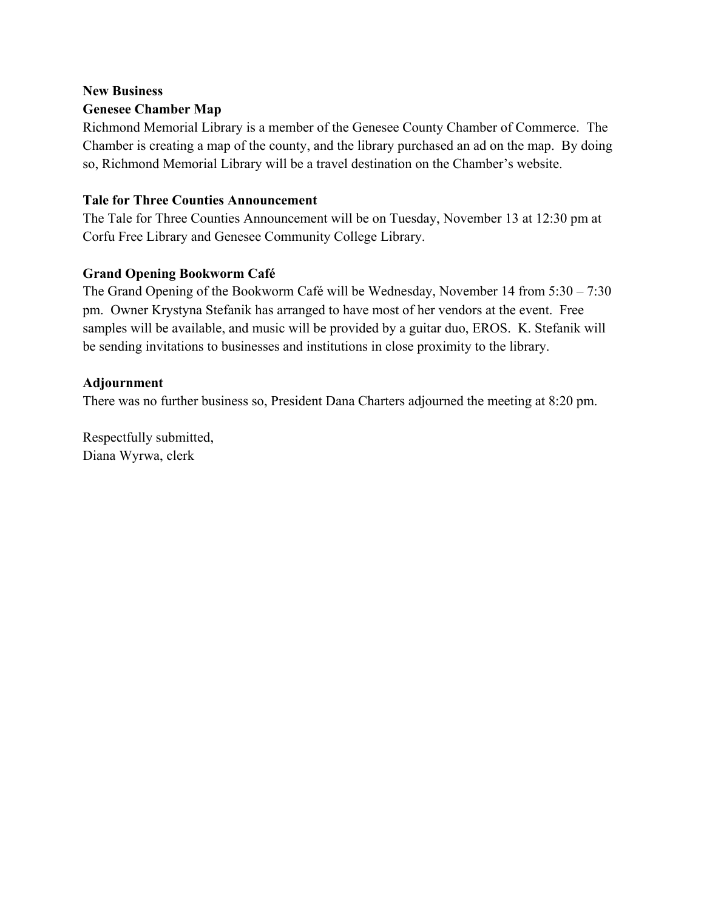**New Business**

**Genesee Chamber Map**

Richmond Memorial Library is a member of the Genesee County Chamber of Commerce. The Chamber is creating a map of the county, and the library purchased an ad on the map. By doing so, Richmond Memorial Library will be a travel destination on the Chamber's website.

**Tale for Three Counties Announcement**

The Tale for Three Counties Announcement will be on Tuesday, November 13 at 12:30 pm at Corfu Free Library and Genesee Community College Library.

**Grand Opening Bookworm Café**

The Grand Opening of the Bookworm Café will be Wednesday, November 14 from 5:30 – 7:30 pm. Owner Krystyna Stefanik has arranged to have most of her vendors at the event. Free samples will be available, and music will be provided by a guitar duo, EROS. K. Stefanik will be sending invitations to businesses and institutions in close proximity to the library.

**Adjournment**

There was no further business so, President Dana Charters adjourned the meeting at 8:20 pm.

Respectfully submitted,
Diana Wyrwa, clerk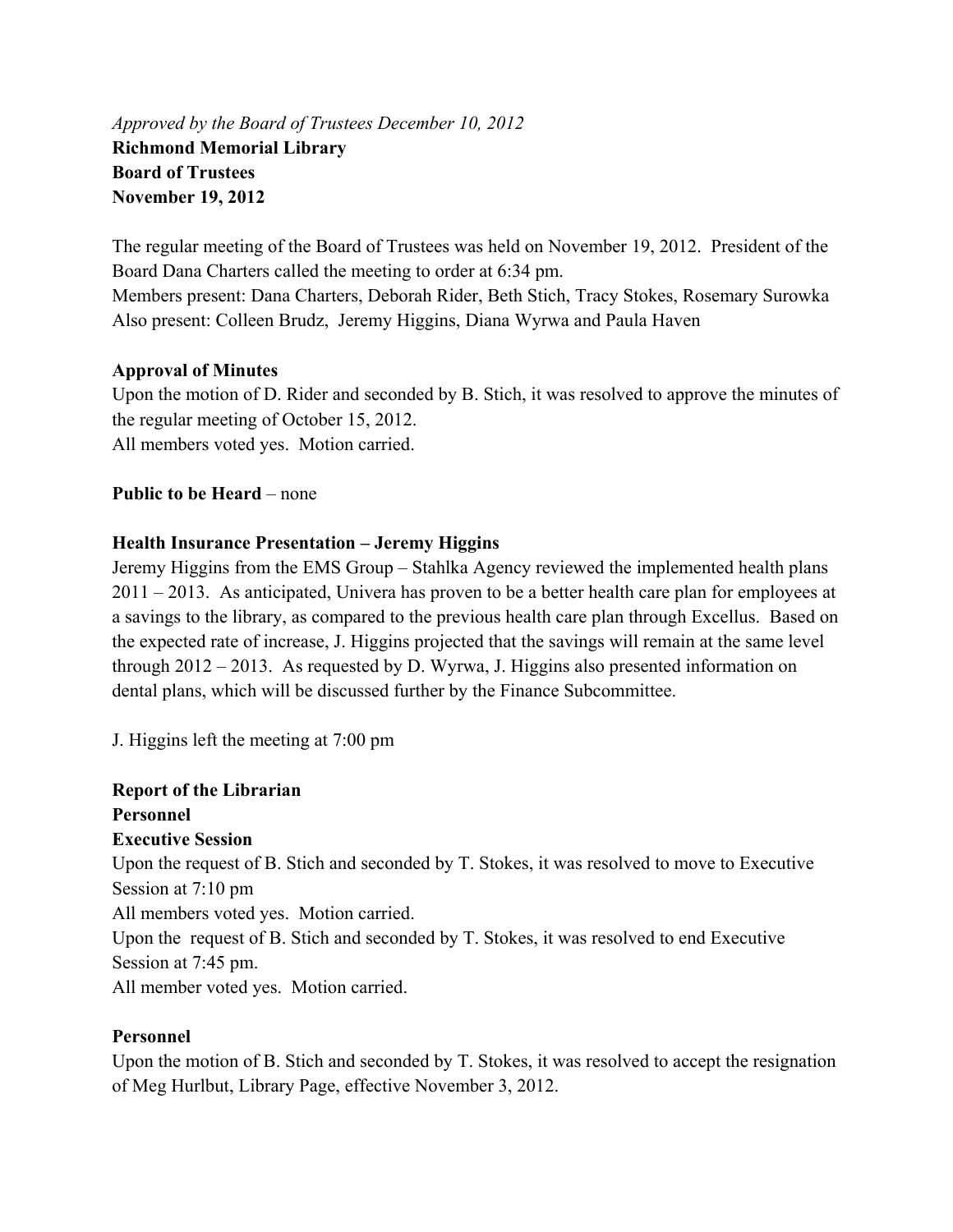*Approved by the Board of Trustees December 10, 2012*

**Richmond Memorial Library**
**Board of Trustees**
**November 19, 2012**

The regular meeting of the Board of Trustees was held on November 19, 2012. President of the Board Dana Charters called the meeting to order at 6:34 pm.
Members present: Dana Charters, Deborah Rider, Beth Stich, Tracy Stokes, Rosemary Surowka
Also present: Colleen Brudz, Jeremy Higgins, Diana Wyrwa and Paula Haven

**Approval of Minutes**

Upon the motion of D. Rider and seconded by B. Stich, it was resolved to approve the minutes of the regular meeting of October 15, 2012.
All members voted yes. Motion carried.

**Public to be Heard** – none

**Health Insurance Presentation – Jeremy Higgins**

Jeremy Higgins from the EMS Group – Stahlka Agency reviewed the implemented health plans 2011 – 2013. As anticipated, Univera has proven to be a better health care plan for employees at a savings to the library, as compared to the previous health care plan through Excellus. Based on the expected rate of increase, J. Higgins projected that the savings will remain at the same level through 2012 – 2013. As requested by D. Wyrwa, J. Higgins also presented information on dental plans, which will be discussed further by the Finance Subcommittee.

J. Higgins left the meeting at 7:00 pm

**Report of the Librarian**

**Personnel**

**Executive Session**

Upon the request of B. Stich and seconded by T. Stokes, it was resolved to move to Executive Session at 7:10 pm
All members voted yes. Motion carried.
Upon the request of B. Stich and seconded by T. Stokes, it was resolved to end Executive Session at 7:45 pm.
All member voted yes. Motion carried.

**Personnel**

Upon the motion of B. Stich and seconded by T. Stokes, it was resolved to accept the resignation of Meg Hurlbut, Library Page, effective November 3, 2012.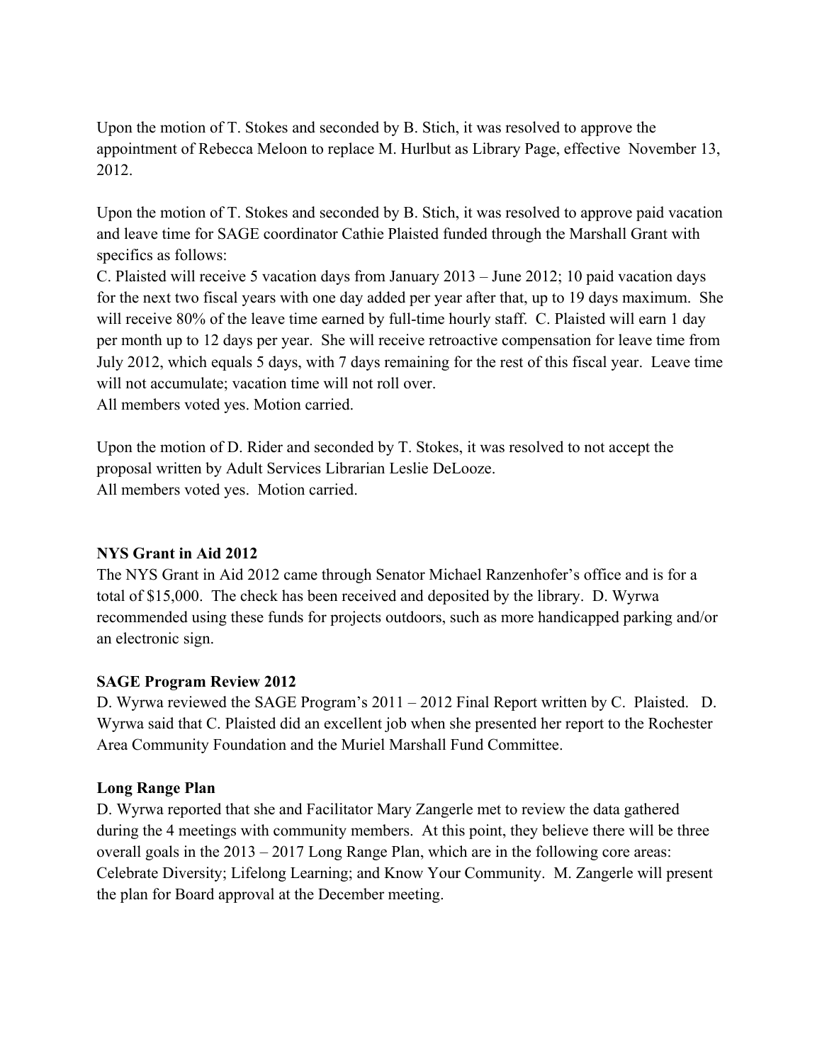Upon the motion of T. Stokes and seconded by B. Stich, it was resolved to approve the appointment of Rebecca Meloon to replace M. Hurlbut as Library Page, effective November 13, 2012.

Upon the motion of T. Stokes and seconded by B. Stich, it was resolved to approve paid vacation and leave time for SAGE coordinator Cathie Plaisted funded through the Marshall Grant with specifics as follows:
C. Plaisted will receive 5 vacation days from January 2013 – June 2012; 10 paid vacation days for the next two fiscal years with one day added per year after that, up to 19 days maximum. She will receive 80% of the leave time earned by full-time hourly staff. C. Plaisted will earn 1 day per month up to 12 days per year. She will receive retroactive compensation for leave time from July 2012, which equals 5 days, with 7 days remaining for the rest of this fiscal year. Leave time will not accumulate; vacation time will not roll over.
All members voted yes. Motion carried.

Upon the motion of D. Rider and seconded by T. Stokes, it was resolved to not accept the proposal written by Adult Services Librarian Leslie DeLooze.
All members voted yes. Motion carried.

**NYS Grant in Aid 2012**
The NYS Grant in Aid 2012 came through Senator Michael Ranzenhofer's office and is for a total of $15,000. The check has been received and deposited by the library. D. Wyrwa recommended using these funds for projects outdoors, such as more handicapped parking and/or an electronic sign.

**SAGE Program Review 2012**
D. Wyrwa reviewed the SAGE Program's 2011 – 2012 Final Report written by C. Plaisted. D. Wyrwa said that C. Plaisted did an excellent job when she presented her report to the Rochester Area Community Foundation and the Muriel Marshall Fund Committee.

**Long Range Plan**
D. Wyrwa reported that she and Facilitator Mary Zangerle met to review the data gathered during the 4 meetings with community members. At this point, they believe there will be three overall goals in the 2013 – 2017 Long Range Plan, which are in the following core areas: Celebrate Diversity; Lifelong Learning; and Know Your Community. M. Zangerle will present the plan for Board approval at the December meeting.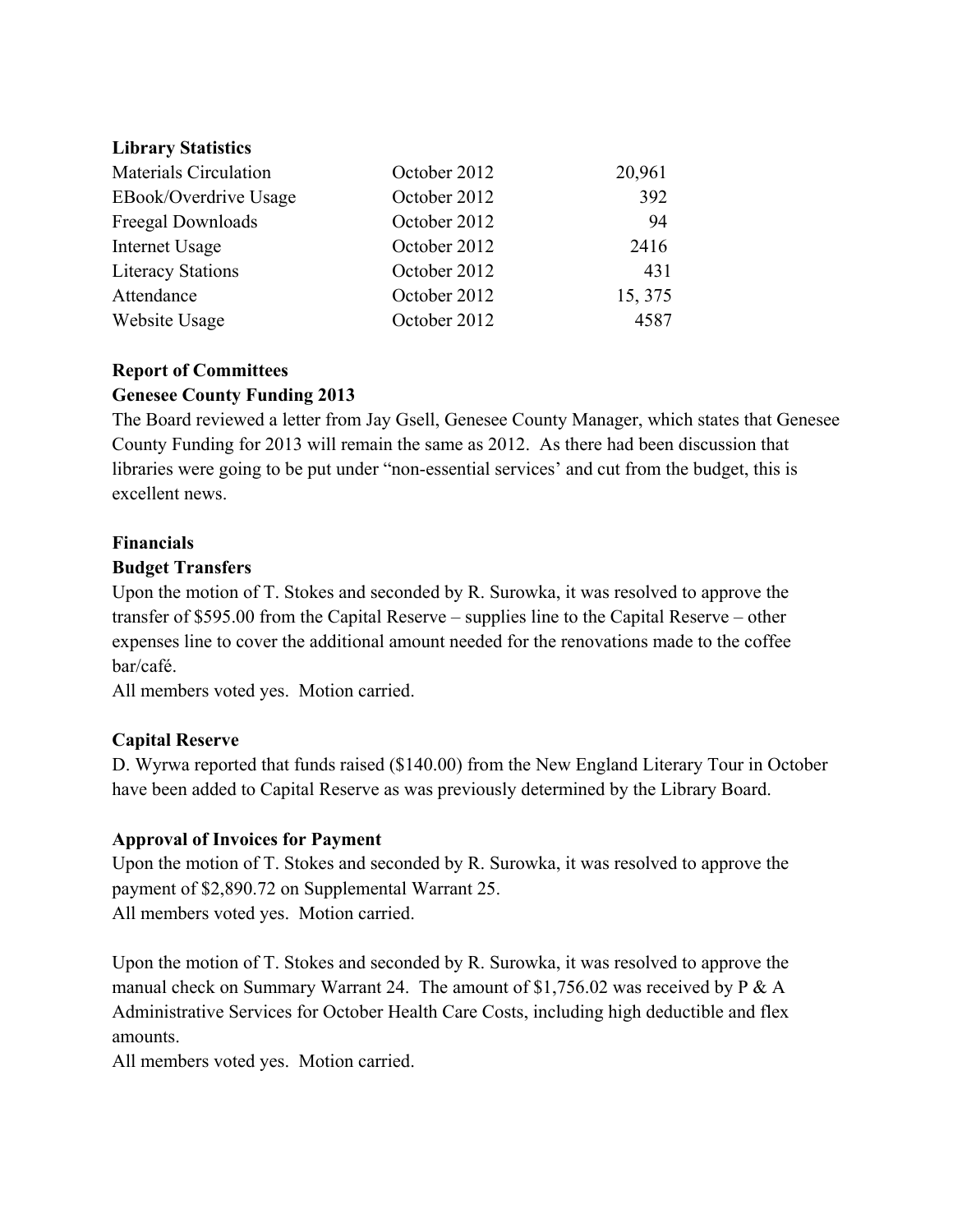**Library Statistics**

| | | |
|---|---|---|
| Materials Circulation | October 2012 | 20,961 |
| EBook/Overdrive Usage | October 2012 | 392 |
| Freegal Downloads | October 2012 | 94 |
| Internet Usage | October 2012 | 2416 |
| Literacy Stations | October 2012 | 431 |
| Attendance | October 2012 | 15, 375 |
| Website Usage | October 2012 | 4587 |

**Report of Committees**

**Genesee County Funding 2013**

The Board reviewed a letter from Jay Gsell, Genesee County Manager, which states that Genesee County Funding for 2013 will remain the same as 2012. As there had been discussion that libraries were going to be put under "non-essential services' and cut from the budget, this is excellent news.

**Financials**

**Budget Transfers**

Upon the motion of T. Stokes and seconded by R. Surowka, it was resolved to approve the transfer of $595.00 from the Capital Reserve – supplies line to the Capital Reserve – other expenses line to cover the additional amount needed for the renovations made to the coffee bar/café.

All members voted yes. Motion carried.

**Capital Reserve**

D. Wyrwa reported that funds raised ($140.00) from the New England Literary Tour in October have been added to Capital Reserve as was previously determined by the Library Board.

**Approval of Invoices for Payment**

Upon the motion of T. Stokes and seconded by R. Surowka, it was resolved to approve the payment of $2,890.72 on Supplemental Warrant 25.

All members voted yes. Motion carried.

Upon the motion of T. Stokes and seconded by R. Surowka, it was resolved to approve the manual check on Summary Warrant 24. The amount of $1,756.02 was received by P & A Administrative Services for October Health Care Costs, including high deductible and flex amounts.

All members voted yes. Motion carried.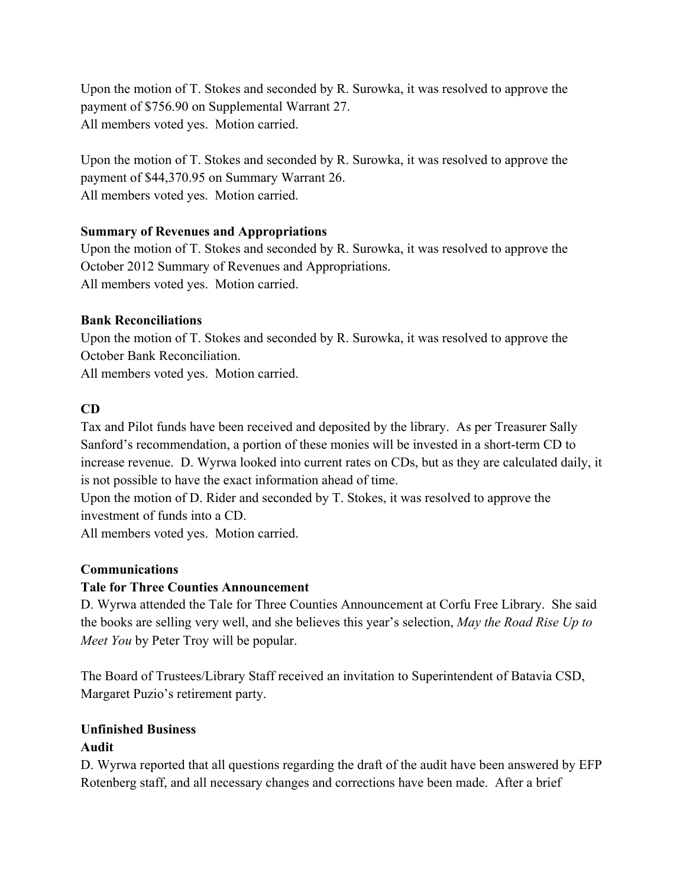Upon the motion of T. Stokes and seconded by R. Surowka, it was resolved to approve the payment of $756.90 on Supplemental Warrant 27.
All members voted yes. Motion carried.

Upon the motion of T. Stokes and seconded by R. Surowka, it was resolved to approve the payment of $44,370.95 on Summary Warrant 26.
All members voted yes. Motion carried.

**Summary of Revenues and Appropriations**
Upon the motion of T. Stokes and seconded by R. Surowka, it was resolved to approve the October 2012 Summary of Revenues and Appropriations.
All members voted yes. Motion carried.

**Bank Reconciliations**
Upon the motion of T. Stokes and seconded by R. Surowka, it was resolved to approve the October Bank Reconciliation.
All members voted yes. Motion carried.

**CD**
Tax and Pilot funds have been received and deposited by the library. As per Treasurer Sally Sanford's recommendation, a portion of these monies will be invested in a short-term CD to increase revenue. D. Wyrwa looked into current rates on CDs, but as they are calculated daily, it is not possible to have the exact information ahead of time.
Upon the motion of D. Rider and seconded by T. Stokes, it was resolved to approve the investment of funds into a CD.
All members voted yes. Motion carried.

**Communications**
**Tale for Three Counties Announcement**
D. Wyrwa attended the Tale for Three Counties Announcement at Corfu Free Library. She said the books are selling very well, and she believes this year's selection, *May the Road Rise Up to Meet You* by Peter Troy will be popular.

The Board of Trustees/Library Staff received an invitation to Superintendent of Batavia CSD, Margaret Puzio's retirement party.

**Unfinished Business**
**Audit**
D. Wyrwa reported that all questions regarding the draft of the audit have been answered by EFP Rotenberg staff, and all necessary changes and corrections have been made. After a brief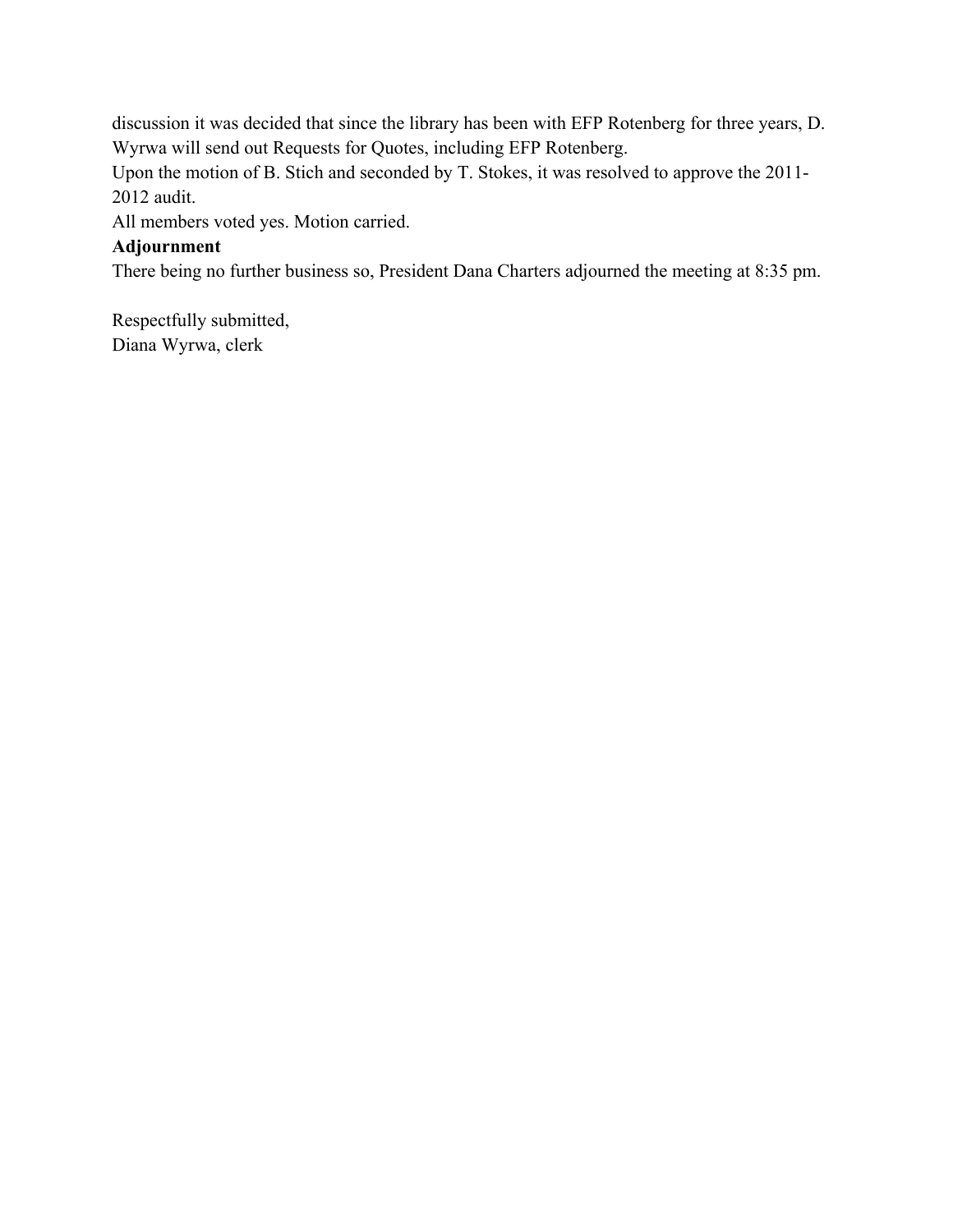discussion it was decided that since the library has been with EFP Rotenberg for three years, D. Wyrwa will send out Requests for Quotes, including EFP Rotenberg.
Upon the motion of B. Stich and seconded by T. Stokes, it was resolved to approve the 2011-2012 audit.
All members voted yes. Motion carried.

**Adjournment**

There being no further business so, President Dana Charters adjourned the meeting at 8:35 pm.

Respectfully submitted,
Diana Wyrwa, clerk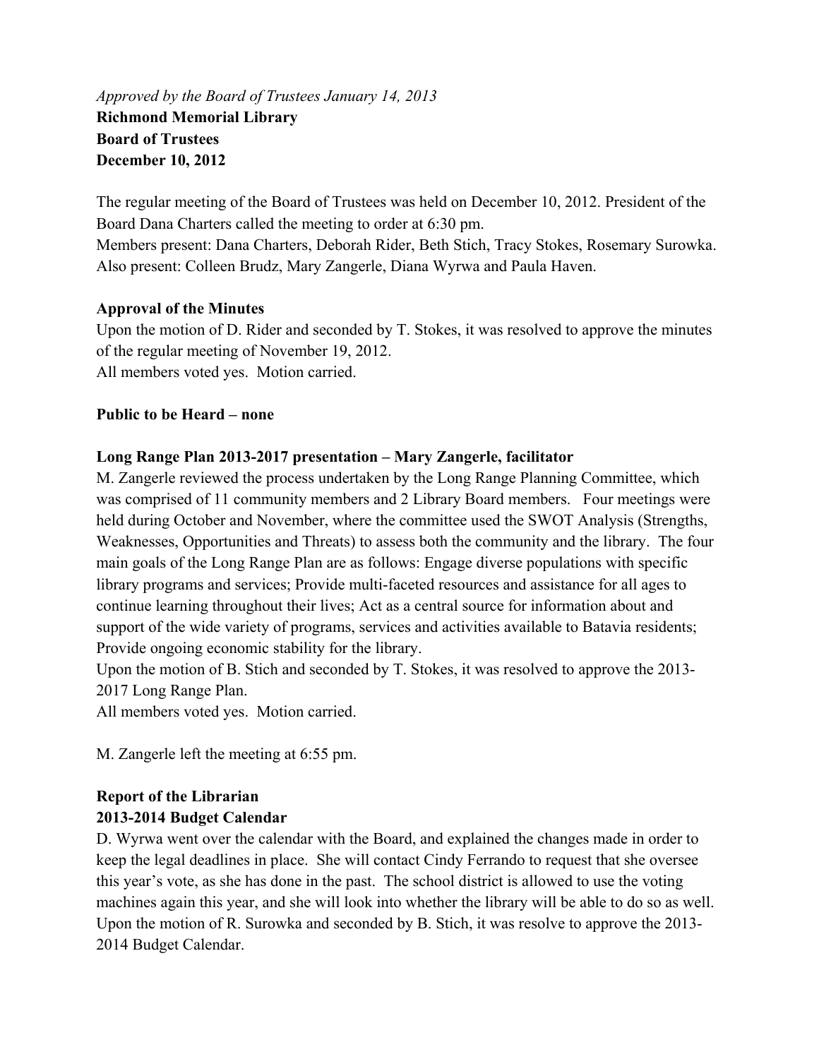*Approved by the Board of Trustees January 14, 2013*

**Richmond Memorial Library**
**Board of Trustees**
**December 10, 2012**

The regular meeting of the Board of Trustees was held on December 10, 2012. President of the Board Dana Charters called the meeting to order at 6:30 pm.
Members present: Dana Charters, Deborah Rider, Beth Stich, Tracy Stokes, Rosemary Surowka.
Also present: Colleen Brudz, Mary Zangerle, Diana Wyrwa and Paula Haven.

**Approval of the Minutes**

Upon the motion of D. Rider and seconded by T. Stokes, it was resolved to approve the minutes of the regular meeting of November 19, 2012.
All members voted yes. Motion carried.

**Public to be Heard – none**

**Long Range Plan 2013-2017 presentation – Mary Zangerle, facilitator**

M. Zangerle reviewed the process undertaken by the Long Range Planning Committee, which was comprised of 11 community members and 2 Library Board members. Four meetings were held during October and November, where the committee used the SWOT Analysis (Strengths, Weaknesses, Opportunities and Threats) to assess both the community and the library. The four main goals of the Long Range Plan are as follows: Engage diverse populations with specific library programs and services; Provide multi-faceted resources and assistance for all ages to continue learning throughout their lives; Act as a central source for information about and support of the wide variety of programs, services and activities available to Batavia residents; Provide ongoing economic stability for the library.
Upon the motion of B. Stich and seconded by T. Stokes, it was resolved to approve the 2013-2017 Long Range Plan.
All members voted yes. Motion carried.

M. Zangerle left the meeting at 6:55 pm.

**Report of the Librarian**

**2013-2014 Budget Calendar**

D. Wyrwa went over the calendar with the Board, and explained the changes made in order to keep the legal deadlines in place. She will contact Cindy Ferrando to request that she oversee this year's vote, as she has done in the past. The school district is allowed to use the voting machines again this year, and she will look into whether the library will be able to do so as well.
Upon the motion of R. Surowka and seconded by B. Stich, it was resolve to approve the 2013-2014 Budget Calendar.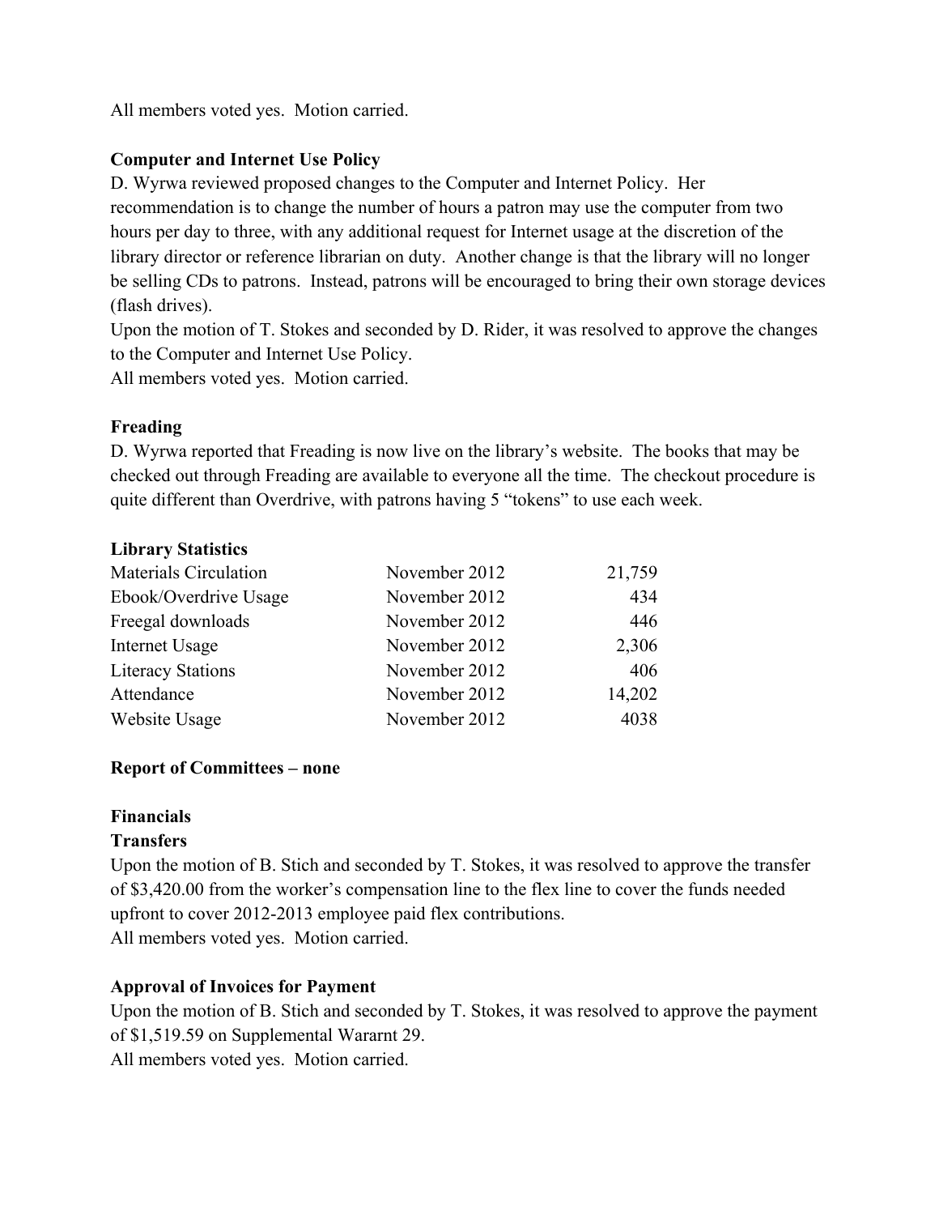All members voted yes. Motion carried.

**Computer and Internet Use Policy**

D. Wyrwa reviewed proposed changes to the Computer and Internet Policy. Her recommendation is to change the number of hours a patron may use the computer from two hours per day to three, with any additional request for Internet usage at the discretion of the library director or reference librarian on duty. Another change is that the library will no longer be selling CDs to patrons. Instead, patrons will be encouraged to bring their own storage devices (flash drives).

Upon the motion of T. Stokes and seconded by D. Rider, it was resolved to approve the changes to the Computer and Internet Use Policy.

All members voted yes. Motion carried.

**Freading**

D. Wyrwa reported that Freading is now live on the library's website. The books that may be checked out through Freading are available to everyone all the time. The checkout procedure is quite different than Overdrive, with patrons having 5 "tokens" to use each week.

**Library Statistics**

| | | |
|---|---|---:|
| Materials Circulation | November 2012 | 21,759 |
| Ebook/Overdrive Usage | November 2012 | 434 |
| Freegal downloads | November 2012 | 446 |
| Internet Usage | November 2012 | 2,306 |
| Literacy Stations | November 2012 | 406 |
| Attendance | November 2012 | 14,202 |
| Website Usage | November 2012 | 4038 |

**Report of Committees – none**

**Financials**

**Transfers**

Upon the motion of B. Stich and seconded by T. Stokes, it was resolved to approve the transfer of $3,420.00 from the worker's compensation line to the flex line to cover the funds needed upfront to cover 2012-2013 employee paid flex contributions.

All members voted yes. Motion carried.

**Approval of Invoices for Payment**

Upon the motion of B. Stich and seconded by T. Stokes, it was resolved to approve the payment of $1,519.59 on Supplemental Wararnt 29.

All members voted yes. Motion carried.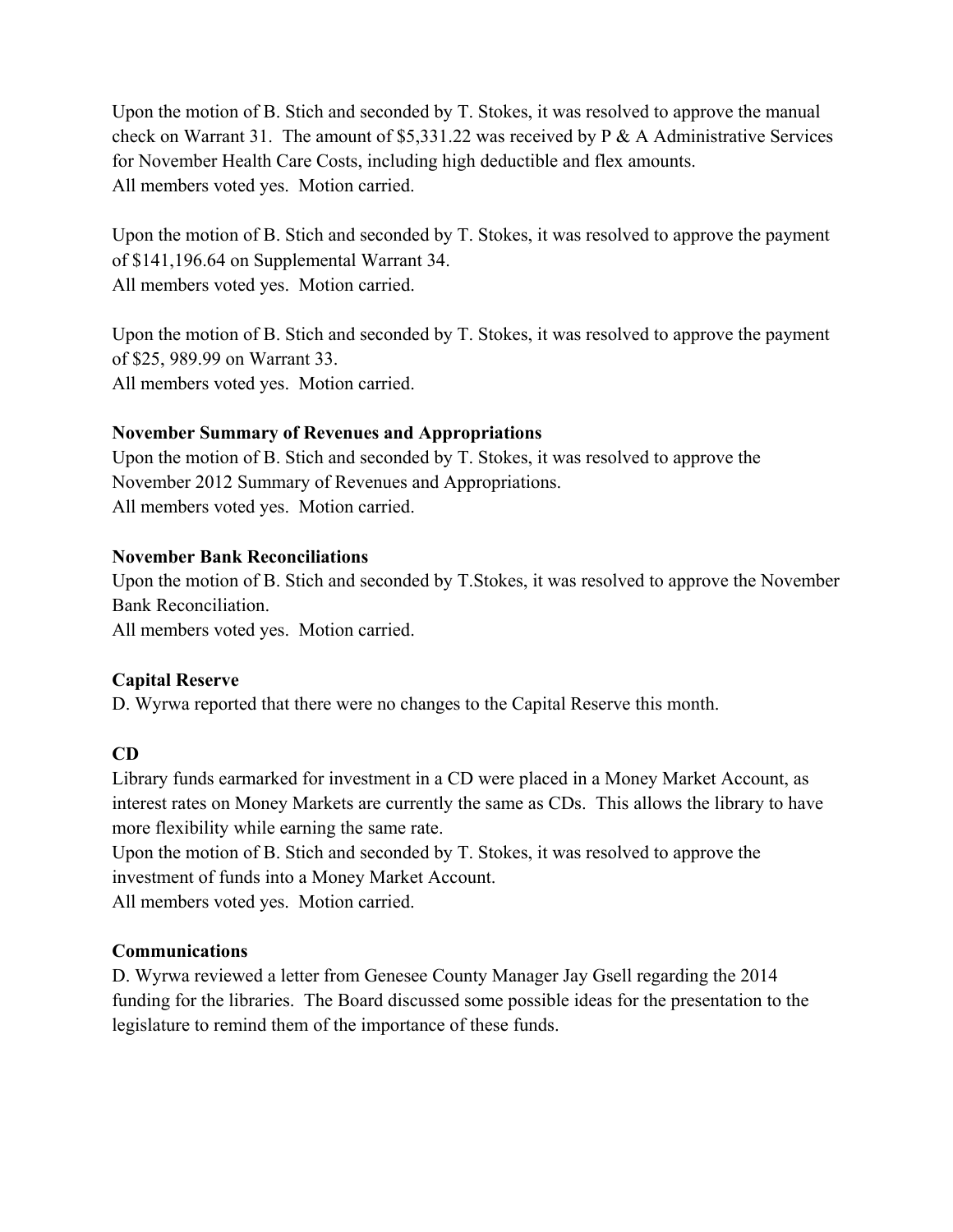Upon the motion of B. Stich and seconded by T. Stokes, it was resolved to approve the manual check on Warrant 31. The amount of $5,331.22 was received by P & A Administrative Services for November Health Care Costs, including high deductible and flex amounts.
All members voted yes. Motion carried.

Upon the motion of B. Stich and seconded by T. Stokes, it was resolved to approve the payment of $141,196.64 on Supplemental Warrant 34.
All members voted yes. Motion carried.

Upon the motion of B. Stich and seconded by T. Stokes, it was resolved to approve the payment of $25, 989.99 on Warrant 33.
All members voted yes. Motion carried.

**November Summary of Revenues and Appropriations**
Upon the motion of B. Stich and seconded by T. Stokes, it was resolved to approve the November 2012 Summary of Revenues and Appropriations.
All members voted yes. Motion carried.

**November Bank Reconciliations**
Upon the motion of B. Stich and seconded by T.Stokes, it was resolved to approve the November Bank Reconciliation.
All members voted yes. Motion carried.

**Capital Reserve**
D. Wyrwa reported that there were no changes to the Capital Reserve this month.

**CD**
Library funds earmarked for investment in a CD were placed in a Money Market Account, as interest rates on Money Markets are currently the same as CDs. This allows the library to have more flexibility while earning the same rate.
Upon the motion of B. Stich and seconded by T. Stokes, it was resolved to approve the investment of funds into a Money Market Account.
All members voted yes. Motion carried.

**Communications**
D. Wyrwa reviewed a letter from Genesee County Manager Jay Gsell regarding the 2014 funding for the libraries. The Board discussed some possible ideas for the presentation to the legislature to remind them of the importance of these funds.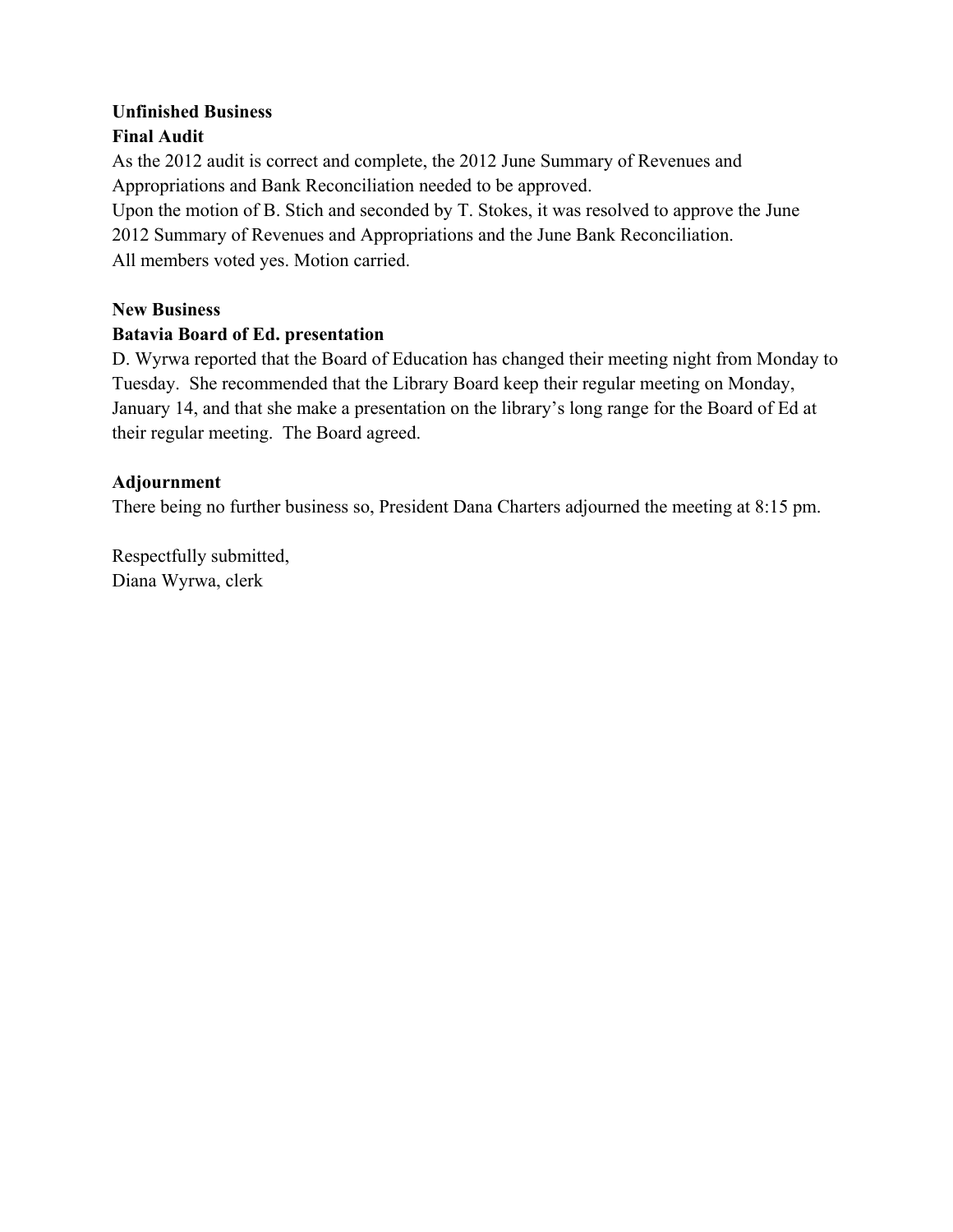**Unfinished Business**

**Final Audit**

As the 2012 audit is correct and complete, the 2012 June Summary of Revenues and Appropriations and Bank Reconciliation needed to be approved.
Upon the motion of B. Stich and seconded by T. Stokes, it was resolved to approve the June 2012 Summary of Revenues and Appropriations and the June Bank Reconciliation.
All members voted yes. Motion carried.

**New Business**

**Batavia Board of Ed. presentation**

D. Wyrwa reported that the Board of Education has changed their meeting night from Monday to Tuesday. She recommended that the Library Board keep their regular meeting on Monday, January 14, and that she make a presentation on the library's long range for the Board of Ed at their regular meeting. The Board agreed.

**Adjournment**

There being no further business so, President Dana Charters adjourned the meeting at 8:15 pm.

Respectfully submitted,
Diana Wyrwa, clerk